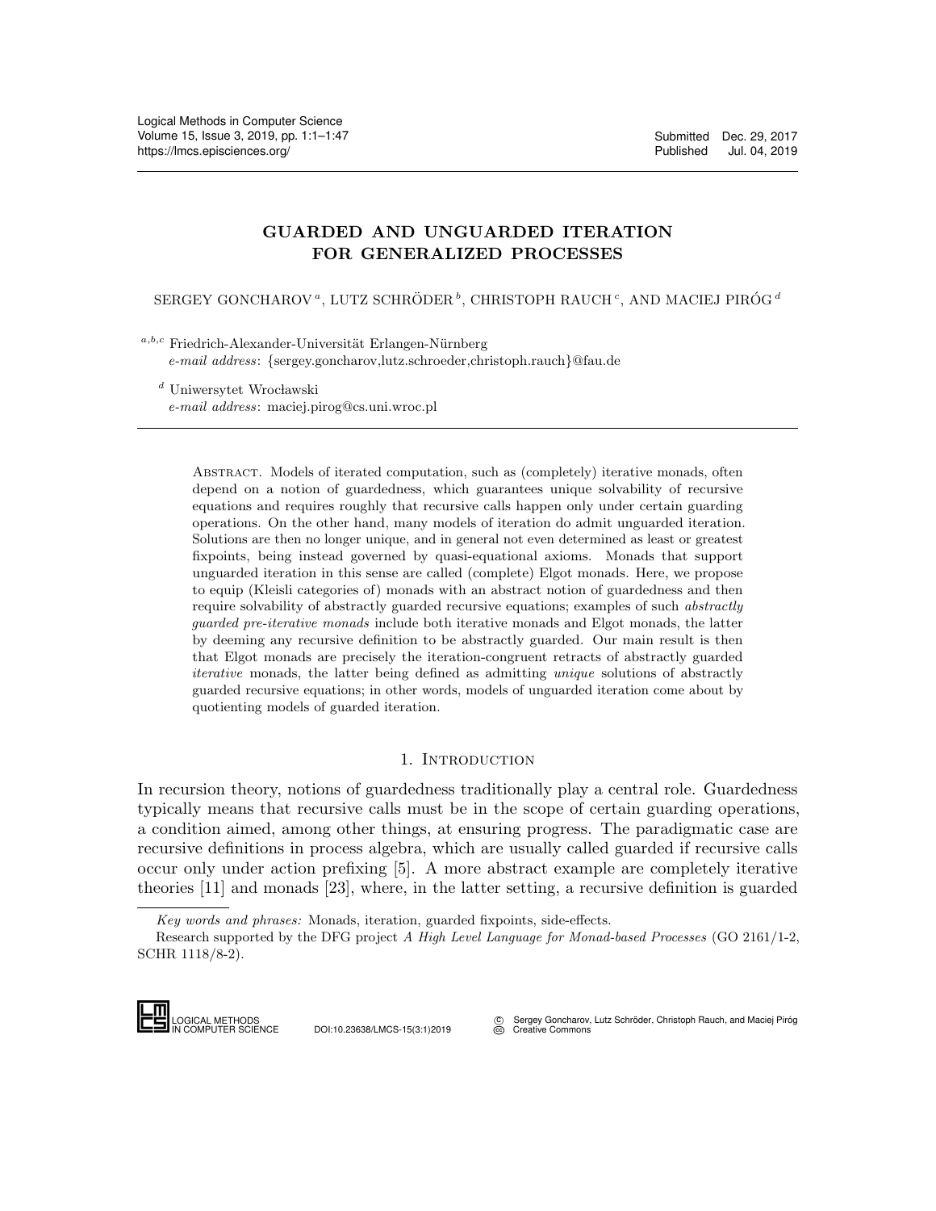# GUARDED AND UNGUARDED ITERATION FOR GENERALIZED PROCESSES

SERGEY GONCHAROV [a], LUTZ SCHRÖDER [b], CHRISTOPH RAUCH [c], AND MACIEJ PIRÓG [d]

[a,b,c] Friedrich-Alexander-Universität Erlangen-Nürnberg
*e-mail address*: {sergey.goncharov,lutz.schroeder,christoph.rauch}@fau.de

[d] Uniwersytet Wrocławski
*e-mail address*: maciej.pirog@cs.uni.wroc.pl

Abstract. Models of iterated computation, such as (completely) iterative monads, often depend on a notion of guardedness, which guarantees unique solvability of recursive equations and requires roughly that recursive calls happen only under certain guarding operations. On the other hand, many models of iteration do admit unguarded iteration. Solutions are then no longer unique, and in general not even determined as least or greatest fixpoints, being instead governed by quasi-equational axioms. Monads that support unguarded iteration in this sense are called (complete) Elgot monads. Here, we propose to equip (Kleisli categories of) monads with an abstract notion of guardedness and then require solvability of abstractly guarded recursive equations; examples of such *abstractly guarded pre-iterative monads* include both iterative monads and Elgot monads, the latter by deeming any recursive definition to be abstractly guarded. Our main result is then that Elgot monads are precisely the iteration-congruent retracts of abstractly guarded *iterative* monads, the latter being defined as admitting *unique* solutions of abstractly guarded recursive equations; in other words, models of unguarded iteration come about by quotienting models of guarded iteration.

## 1. Introduction

In recursion theory, notions of guardedness traditionally play a central role. Guardedness typically means that recursive calls must be in the scope of certain guarding operations, a condition aimed, among other things, at ensuring progress. The paradigmatic case are recursive definitions in process algebra, which are usually called guarded if recursive calls occur only under action prefixing [5]. A more abstract example are completely iterative theories [11] and monads [23], where, in the latter setting, a recursive definition is guarded

*Key words and phrases:* Monads, iteration, guarded fixpoints, side-effects.

Research supported by the DFG project *A High Level Language for Monad-based Processes* (GO 2161/1-2, SCHR 1118/8-2).

DOI:10.23638/LMCS-15(3:1)2019

© Sergey Goncharov, Lutz Schröder, Christoph Rauch, and Maciej Piróg
Creative Commons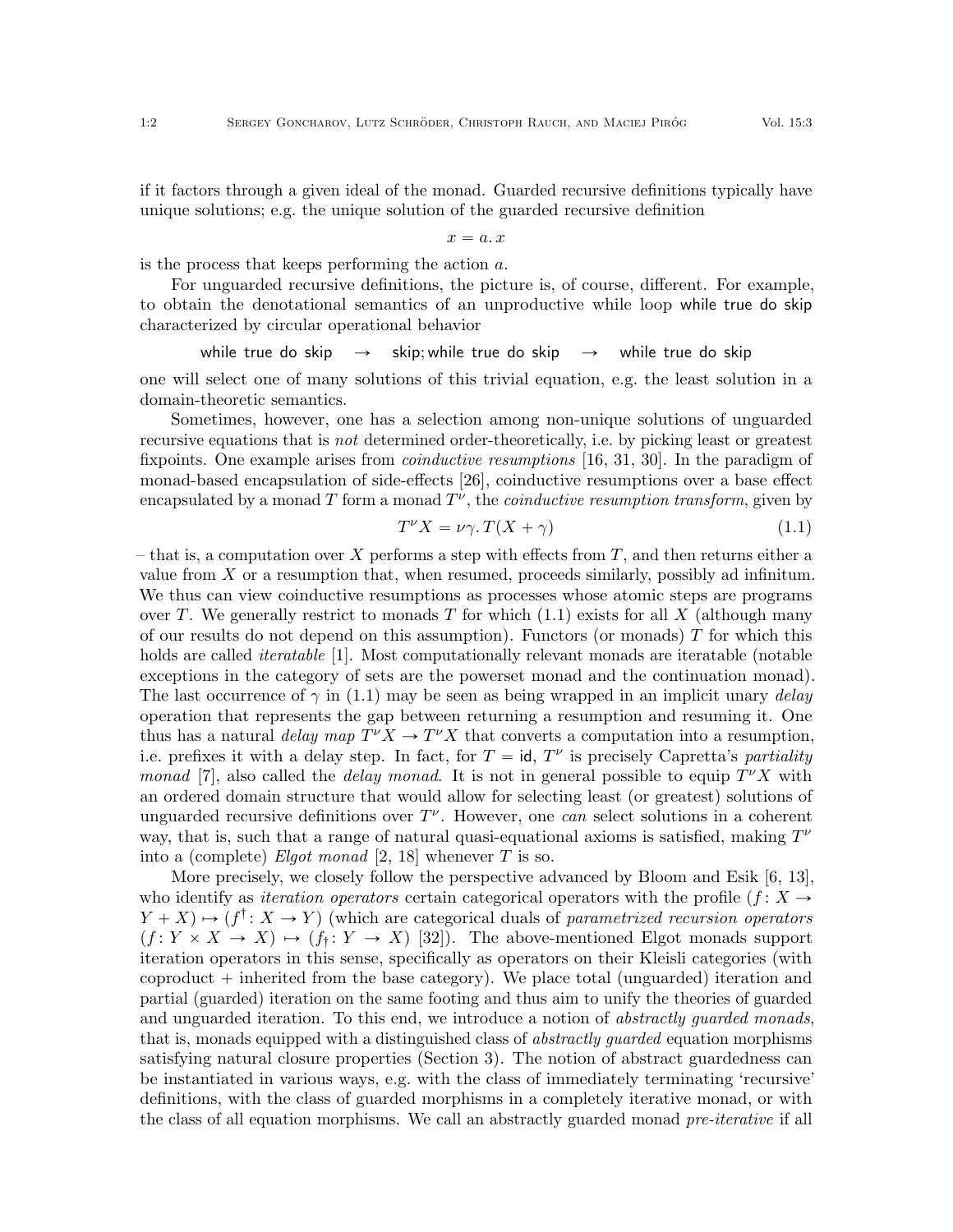if it factors through a given ideal of the monad. Guarded recursive definitions typically have unique solutions; e.g. the unique solution of the guarded recursive definition

$$x = a.\, x$$

is the process that keeps performing the action $a$.

For unguarded recursive definitions, the picture is, of course, different. For example, to obtain the denotational semantics of an unproductive while loop $\mathsf{while\ true\ do\ skip}$ characterized by circular operational behavior

$$\mathsf{while\ true\ do\ skip} \quad \to \quad \mathsf{skip; while\ true\ do\ skip} \quad \to \quad \mathsf{while\ true\ do\ skip}$$

one will select one of many solutions of this trivial equation, e.g. the least solution in a domain-theoretic semantics.

Sometimes, however, one has a selection among non-unique solutions of unguarded recursive equations that is *not* determined order-theoretically, i.e. by picking least or greatest fixpoints. One example arises from *coinductive resumptions* [16, 31, 30]. In the paradigm of monad-based encapsulation of side-effects [26], coinductive resumptions over a base effect encapsulated by a monad $T$ form a monad $T^\nu$, the *coinductive resumption transform*, given by

$$T^\nu X = \nu\gamma.\, T(X + \gamma) \tag{1.1}$$

– that is, a computation over $X$ performs a step with effects from $T$, and then returns either a value from $X$ or a resumption that, when resumed, proceeds similarly, possibly ad infinitum. We thus can view coinductive resumptions as processes whose atomic steps are programs over $T$. We generally restrict to monads $T$ for which (1.1) exists for all $X$ (although many of our results do not depend on this assumption). Functors (or monads) $T$ for which this holds are called *iteratable* [1]. Most computationally relevant monads are iteratable (notable exceptions in the category of sets are the powerset monad and the continuation monad). The last occurrence of $\gamma$ in (1.1) may be seen as being wrapped in an implicit unary *delay* operation that represents the gap between returning a resumption and resuming it. One thus has a natural *delay map* $T^\nu X \to T^\nu X$ that converts a computation into a resumption, i.e. prefixes it with a delay step. In fact, for $T = \mathsf{id}$, $T^\nu$ is precisely Capretta's *partiality monad* [7], also called the *delay monad*. It is not in general possible to equip $T^\nu X$ with an ordered domain structure that would allow for selecting least (or greatest) solutions of unguarded recursive definitions over $T^\nu$. However, one *can* select solutions in a coherent way, that is, such that a range of natural quasi-equational axioms is satisfied, making $T^\nu$ into a (complete) *Elgot monad* [2, 18] whenever $T$ is so.

More precisely, we closely follow the perspective advanced by Bloom and Esik [6, 13], who identify as *iteration operators* certain categorical operators with the profile $(f\colon X \to Y + X) \mapsto (f^\dagger\colon X \to Y)$ (which are categorical duals of *parametrized recursion operators* $(f\colon Y \times X \to X) \mapsto (f_\dagger\colon Y \to X)$ [32]). The above-mentioned Elgot monads support iteration operators in this sense, specifically as operators on their Kleisli categories (with coproduct $+$ inherited from the base category). We place total (unguarded) iteration and partial (guarded) iteration on the same footing and thus aim to unify the theories of guarded and unguarded iteration. To this end, we introduce a notion of *abstractly guarded monads*, that is, monads equipped with a distinguished class of *abstractly guarded* equation morphisms satisfying natural closure properties (Section 3). The notion of abstract guardedness can be instantiated in various ways, e.g. with the class of immediately terminating 'recursive' definitions, with the class of guarded morphisms in a completely iterative monad, or with the class of all equation morphisms. We call an abstractly guarded monad *pre-iterative* if all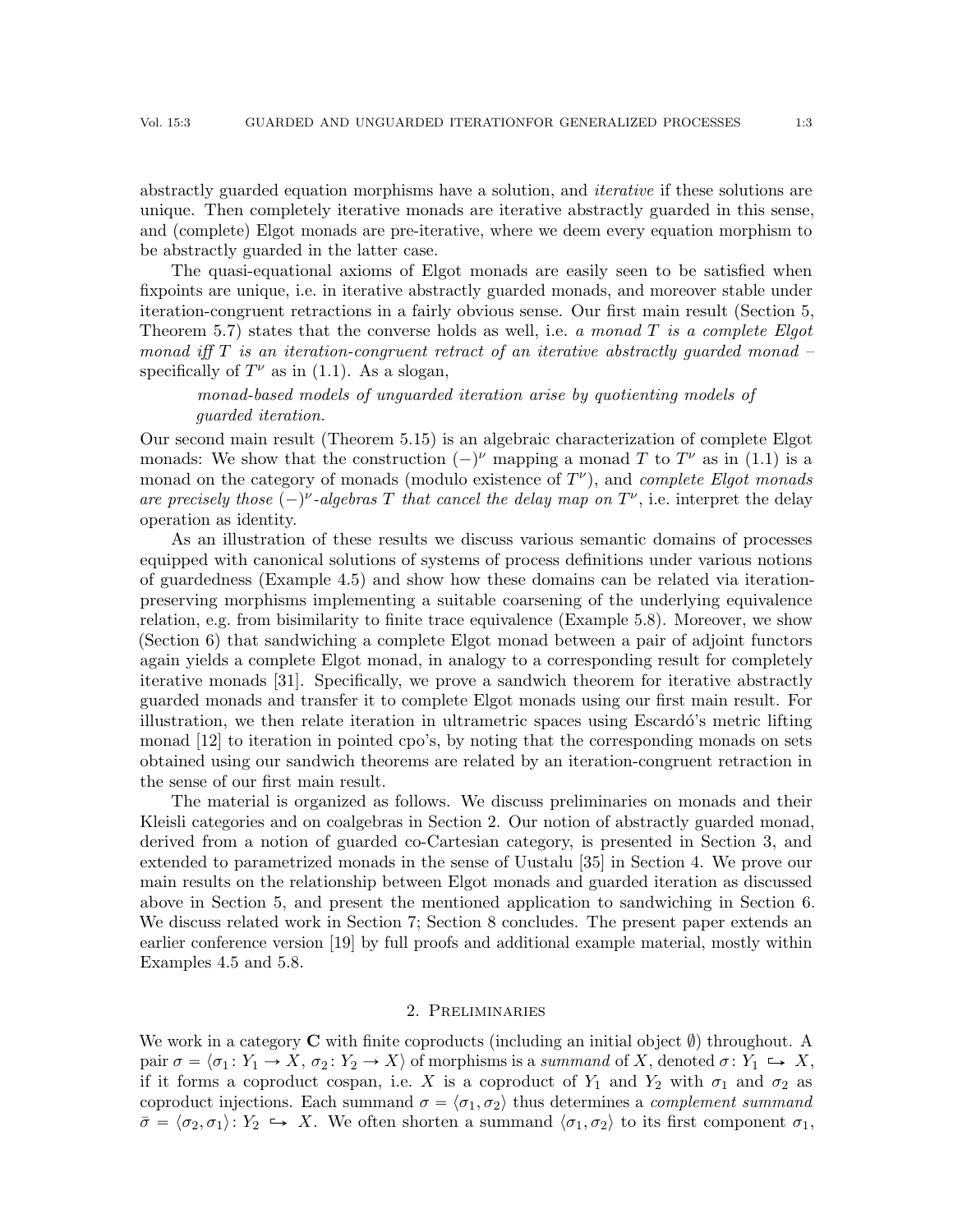abstractly guarded equation morphisms have a solution, and *iterative* if these solutions are unique. Then completely iterative monads are iterative abstractly guarded in this sense, and (complete) Elgot monads are pre-iterative, where we deem every equation morphism to be abstractly guarded in the latter case.

The quasi-equational axioms of Elgot monads are easily seen to be satisfied when fixpoints are unique, i.e. in iterative abstractly guarded monads, and moreover stable under iteration-congruent retractions in a fairly obvious sense. Our first main result (Section 5, Theorem 5.7) states that the converse holds as well, i.e. *a monad $T$ is a complete Elgot monad iff $T$ is an iteration-congruent retract of an iterative abstractly guarded monad* – specifically of $T^\nu$ as in (1.1). As a slogan,

> *monad-based models of unguarded iteration arise by quotienting models of guarded iteration.*

Our second main result (Theorem 5.15) is an algebraic characterization of complete Elgot monads: We show that the construction $(-)^\nu$ mapping a monad $T$ to $T^\nu$ as in (1.1) is a monad on the category of monads (modulo existence of $T^\nu$), and *complete Elgot monads are precisely those $(-)^\nu$-algebras $T$ that cancel the delay map on $T^\nu$*, i.e. interpret the delay operation as identity.

As an illustration of these results we discuss various semantic domains of processes equipped with canonical solutions of systems of process definitions under various notions of guardedness (Example 4.5) and show how these domains can be related via iteration-preserving morphisms implementing a suitable coarsening of the underlying equivalence relation, e.g. from bisimilarity to finite trace equivalence (Example 5.8). Moreover, we show (Section 6) that sandwiching a complete Elgot monad between a pair of adjoint functors again yields a complete Elgot monad, in analogy to a corresponding result for completely iterative monads [31]. Specifically, we prove a sandwich theorem for iterative abstractly guarded monads and transfer it to complete Elgot monads using our first main result. For illustration, we then relate iteration in ultrametric spaces using Escardó's metric lifting monad [12] to iteration in pointed cpo's, by noting that the corresponding monads on sets obtained using our sandwich theorems are related by an iteration-congruent retraction in the sense of our first main result.

The material is organized as follows. We discuss preliminaries on monads and their Kleisli categories and on coalgebras in Section 2. Our notion of abstractly guarded monad, derived from a notion of guarded co-Cartesian category, is presented in Section 3, and extended to parametrized monads in the sense of Uustalu [35] in Section 4. We prove our main results on the relationship between Elgot monads and guarded iteration as discussed above in Section 5, and present the mentioned application to sandwiching in Section 6. We discuss related work in Section 7; Section 8 concludes. The present paper extends an earlier conference version [19] by full proofs and additional example material, mostly within Examples 4.5 and 5.8.

## 2. Preliminaries

We work in a category $\mathbf{C}$ with finite coproducts (including an initial object $\emptyset$) throughout. A pair $\sigma = \langle \sigma_1 \colon Y_1 \to X, \sigma_2 \colon Y_2 \to X \rangle$ of morphisms is a *summand* of $X$, denoted $\sigma \colon Y_1 \hookrightarrow X$, if it forms a coproduct cospan, i.e. $X$ is a coproduct of $Y_1$ and $Y_2$ with $\sigma_1$ and $\sigma_2$ as coproduct injections. Each summand $\sigma = \langle \sigma_1, \sigma_2 \rangle$ thus determines a *complement summand* $\bar{\sigma} = \langle \sigma_2, \sigma_1 \rangle \colon Y_2 \hookrightarrow X$. We often shorten a summand $\langle \sigma_1, \sigma_2 \rangle$ to its first component $\sigma_1$,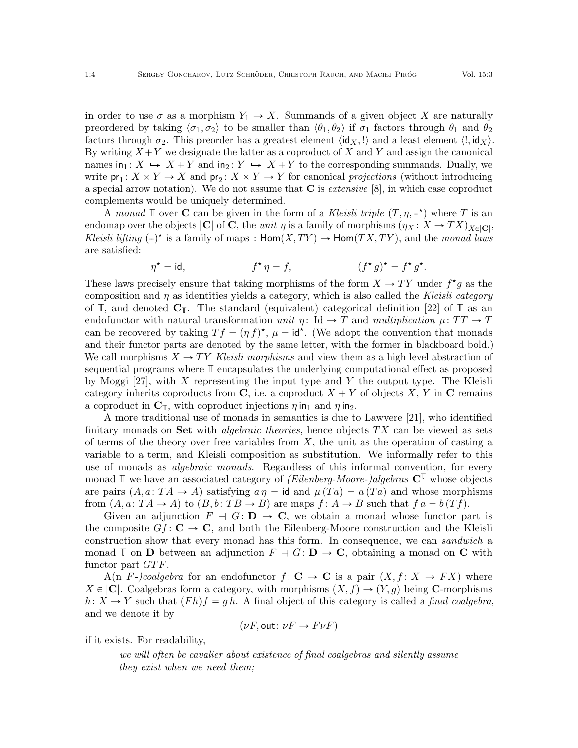in order to use $\sigma$ as a morphism $Y_1 \to X$. Summands of a given object $X$ are naturally preordered by taking $\langle \sigma_1, \sigma_2 \rangle$ to be smaller than $\langle \theta_1, \theta_2 \rangle$ if $\sigma_1$ factors through $\theta_1$ and $\theta_2$ factors through $\sigma_2$. This preorder has a greatest element $\langle \mathsf{id}_X, ! \rangle$ and a least element $\langle !, \mathsf{id}_X \rangle$. By writing $X + Y$ we designate the latter as a coproduct of $X$ and $Y$ and assign the canonical names $\mathsf{in}_1 \colon X \hookrightarrow X + Y$ and $\mathsf{in}_2 \colon Y \hookrightarrow X + Y$ to the corresponding summands. Dually, we write $\mathsf{pr}_1 \colon X \times Y \to X$ and $\mathsf{pr}_2 \colon X \times Y \to Y$ for canonical *projections* (without introducing a special arrow notation). We do not assume that $\mathbf{C}$ is *extensive* [8], in which case coproduct complements would be uniquely determined.

A *monad* $\mathbb{T}$ over $\mathbf{C}$ can be given in the form of a *Kleisli triple* $(T, \eta, -^\star)$ where $T$ is an endomap over the objects $|\mathbf{C}|$ of $\mathbf{C}$, the *unit* $\eta$ is a family of morphisms $(\eta_X \colon X \to TX)_{X \in |\mathbf{C}|}$, *Kleisli lifting* $(-)^\star$ is a family of maps : $\mathsf{Hom}(X, TY) \to \mathsf{Hom}(TX, TY)$, and the *monad laws* are satisfied:

$$\eta^\star = \mathsf{id}, \qquad\qquad f^\star\, \eta = f, \qquad\qquad (f^\star\, g)^\star = f^\star\, g^\star.$$

These laws precisely ensure that taking morphisms of the form $X \to TY$ under $f^\star g$ as the composition and $\eta$ as identities yields a category, which is also called the *Kleisli category* of $\mathbb{T}$, and denoted $\mathbf{C}_\mathbb{T}$. The standard (equivalent) categorical definition [22] of $\mathbb{T}$ as an endofunctor with natural transformation *unit* $\eta \colon \mathrm{Id} \to T$ and *multiplication* $\mu \colon TT \to T$ can be recovered by taking $Tf = (\eta\, f)^\star$, $\mu = \mathsf{id}^\star$. (We adopt the convention that monads and their functor parts are denoted by the same letter, with the former in blackboard bold.) We call morphisms $X \to TY$ *Kleisli morphisms* and view them as a high level abstraction of sequential programs where $\mathbb{T}$ encapsulates the underlying computational effect as proposed by Moggi [27], with $X$ representing the input type and $Y$ the output type. The Kleisli category inherits coproducts from $\mathbf{C}$, i.e. a coproduct $X + Y$ of objects $X$, $Y$ in $\mathbf{C}$ remains a coproduct in $\mathbf{C}_\mathbb{T}$, with coproduct injections $\eta\,\mathsf{in}_1$ and $\eta\,\mathsf{in}_2$.

A more traditional use of monads in semantics is due to Lawvere [21], who identified finitary monads on $\mathbf{Set}$ with *algebraic theories*, hence objects $TX$ can be viewed as sets of terms of the theory over free variables from $X$, the unit as the operation of casting a variable to a term, and Kleisli composition as substitution. We informally refer to this use of monads as *algebraic monads*. Regardless of this informal convention, for every monad $\mathbb{T}$ we have an associated category of *(Eilenberg-Moore-)algebras* $\mathbf{C}^\mathbb{T}$ whose objects are pairs $(A, a \colon TA \to A)$ satisfying $a\,\eta = \mathsf{id}$ and $\mu\,(Ta) = a\,(Ta)$ and whose morphisms from $(A, a \colon TA \to A)$ to $(B, b \colon TB \to B)$ are maps $f \colon A \to B$ such that $f\,a = b\,(Tf)$.

Given an adjunction $F \dashv G \colon \mathbf{D} \to \mathbf{C}$, we obtain a monad whose functor part is the composite $Gf \colon \mathbf{C} \to \mathbf{C}$, and both the Eilenberg-Moore construction and the Kleisli construction show that every monad has this form. In consequence, we can *sandwich* a monad $\mathbb{T}$ on $\mathbf{D}$ between an adjunction $F \dashv G \colon \mathbf{D} \to \mathbf{C}$, obtaining a monad on $\mathbf{C}$ with functor part $GTF$.

A(n $F$-)*coalgebra* for an endofunctor $f \colon \mathbf{C} \to \mathbf{C}$ is a pair $(X, f \colon X \to FX)$ where $X \in |\mathbf{C}|$. Coalgebras form a category, with morphisms $(X, f) \to (Y, g)$ being $\mathbf{C}$-morphisms $h \colon X \to Y$ such that $(Fh)f = g\,h$. A final object of this category is called a *final coalgebra*, and we denote it by

$$(\nu F, \mathsf{out} \colon \nu F \to F \nu F)$$

if it exists. For readability,

> *we will often be cavalier about existence of final coalgebras and silently assume they exist when we need them;*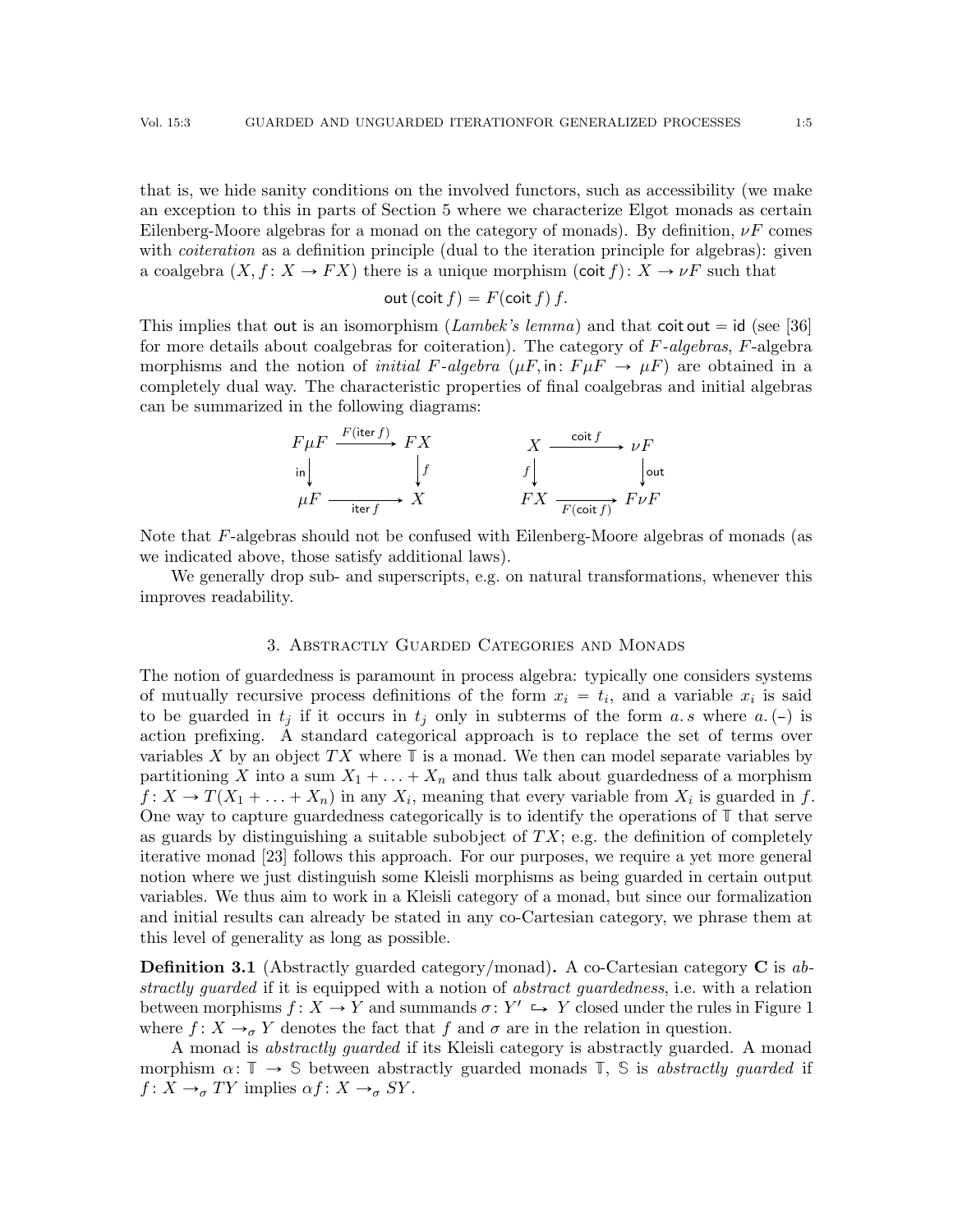that is, we hide sanity conditions on the involved functors, such as accessibility (we make an exception to this in parts of Section 5 where we characterize Elgot monads as certain Eilenberg-Moore algebras for a monad on the category of monads). By definition, $\nu F$ comes with *coiteration* as a definition principle (dual to the iteration principle for algebras): given a coalgebra $(X, f\colon X \to FX)$ there is a unique morphism $(\mathsf{coit}\, f)\colon X \to \nu F$ such that

$$\mathsf{out}\,(\mathsf{coit}\, f) = F(\mathsf{coit}\, f)\, f.$$

This implies that $\mathsf{out}$ is an isomorphism (*Lambek's lemma*) and that $\mathsf{coit}\,\mathsf{out} = \mathsf{id}$ (see [36] for more details about coalgebras for coiteration). The category of $F$-*algebras*, $F$-algebra morphisms and the notion of *initial* $F$-*algebra* $(\mu F, \mathsf{in}\colon F\mu F \to \mu F)$ are obtained in a completely dual way. The characteristic properties of final coalgebras and initial algebras can be summarized in the following diagrams:

$$\begin{array}{ccc} F\mu F & \xrightarrow{F(\mathsf{iter}\, f)} & FX \\ {\scriptstyle \mathsf{in}}\downarrow & & \downarrow{\scriptstyle f} \\ \mu F & \xrightarrow[\mathsf{iter}\, f]{} & X \end{array} \qquad\qquad \begin{array}{ccc} X & \xrightarrow{\mathsf{coit}\, f} & \nu F \\ {\scriptstyle f}\downarrow & & \downarrow{\scriptstyle \mathsf{out}} \\ FX & \xrightarrow[F(\mathsf{coit}\, f)]{} & F\nu F \end{array}$$

Note that $F$-algebras should not be confused with Eilenberg-Moore algebras of monads (as we indicated above, those satisfy additional laws).

We generally drop sub- and superscripts, e.g. on natural transformations, whenever this improves readability.

## 3. Abstractly Guarded Categories and Monads

The notion of guardedness is paramount in process algebra: typically one considers systems of mutually recursive process definitions of the form $x_i = t_i$, and a variable $x_i$ is said to be guarded in $t_j$ if it occurs in $t_j$ only in subterms of the form $a.\,s$ where $a.\,(\text{–})$ is action prefixing. A standard categorical approach is to replace the set of terms over variables $X$ by an object $TX$ where $\mathbb{T}$ is a monad. We then can model separate variables by partitioning $X$ into a sum $X_1 + \ldots + X_n$ and thus talk about guardedness of a morphism $f\colon X \to T(X_1 + \ldots + X_n)$ in any $X_i$, meaning that every variable from $X_i$ is guarded in $f$. One way to capture guardedness categorically is to identify the operations of $\mathbb{T}$ that serve as guards by distinguishing a suitable subobject of $TX$; e.g. the definition of completely iterative monad [23] follows this approach. For our purposes, we require a yet more general notion where we just distinguish some Kleisli morphisms as being guarded in certain output variables. We thus aim to work in a Kleisli category of a monad, but since our formalization and initial results can already be stated in any co-Cartesian category, we phrase them at this level of generality as long as possible.

**Definition 3.1** (Abstractly guarded category/monad)**.** A co-Cartesian category $\mathbf{C}$ is *abstractly guarded* if it is equipped with a notion of *abstract guardedness*, i.e. with a relation between morphisms $f\colon X \to Y$ and summands $\sigma\colon Y' \hookrightarrow Y$ closed under the rules in Figure 1 where $f\colon X \to_\sigma Y$ denotes the fact that $f$ and $\sigma$ are in the relation in question.

A monad is *abstractly guarded* if its Kleisli category is abstractly guarded. A monad morphism $\alpha\colon \mathbb{T} \to \mathbb{S}$ between abstractly guarded monads $\mathbb{T}$, $\mathbb{S}$ is *abstractly guarded* if $f\colon X \to_\sigma TY$ implies $\alpha f\colon X \to_\sigma SY$.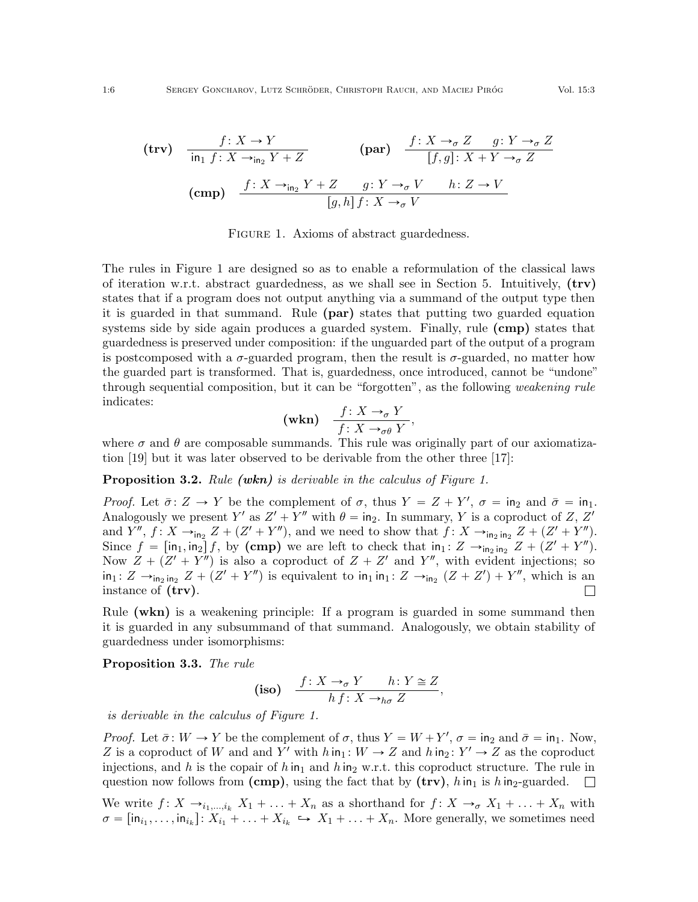$$\textbf{(trv)}\quad \frac{f\colon X \to Y}{\mathsf{in}_1\, f\colon X \to_{\mathsf{in}_2} Y + Z} \qquad\qquad \textbf{(par)}\quad \frac{f\colon X \to_\sigma Z \qquad g\colon Y \to_\sigma Z}{[f,g]\colon X + Y \to_\sigma Z}$$

$$\textbf{(cmp)}\quad \frac{f\colon X \to_{\mathsf{in}_2} Y + Z \qquad g\colon Y \to_\sigma V \qquad h\colon Z \to V}{[g,h]\, f\colon X \to_\sigma V}$$

Figure 1. Axioms of abstract guardedness.

The rules in Figure 1 are designed so as to enable a reformulation of the classical laws of iteration w.r.t. abstract guardedness, as we shall see in Section 5. Intuitively, **(trv)** states that if a program does not output anything via a summand of the output type then it is guarded in that summand. Rule **(par)** states that putting two guarded equation systems side by side again produces a guarded system. Finally, rule **(cmp)** states that guardedness is preserved under composition: if the unguarded part of the output of a program is postcomposed with a $\sigma$-guarded program, then the result is $\sigma$-guarded, no matter how the guarded part is transformed. That is, guardedness, once introduced, cannot be "undone" through sequential composition, but it can be "forgotten", as the following *weakening rule* indicates:

$$\textbf{(wkn)}\quad \frac{f\colon X \to_\sigma Y}{f\colon X \to_{\sigma\theta} Y},$$

where $\sigma$ and $\theta$ are composable summands. This rule was originally part of our axiomatization [19] but it was later observed to be derivable from the other three [17]:

**Proposition 3.2.** *Rule (wkn) is derivable in the calculus of Figure 1.*

*Proof.* Let $\bar\sigma\colon Z \to Y$ be the complement of $\sigma$, thus $Y = Z + Y'$, $\sigma = \mathsf{in}_2$ and $\bar\sigma = \mathsf{in}_1$. Analogously we present $Y'$ as $Z' + Y''$ with $\theta = \mathsf{in}_2$. In summary, $Y$ is a coproduct of $Z$, $Z'$ and $Y''$, $f\colon X \to_{\mathsf{in}_2} Z + (Z' + Y'')$, and we need to show that $f\colon X \to_{\mathsf{in}_2\,\mathsf{in}_2} Z + (Z' + Y'')$. Since $f = [\mathsf{in}_1, \mathsf{in}_2]\, f$, by **(cmp)** we are left to check that $\mathsf{in}_1\colon Z \to_{\mathsf{in}_2\,\mathsf{in}_2} Z + (Z' + Y'')$. Now $Z + (Z' + Y'')$ is also a coproduct of $Z + Z'$ and $Y''$, with evident injections; so $\mathsf{in}_1\colon Z \to_{\mathsf{in}_2\,\mathsf{in}_2} Z + (Z' + Y'')$ is equivalent to $\mathsf{in}_1\,\mathsf{in}_1\colon Z \to_{\mathsf{in}_2} (Z + Z') + Y''$, which is an instance of **(trv)**. $\square$

Rule **(wkn)** is a weakening principle: If a program is guarded in some summand then it is guarded in any subsummand of that summand. Analogously, we obtain stability of guardedness under isomorphisms:

**Proposition 3.3.** *The rule*

$$\textbf{(iso)}\quad \frac{f\colon X \to_\sigma Y \qquad h\colon Y \cong Z}{h\, f\colon X \to_{h\sigma} Z},$$

*is derivable in the calculus of Figure 1.*

*Proof.* Let $\bar\sigma\colon W \to Y$ be the complement of $\sigma$, thus $Y = W + Y'$, $\sigma = \mathsf{in}_2$ and $\bar\sigma = \mathsf{in}_1$. Now, $Z$ is a coproduct of $W$ and and $Y'$ with $h\,\mathsf{in}_1\colon W \to Z$ and $h\,\mathsf{in}_2\colon Y' \to Z$ as the coproduct injections, and $h$ is the copair of $h\,\mathsf{in}_1$ and $h\,\mathsf{in}_2$ w.r.t. this coproduct structure. The rule in question now follows from **(cmp)**, using the fact that by **(trv)**, $h\,\mathsf{in}_1$ is $h\,\mathsf{in}_2$-guarded. $\square$

We write $f\colon X \to_{i_1,\dots,i_k} X_1 + \ldots + X_n$ as a shorthand for $f\colon X \to_\sigma X_1 + \ldots + X_n$ with $\sigma = [\mathsf{in}_{i_1}, \dots, \mathsf{in}_{i_k}]\colon X_{i_1} + \ldots + X_{i_k} \hookrightarrow X_1 + \ldots + X_n$. More generally, we sometimes need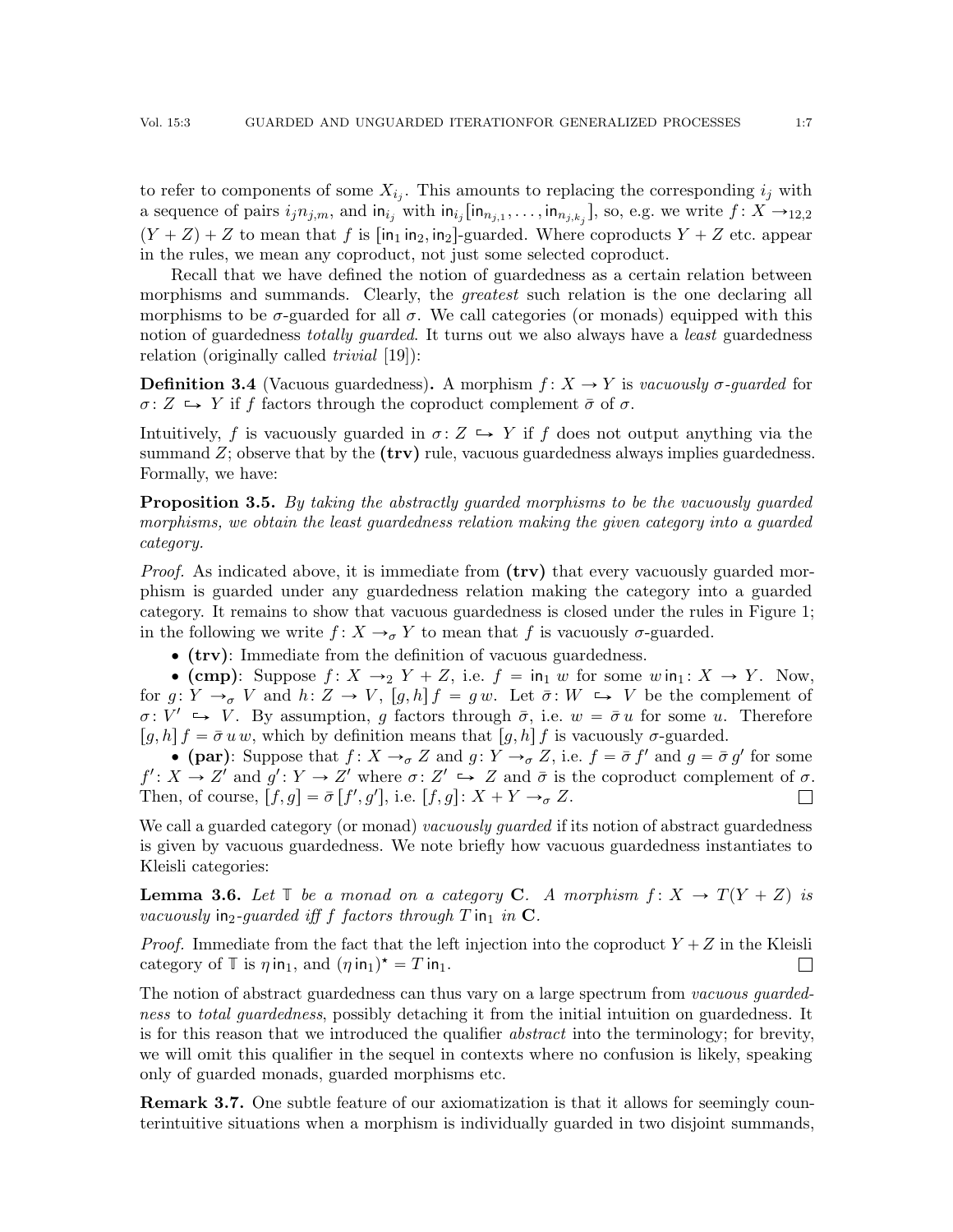to refer to components of some $X_{i_j}$. This amounts to replacing the corresponding $i_j$ with a sequence of pairs $i_j n_{j,m}$, and $\mathsf{in}_{i_j}$ with $\mathsf{in}_{i_j}[\mathsf{in}_{n_{j,1}}, \dots, \mathsf{in}_{n_{j,k_j}}]$, so, e.g. we write $f\colon X \to_{12,2} (Y + Z) + Z$ to mean that $f$ is $[\mathsf{in}_1\, \mathsf{in}_2, \mathsf{in}_2]$-guarded. Where coproducts $Y + Z$ etc. appear in the rules, we mean any coproduct, not just some selected coproduct.

Recall that we have defined the notion of guardedness as a certain relation between morphisms and summands. Clearly, the *greatest* such relation is the one declaring all morphisms to be $\sigma$-guarded for all $\sigma$. We call categories (or monads) equipped with this notion of guardedness *totally guarded*. It turns out we also always have a *least* guardedness relation (originally called *trivial* [19]):

**Definition 3.4** (Vacuous guardedness)**.** A morphism $f\colon X \to Y$ is *vacuously $\sigma$-guarded* for $\sigma\colon Z \hookrightarrow Y$ if $f$ factors through the coproduct complement $\bar\sigma$ of $\sigma$.

Intuitively, $f$ is vacuously guarded in $\sigma\colon Z \hookrightarrow Y$ if $f$ does not output anything via the summand $Z$; observe that by the **(trv)** rule, vacuous guardedness always implies guardedness. Formally, we have:

**Proposition 3.5.** *By taking the abstractly guarded morphisms to be the vacuously guarded morphisms, we obtain the least guardedness relation making the given category into a guarded category.*

*Proof.* As indicated above, it is immediate from **(trv)** that every vacuously guarded morphism is guarded under any guardedness relation making the category into a guarded category. It remains to show that vacuous guardedness is closed under the rules in Figure 1; in the following we write $f\colon X \to_\sigma Y$ to mean that $f$ is vacuously $\sigma$-guarded.

- **(trv)**: Immediate from the definition of vacuous guardedness.
- **(cmp)**: Suppose $f\colon X \to_2 Y + Z$, i.e. $f = \mathsf{in}_1\, w$ for some $w\, \mathsf{in}_1\colon X \to Y$. Now, for $g\colon Y \to_\sigma V$ and $h\colon Z \to V$, $[g,h]\, f = g\, w$. Let $\bar\sigma\colon W \hookrightarrow V$ be the complement of $\sigma\colon V' \hookrightarrow V$. By assumption, $g$ factors through $\bar\sigma$, i.e. $w = \bar\sigma\, u$ for some $u$. Therefore $[g,h]\, f = \bar\sigma\, u\, w$, which by definition means that $[g,h]\, f$ is vacuously $\sigma$-guarded.
- **(par)**: Suppose that $f\colon X \to_\sigma Z$ and $g\colon Y \to_\sigma Z$, i.e. $f = \bar\sigma\, f'$ and $g = \bar\sigma\, g'$ for some $f'\colon X \to Z'$ and $g'\colon Y \to Z'$ where $\sigma\colon Z' \hookrightarrow Z$ and $\bar\sigma$ is the coproduct complement of $\sigma$. Then, of course, $[f,g] = \bar\sigma\, [f', g']$, i.e. $[f,g]\colon X + Y \to_\sigma Z$. $\square$

We call a guarded category (or monad) *vacuously guarded* if its notion of abstract guardedness is given by vacuous guardedness. We note briefly how vacuous guardedness instantiates to Kleisli categories:

**Lemma 3.6.** *Let $\mathbb{T}$ be a monad on a category $\mathbf{C}$. A morphism $f\colon X \to T(Y + Z)$ is vacuously $\mathsf{in}_2$-guarded iff $f$ factors through $T\,\mathsf{in}_1$ in $\mathbf{C}$.*

*Proof.* Immediate from the fact that the left injection into the coproduct $Y + Z$ in the Kleisli category of $\mathbb{T}$ is $\eta\, \mathsf{in}_1$, and $(\eta\, \mathsf{in}_1)^\star = T\,\mathsf{in}_1$. $\square$

The notion of abstract guardedness can thus vary on a large spectrum from *vacuous guardedness* to *total guardedness*, possibly detaching it from the initial intuition on guardedness. It is for this reason that we introduced the qualifier *abstract* into the terminology; for brevity, we will omit this qualifier in the sequel in contexts where no confusion is likely, speaking only of guarded monads, guarded morphisms etc.

**Remark 3.7.** One subtle feature of our axiomatization is that it allows for seemingly counterintuitive situations when a morphism is individually guarded in two disjoint summands,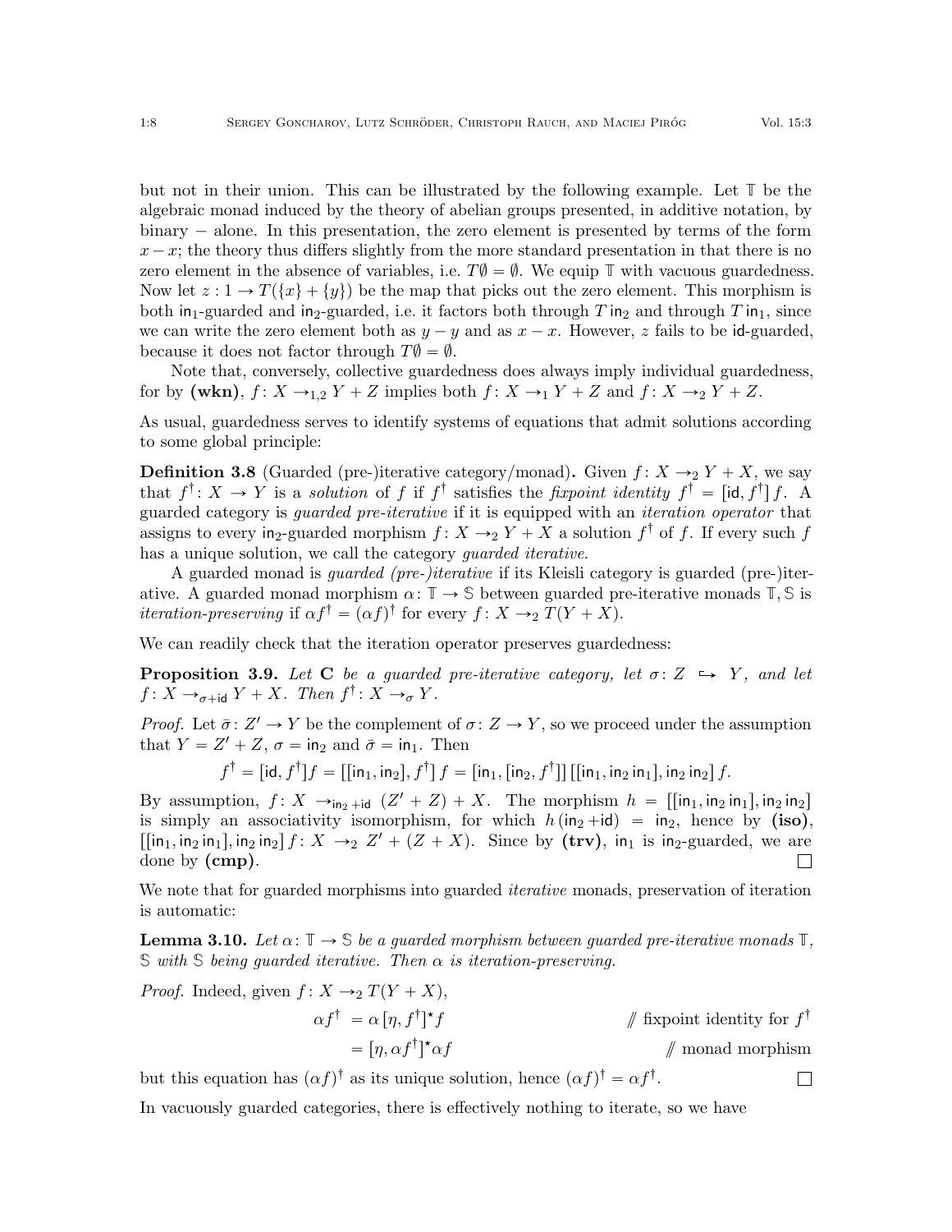but not in their union. This can be illustrated by the following example. Let $\mathbb{T}$ be the algebraic monad induced by the theory of abelian groups presented, in additive notation, by binary $-$ alone. In this presentation, the zero element is presented by terms of the form $x - x$; the theory thus differs slightly from the more standard presentation in that there is no zero element in the absence of variables, i.e. $T\emptyset = \emptyset$. We equip $\mathbb{T}$ with vacuous guardedness. Now let $z : 1 \to T(\{x\} + \{y\})$ be the map that picks out the zero element. This morphism is both $\mathsf{in}_1$-guarded and $\mathsf{in}_2$-guarded, i.e. it factors both through $T\,\mathsf{in}_2$ and through $T\,\mathsf{in}_1$, since we can write the zero element both as $y - y$ and as $x - x$. However, $z$ fails to be $\mathsf{id}$-guarded, because it does not factor through $T\emptyset = \emptyset$.

Note that, conversely, collective guardedness does always imply individual guardedness, for by **(wkn)**, $f : X \to_{1,2} Y + Z$ implies both $f : X \to_1 Y + Z$ and $f : X \to_2 Y + Z$.

As usual, guardedness serves to identify systems of equations that admit solutions according to some global principle:

**Definition 3.8** (Guarded (pre-)iterative category/monad)**.** Given $f : X \to_2 Y + X$, we say that $f^\dagger : X \to Y$ is a *solution* of $f$ if $f^\dagger$ satisfies the *fixpoint identity* $f^\dagger = [\mathsf{id}, f^\dagger]\, f$. A guarded category is *guarded pre-iterative* if it is equipped with an *iteration operator* that assigns to every $\mathsf{in}_2$-guarded morphism $f : X \to_2 Y + X$ a solution $f^\dagger$ of $f$. If every such $f$ has a unique solution, we call the category *guarded iterative*.

A guarded monad is *guarded (pre-)iterative* if its Kleisli category is guarded (pre-)iterative. A guarded monad morphism $\alpha : \mathbb{T} \to \mathbb{S}$ between guarded pre-iterative monads $\mathbb{T}, \mathbb{S}$ is *iteration-preserving* if $\alpha f^\dagger = (\alpha f)^\dagger$ for every $f : X \to_2 T(Y + X)$.

We can readily check that the iteration operator preserves guardedness:

**Proposition 3.9.** *Let* $\mathbf{C}$ *be a guarded pre-iterative category, let* $\sigma : Z \hookrightarrow Y$*, and let* $f : X \to_{\sigma + \mathsf{id}} Y + X$*. Then* $f^\dagger : X \to_\sigma Y$*.*

*Proof.* Let $\bar\sigma : Z' \to Y$ be the complement of $\sigma : Z \to Y$, so we proceed under the assumption that $Y = Z' + Z$, $\sigma = \mathsf{in}_2$ and $\bar\sigma = \mathsf{in}_1$. Then

$$f^\dagger = [\mathsf{id}, f^\dagger] f = [[\mathsf{in}_1, \mathsf{in}_2], f^\dagger]\, f = [\mathsf{in}_1, [\mathsf{in}_2, f^\dagger]]\, [[\mathsf{in}_1, \mathsf{in}_2\, \mathsf{in}_1], \mathsf{in}_2\, \mathsf{in}_2]\, f.$$

By assumption, $f : X \to_{\mathsf{in}_2 + \mathsf{id}} (Z' + Z) + X$. The morphism $h = [[\mathsf{in}_1, \mathsf{in}_2\, \mathsf{in}_1], \mathsf{in}_2\, \mathsf{in}_2]$ is simply an associativity isomorphism, for which $h\, (\mathsf{in}_2 + \mathsf{id}) = \mathsf{in}_2$, hence by **(iso)**, $[[\mathsf{in}_1, \mathsf{in}_2\, \mathsf{in}_1], \mathsf{in}_2\, \mathsf{in}_2]\, f : X \to_2 Z' + (Z + X)$. Since by **(trv)**, $\mathsf{in}_1$ is $\mathsf{in}_2$-guarded, we are done by **(cmp)**. $\square$

We note that for guarded morphisms into guarded *iterative* monads, preservation of iteration is automatic:

**Lemma 3.10.** *Let* $\alpha : \mathbb{T} \to \mathbb{S}$ *be a guarded morphism between guarded pre-iterative monads* $\mathbb{T}$*,* $\mathbb{S}$ *with* $\mathbb{S}$ *being guarded iterative. Then* $\alpha$ *is iteration-preserving.*

*Proof.* Indeed, given $f : X \to_2 T(Y + X)$,

$$\begin{aligned} \alpha f^\dagger &= \alpha\, [\eta, f^\dagger]^\star f && \text{// fixpoint identity for } f^\dagger \\ &= [\eta, \alpha f^\dagger]^\star \alpha f && \text{// monad morphism} \end{aligned}$$

but this equation has $(\alpha f)^\dagger$ as its unique solution, hence $(\alpha f)^\dagger = \alpha f^\dagger$. $\square$

In vacuously guarded categories, there is effectively nothing to iterate, so we have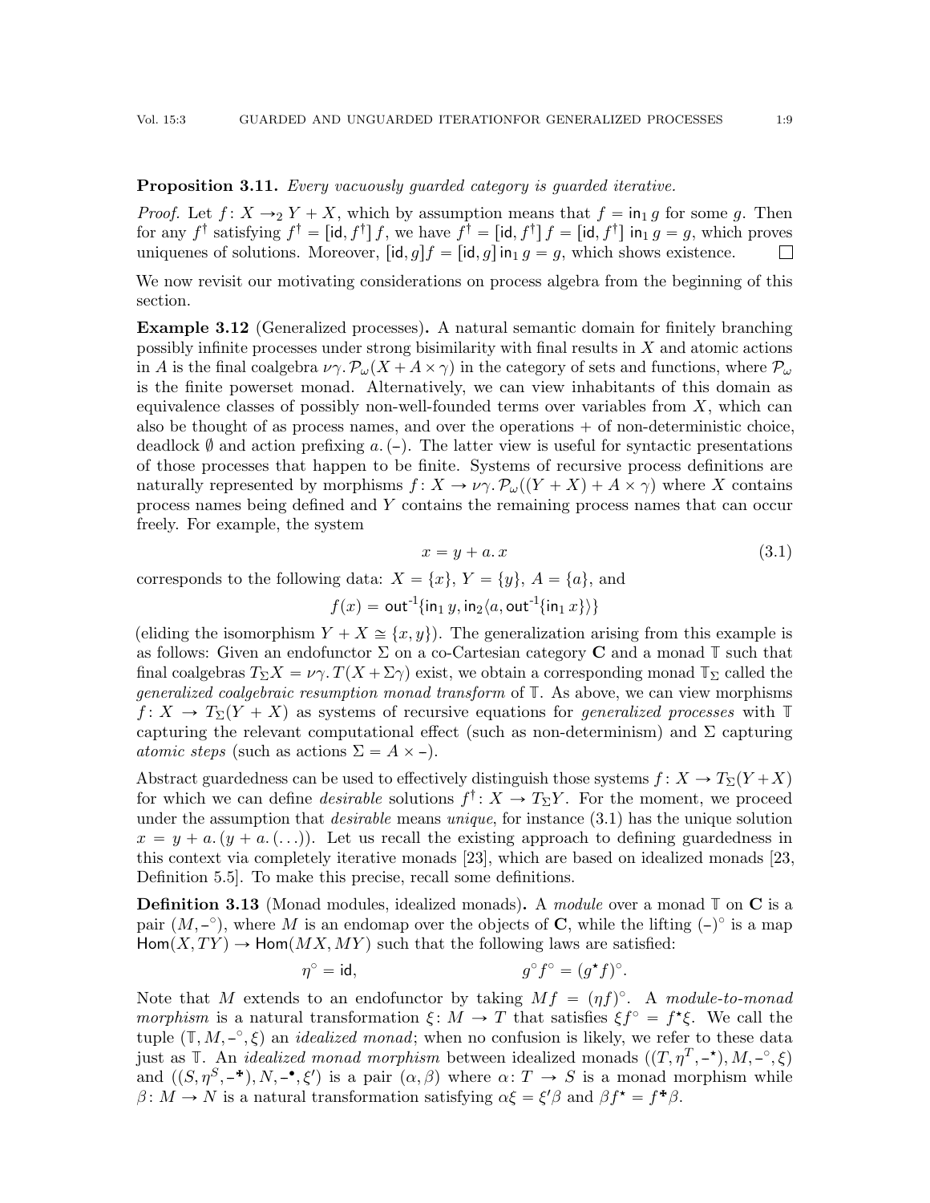**Proposition 3.11.** *Every vacuously guarded category is guarded iterative.*

*Proof.* Let $f\colon X \to_2 Y + X$, which by assumption means that $f = \mathsf{in}_1\, g$ for some $g$. Then for any $f^\dagger$ satisfying $f^\dagger = [\mathsf{id}, f^\dagger]\, f$, we have $f^\dagger = [\mathsf{id}, f^\dagger]\, f = [\mathsf{id}, f^\dagger]\, \mathsf{in}_1\, g = g$, which proves uniquenes of solutions. Moreover, $[\mathsf{id}, g] f = [\mathsf{id}, g]\, \mathsf{in}_1\, g = g$, which shows existence. □

We now revisit our motivating considerations on process algebra from the beginning of this section.

**Example 3.12** (Generalized processes)**.** A natural semantic domain for finitely branching possibly infinite processes under strong bisimilarity with final results in $X$ and atomic actions in $A$ is the final coalgebra $\nu\gamma.\, \mathcal{P}_\omega(X + A \times \gamma)$ in the category of sets and functions, where $\mathcal{P}_\omega$ is the finite powerset monad. Alternatively, we can view inhabitants of this domain as equivalence classes of possibly non-well-founded terms over variables from $X$, which can also be thought of as process names, and over the operations $+$ of non-deterministic choice, deadlock $\emptyset$ and action prefixing $a.\,(\text{-})$. The latter view is useful for syntactic presentations of those processes that happen to be finite. Systems of recursive process definitions are naturally represented by morphisms $f\colon X \to \nu\gamma.\, \mathcal{P}_\omega((Y + X) + A \times \gamma)$ where $X$ contains process names being defined and $Y$ contains the remaining process names that can occur freely. For example, the system

$$x = y + a.\, x \tag{3.1}$$

corresponds to the following data: $X = \{x\}$, $Y = \{y\}$, $A = \{a\}$, and

$$f(x) = \mathsf{out}^{-1}\{\mathsf{in}_1\, y, \mathsf{in}_2\langle a, \mathsf{out}^{-1}\{\mathsf{in}_1\, x\}\rangle\}$$

(eliding the isomorphism $Y + X \cong \{x, y\}$). The generalization arising from this example is as follows: Given an endofunctor $\Sigma$ on a co-Cartesian category $\mathbf{C}$ and a monad $\mathbb{T}$ such that final coalgebras $T_\Sigma X = \nu\gamma.\, T(X + \Sigma\gamma)$ exist, we obtain a corresponding monad $\mathbb{T}_\Sigma$ called the *generalized coalgebraic resumption monad transform* of $\mathbb{T}$. As above, we can view morphisms $f\colon X \to T_\Sigma(Y + X)$ as systems of recursive equations for *generalized processes* with $\mathbb{T}$ capturing the relevant computational effect (such as non-determinism) and $\Sigma$ capturing *atomic steps* (such as actions $\Sigma = A \times \text{-}$).

Abstract guardedness can be used to effectively distinguish those systems $f\colon X \to T_\Sigma(Y + X)$ for which we can define *desirable* solutions $f^\dagger\colon X \to T_\Sigma Y$. For the moment, we proceed under the assumption that *desirable* means *unique*, for instance (3.1) has the unique solution $x = y + a.\,(y + a.\,(\ldots))$. Let us recall the existing approach to defining guardedness in this context via completely iterative monads [23], which are based on idealized monads [23, Definition 5.5]. To make this precise, recall some definitions.

**Definition 3.13** (Monad modules, idealized monads)**.** A *module* over a monad $\mathbb{T}$ on $\mathbf{C}$ is a pair $(M, \text{-}^\circ)$, where $M$ is an endomap over the objects of $\mathbf{C}$, while the lifting $(\text{-})^\circ$ is a map $\mathsf{Hom}(X, TY) \to \mathsf{Hom}(MX, MY)$ such that the following laws are satisfied:

$$\eta^\circ = \mathsf{id}, \qquad\qquad g^\circ f^\circ = (g^\star f)^\circ.$$

Note that $M$ extends to an endofunctor by taking $Mf = (\eta f)^\circ$. A *module-to-monad morphism* is a natural transformation $\xi\colon M \to T$ that satisfies $\xi f^\circ = f^\star \xi$. We call the tuple $(\mathbb{T}, M, \text{-}^\circ, \xi)$ an *idealized monad*; when no confusion is likely, we refer to these data just as $\mathbb{T}$. An *idealized monad morphism* between idealized monads $((T, \eta^T, \text{-}^\star), M, \text{-}^\circ, \xi)$ and $((S, \eta^S, \text{-}^\maltese), N, \text{-}^\bullet, \xi')$ is a pair $(\alpha, \beta)$ where $\alpha\colon T \to S$ is a monad morphism while $\beta\colon M \to N$ is a natural transformation satisfying $\alpha\xi = \xi'\beta$ and $\beta f^\star = f^\maltese \beta$.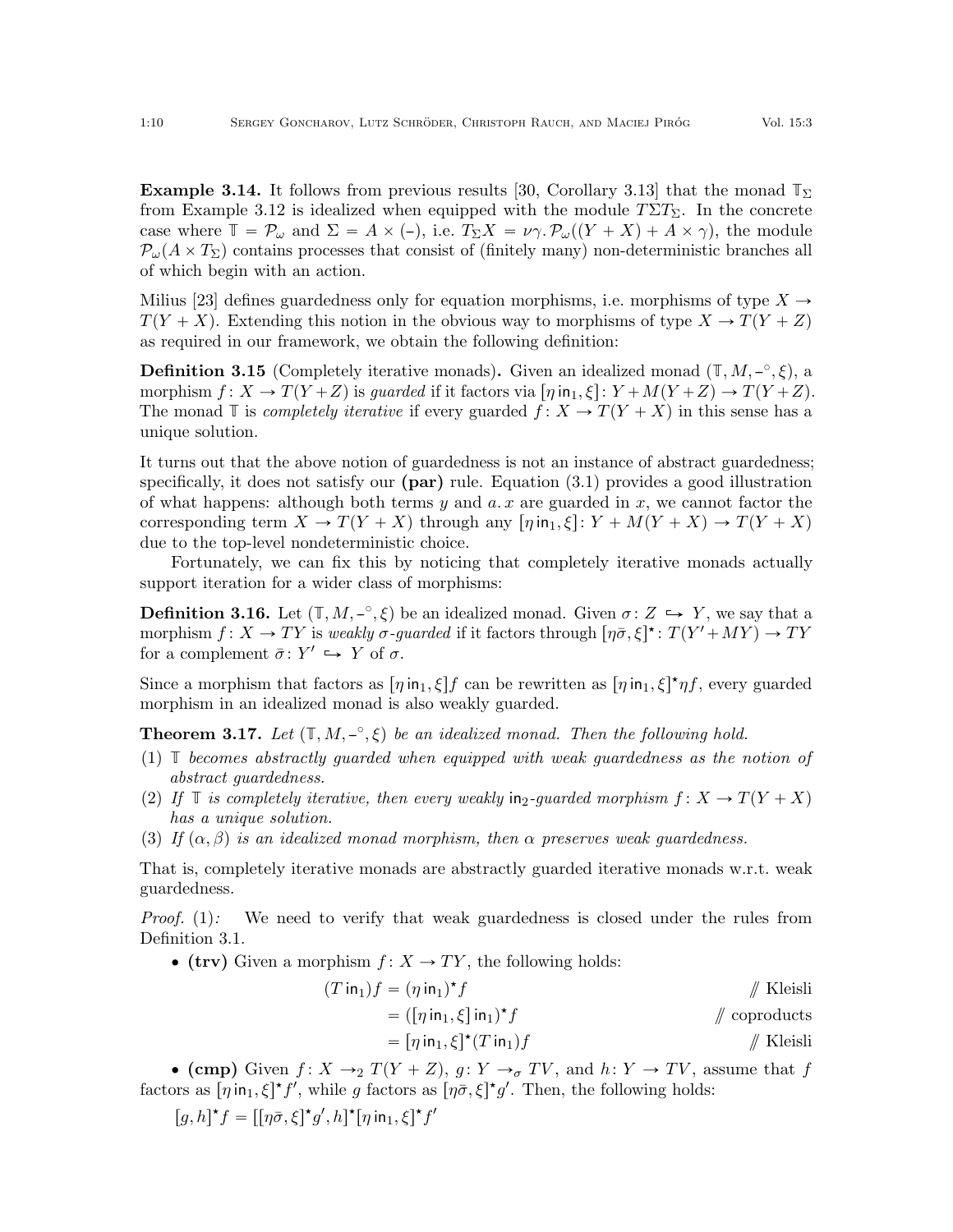**Example 3.14.** It follows from previous results [30, Corollary 3.13] that the monad $\mathbb{T}_\Sigma$ from Example 3.12 is idealized when equipped with the module $T\Sigma T_\Sigma$. In the concrete case where $\mathbb{T} = \mathcal{P}_\omega$ and $\Sigma = A \times (\text{-})$, i.e. $T_\Sigma X = \nu\gamma.\, \mathcal{P}_\omega((Y + X) + A \times \gamma)$, the module $\mathcal{P}_\omega(A \times T_\Sigma)$ contains processes that consist of (finitely many) non-deterministic branches all of which begin with an action.

Milius [23] defines guardedness only for equation morphisms, i.e. morphisms of type $X \to T(Y + X)$. Extending this notion in the obvious way to morphisms of type $X \to T(Y + Z)$ as required in our framework, we obtain the following definition:

**Definition 3.15** (Completely iterative monads)**.** Given an idealized monad $(\mathbb{T}, M, \text{-}^\circ, \xi)$, a morphism $f : X \to T(Y + Z)$ is *guarded* if it factors via $[\eta\,\mathsf{in}_1, \xi] : Y + M(Y + Z) \to T(Y + Z)$. The monad $\mathbb{T}$ is *completely iterative* if every guarded $f : X \to T(Y + X)$ in this sense has a unique solution.

It turns out that the above notion of guardedness is not an instance of abstract guardedness; specifically, it does not satisfy our **(par)** rule. Equation (3.1) provides a good illustration of what happens: although both terms $y$ and $a.\, x$ are guarded in $x$, we cannot factor the corresponding term $X \to T(Y + X)$ through any $[\eta\,\mathsf{in}_1, \xi] : Y + M(Y + X) \to T(Y + X)$ due to the top-level nondeterministic choice.

Fortunately, we can fix this by noticing that completely iterative monads actually support iteration for a wider class of morphisms:

**Definition 3.16.** Let $(\mathbb{T}, M, \text{-}^\circ, \xi)$ be an idealized monad. Given $\sigma : Z \hookrightarrow Y$, we say that a morphism $f : X \to TY$ is *weakly $\sigma$-guarded* if it factors through $[\eta\bar{\sigma}, \xi]^\star : T(Y' + MY) \to TY$ for a complement $\bar{\sigma} : Y' \hookrightarrow Y$ of $\sigma$.

Since a morphism that factors as $[\eta\,\mathsf{in}_1, \xi]f$ can be rewritten as $[\eta\,\mathsf{in}_1, \xi]^\star \eta f$, every guarded morphism in an idealized monad is also weakly guarded.

**Theorem 3.17.** *Let $(\mathbb{T}, M, \text{-}^\circ, \xi)$ be an idealized monad. Then the following hold.*

1. *$\mathbb{T}$ becomes abstractly guarded when equipped with weak guardedness as the notion of abstract guardedness.*
2. *If $\mathbb{T}$ is completely iterative, then every weakly $\mathsf{in}_2$-guarded morphism $f : X \to T(Y + X)$ has a unique solution.*
3. *If $(\alpha, \beta)$ is an idealized monad morphism, then $\alpha$ preserves weak guardedness.*

That is, completely iterative monads are abstractly guarded iterative monads w.r.t. weak guardedness.

*Proof.* (1): We need to verify that weak guardedness is closed under the rules from Definition 3.1.

- **(trv)** Given a morphism $f : X \to TY$, the following holds:

$$
\begin{aligned}
(T\,\mathsf{in}_1)f &= (\eta\,\mathsf{in}_1)^\star f && /\!\!/ \text{ Kleisli} \\
&= ([\eta\,\mathsf{in}_1, \xi]\,\mathsf{in}_1)^\star f && /\!\!/ \text{ coproducts} \\
&= [\eta\,\mathsf{in}_1, \xi]^\star (T\,\mathsf{in}_1) f && /\!\!/ \text{ Kleisli}
\end{aligned}
$$

- **(cmp)** Given $f : X \to_2 T(Y + Z)$, $g : Y \to_\sigma TV$, and $h : Y \to TV$, assume that $f$ factors as $[\eta\,\mathsf{in}_1, \xi]^\star f'$, while $g$ factors as $[\eta\bar{\sigma}, \xi]^\star g'$. Then, the following holds:

$$[g, h]^\star f = [[\eta\bar{\sigma}, \xi]^\star g', h]^\star [\eta\,\mathsf{in}_1, \xi]^\star f'$$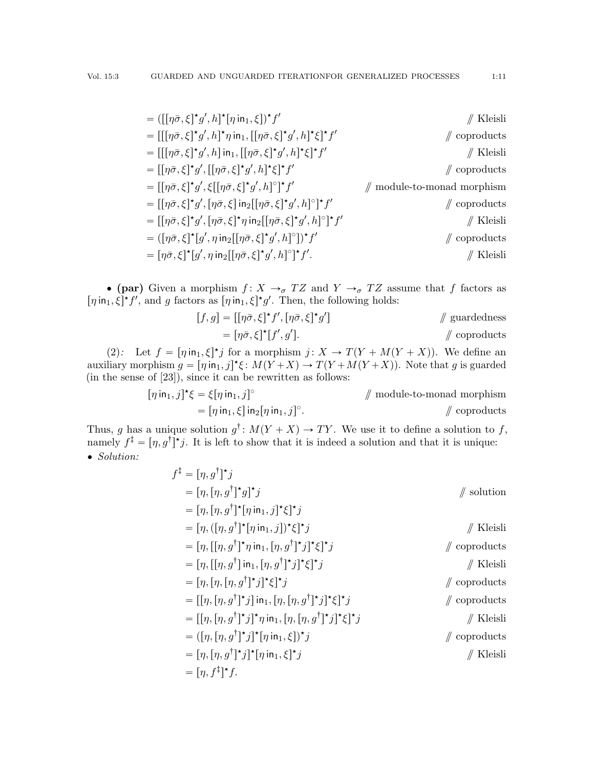$$
\begin{aligned}
&= ([[[\eta\bar{\sigma}, \xi]^\star g', h]^\star [\eta\,\mathsf{in}_1, \xi])^\star f' && /\!\!/ \text{ Kleisli}\\
&= [[[[\eta\bar{\sigma}, \xi]^\star g', h]^\star \eta\,\mathsf{in}_1, [[\eta\bar{\sigma}, \xi]^\star g', h]^\star \xi]^\star f' && /\!\!/ \text{ coproducts}\\
&= [[[[\eta\bar{\sigma}, \xi]^\star g', h]\,\mathsf{in}_1, [[\eta\bar{\sigma}, \xi]^\star g', h]^\star \xi]^\star f' && /\!\!/ \text{ Kleisli}\\
&= [[\eta\bar{\sigma}, \xi]^\star g', [[\eta\bar{\sigma}, \xi]^\star g', h]^\star \xi]^\star f' && /\!\!/ \text{ coproducts}\\
&= [[\eta\bar{\sigma}, \xi]^\star g', \xi[[\eta\bar{\sigma}, \xi]^\star g', h]^\circ]^\star f' && /\!\!/ \text{ module-to-monad morphism}\\
&= [[\eta\bar{\sigma}, \xi]^\star g', [\eta\bar{\sigma}, \xi]\,\mathsf{in}_2[[\eta\bar{\sigma}, \xi]^\star g', h]^\circ]^\star f' && /\!\!/ \text{ coproducts}\\
&= [[\eta\bar{\sigma}, \xi]^\star g', [\eta\bar{\sigma}, \xi]^\star \eta\,\mathsf{in}_2[[\eta\bar{\sigma}, \xi]^\star g', h]^\circ]^\star f' && /\!\!/ \text{ Kleisli}\\
&= ([\eta\bar{\sigma}, \xi]^\star [g', \eta\,\mathsf{in}_2[[\eta\bar{\sigma}, \xi]^\star g', h]^\circ])^\star f' && /\!\!/ \text{ coproducts}\\
&= [\eta\bar{\sigma}, \xi]^\star [g', \eta\,\mathsf{in}_2[[\eta\bar{\sigma}, \xi]^\star g', h]^\circ]^\star f'. && /\!\!/ \text{ Kleisli}
\end{aligned}
$$

• **(par)** Given a morphism $f\colon X \to_\sigma TZ$ and $Y \to_\sigma TZ$ assume that $f$ factors as $[\eta\,\mathsf{in}_1, \xi]^\star f'$, and $g$ factors as $[\eta\,\mathsf{in}_1, \xi]^\star g'$. Then, the following holds:

$$
\begin{aligned}
[f, g] &= [[\eta\bar{\sigma}, \xi]^\star f', [\eta\bar{\sigma}, \xi]^\star g'] && /\!\!/ \text{ guardedness}\\
&= [\eta\bar{\sigma}, \xi]^\star [f', g']. && /\!\!/ \text{ coproducts}
\end{aligned}
$$

(2)*:* Let $f = [\eta\,\mathsf{in}_1, \xi]^\star j$ for a morphism $j\colon X \to T(Y + M(Y + X))$. We define an auxiliary morphism $g = [\eta\,\mathsf{in}_1, j]^\star \xi\colon M(Y + X) \to T(Y + M(Y + X))$. Note that $g$ is guarded (in the sense of [23]), since it can be rewritten as follows:

$$
\begin{aligned}
[\eta\,\mathsf{in}_1, j]^\star \xi &= \xi[\eta\,\mathsf{in}_1, j]^\circ && /\!\!/ \text{ module-to-monad morphism}\\
&= [\eta\,\mathsf{in}_1, \xi]\,\mathsf{in}_2[\eta\,\mathsf{in}_1, j]^\circ. && /\!\!/ \text{ coproducts}
\end{aligned}
$$

Thus, $g$ has a unique solution $g^\dagger\colon M(Y + X) \to TY$. We use it to define a solution to $f$, namely $f^\ddagger = [\eta, g^\dagger]^\star j$. It is left to show that it is indeed a solution and that it is unique:

• *Solution:*

$$
\begin{aligned}
f^\ddagger &= [\eta, g^\dagger]^\star j\\
&= [\eta, [\eta, g^\dagger]^\star g]^\star j && /\!\!/ \text{ solution}\\
&= [\eta, [\eta, g^\dagger]^\star [\eta\,\mathsf{in}_1, j]^\star \xi]^\star j\\
&= [\eta, ([\eta, g^\dagger]^\star [\eta\,\mathsf{in}_1, j])^\star \xi]^\star j && /\!\!/ \text{ Kleisli}\\
&= [\eta, [[\eta, g^\dagger]^\star \eta\,\mathsf{in}_1, [\eta, g^\dagger]^\star j]^\star \xi]^\star j && /\!\!/ \text{ coproducts}\\
&= [\eta, [[\eta, g^\dagger]\,\mathsf{in}_1, [\eta, g^\dagger]^\star j]^\star \xi]^\star j && /\!\!/ \text{ Kleisli}\\
&= [\eta, [\eta, [\eta, g^\dagger]^\star j]^\star \xi]^\star j && /\!\!/ \text{ coproducts}\\
&= [[\eta, [\eta, g^\dagger]^\star j]\,\mathsf{in}_1, [\eta, [\eta, g^\dagger]^\star j]^\star \xi]^\star j && /\!\!/ \text{ coproducts}\\
&= [[\eta, [\eta, g^\dagger]^\star j]^\star \eta\,\mathsf{in}_1, [\eta, [\eta, g^\dagger]^\star j]^\star \xi]^\star j && /\!\!/ \text{ Kleisli}\\
&= ([\eta, [\eta, g^\dagger]^\star j]^\star [\eta\,\mathsf{in}_1, \xi])^\star j && /\!\!/ \text{ coproducts}\\
&= [\eta, [\eta, g^\dagger]^\star j]^\star [\eta\,\mathsf{in}_1, \xi]^\star j && /\!\!/ \text{ Kleisli}\\
&= [\eta, f^\ddagger]^\star f.
\end{aligned}
$$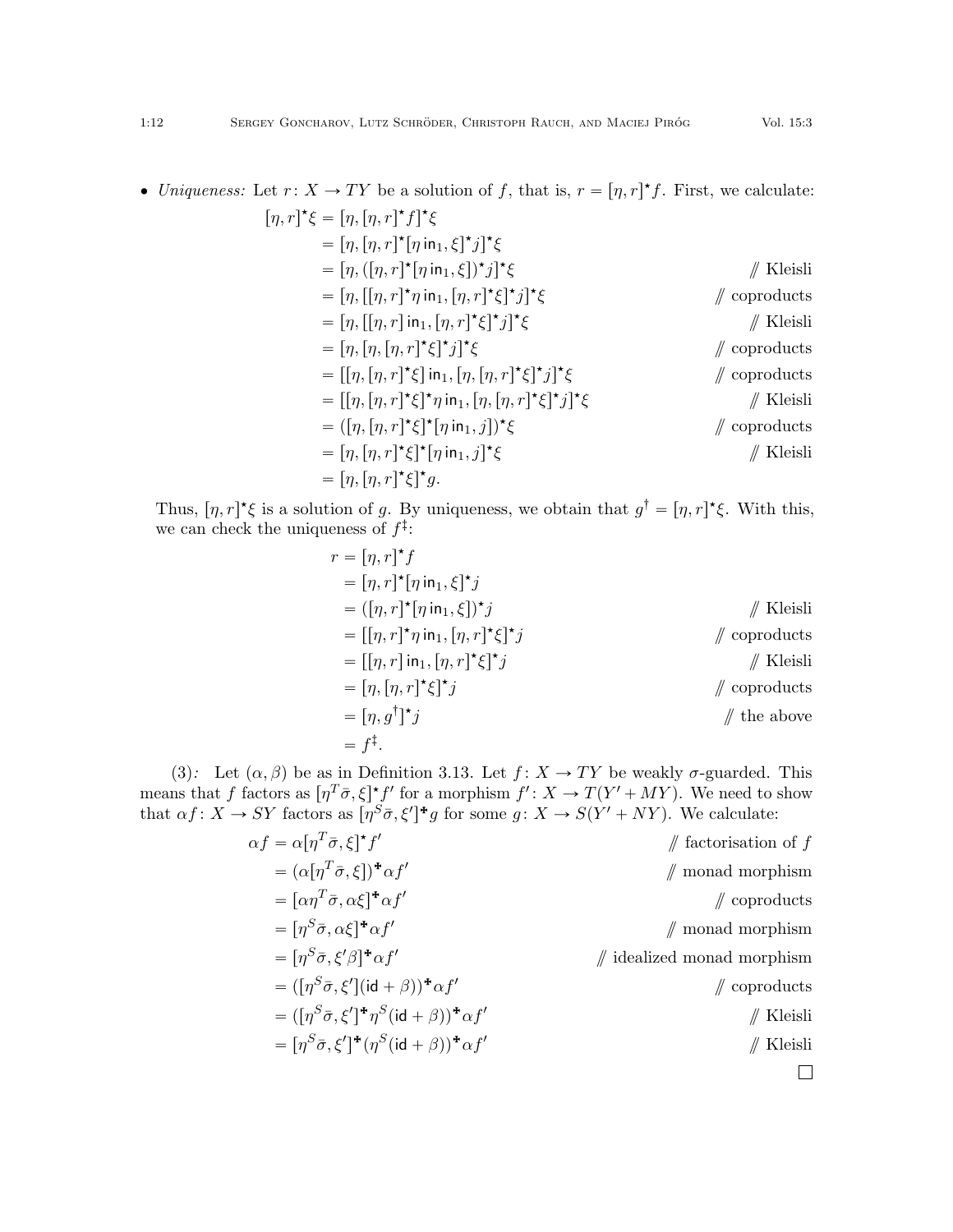- *Uniqueness:* Let $r\colon X \to TY$ be a solution of $f$, that is, $r = [\eta, r]^\star f$. First, we calculate:

$$
\begin{aligned}
[\eta, r]^\star \xi &= [\eta, [\eta, r]^\star f]^\star \xi \\
&= [\eta, [\eta, r]^\star [\eta\,\mathsf{in}_1, \xi]^\star j]^\star \xi \\
&= [\eta, ([\eta, r]^\star [\eta\,\mathsf{in}_1, \xi])^\star j]^\star \xi && /\!\!/ \text{ Kleisli} \\
&= [\eta, [[\eta, r]^\star \eta\,\mathsf{in}_1, [\eta, r]^\star \xi]^\star j]^\star \xi && /\!\!/ \text{ coproducts} \\
&= [\eta, [[\eta, r]\,\mathsf{in}_1, [\eta, r]^\star \xi]^\star j]^\star \xi && /\!\!/ \text{ Kleisli} \\
&= [\eta, [\eta, [\eta, r]^\star \xi]^\star j]^\star \xi && /\!\!/ \text{ coproducts} \\
&= [[\eta, [\eta, r]^\star \xi]\,\mathsf{in}_1, [\eta, [\eta, r]^\star \xi]^\star j]^\star \xi && /\!\!/ \text{ coproducts} \\
&= [[\eta, [\eta, r]^\star \xi]^\star \eta\,\mathsf{in}_1, [\eta, [\eta, r]^\star \xi]^\star j]^\star \xi && /\!\!/ \text{ Kleisli} \\
&= ([\eta, [\eta, r]^\star \xi]^\star [\eta\,\mathsf{in}_1, j])^\star \xi && /\!\!/ \text{ coproducts} \\
&= [\eta, [\eta, r]^\star \xi]^\star [\eta\,\mathsf{in}_1, j]^\star \xi && /\!\!/ \text{ Kleisli} \\
&= [\eta, [\eta, r]^\star \xi]^\star g.
\end{aligned}
$$

  Thus, $[\eta, r]^\star \xi$ is a solution of $g$. By uniqueness, we obtain that $g^\dagger = [\eta, r]^\star \xi$. With this, we can check the uniqueness of $f^\ddagger$:

$$
\begin{aligned}
r &= [\eta, r]^\star f \\
&= [\eta, r]^\star [\eta\,\mathsf{in}_1, \xi]^\star j \\
&= ([\eta, r]^\star [\eta\,\mathsf{in}_1, \xi])^\star j && /\!\!/ \text{ Kleisli} \\
&= [[\eta, r]^\star \eta\,\mathsf{in}_1, [\eta, r]^\star \xi]^\star j && /\!\!/ \text{ coproducts} \\
&= [[\eta, r]\,\mathsf{in}_1, [\eta, r]^\star \xi]^\star j && /\!\!/ \text{ Kleisli} \\
&= [\eta, [\eta, r]^\star \xi]^\star j && /\!\!/ \text{ coproducts} \\
&= [\eta, g^\dagger]^\star j && /\!\!/ \text{ the above} \\
&= f^\ddagger.
\end{aligned}
$$

(3)*:* Let $(\alpha, \beta)$ be as in Definition 3.13. Let $f\colon X \to TY$ be weakly $\sigma$-guarded. This means that $f$ factors as $[\eta^T \bar{\sigma}, \xi]^\star f'$ for a morphism $f'\colon X \to T(Y' + MY)$. We need to show that $\alpha f\colon X \to SY$ factors as $[\eta^S \bar{\sigma}, \xi']^{\maltese} g$ for some $g\colon X \to S(Y' + NY)$. We calculate:

$$
\begin{aligned}
\alpha f &= \alpha [\eta^T \bar{\sigma}, \xi]^\star f' && /\!\!/ \text{ factorisation of } f \\
&= (\alpha [\eta^T \bar{\sigma}, \xi])^{\maltese} \alpha f' && /\!\!/ \text{ monad morphism} \\
&= [\alpha \eta^T \bar{\sigma}, \alpha \xi]^{\maltese} \alpha f' && /\!\!/ \text{ coproducts} \\
&= [\eta^S \bar{\sigma}, \alpha \xi]^{\maltese} \alpha f' && /\!\!/ \text{ monad morphism} \\
&= [\eta^S \bar{\sigma}, \xi' \beta]^{\maltese} \alpha f' && /\!\!/ \text{ idealized monad morphism} \\
&= ([\eta^S \bar{\sigma}, \xi'](\mathsf{id} + \beta))^{\maltese} \alpha f' && /\!\!/ \text{ coproducts} \\
&= ([\eta^S \bar{\sigma}, \xi']^{\maltese} \eta^S (\mathsf{id} + \beta))^{\maltese} \alpha f' && /\!\!/ \text{ Kleisli} \\
&= [\eta^S \bar{\sigma}, \xi']^{\maltese} (\eta^S (\mathsf{id} + \beta))^{\maltese} \alpha f' && /\!\!/ \text{ Kleisli}
\end{aligned}
$$

$\square$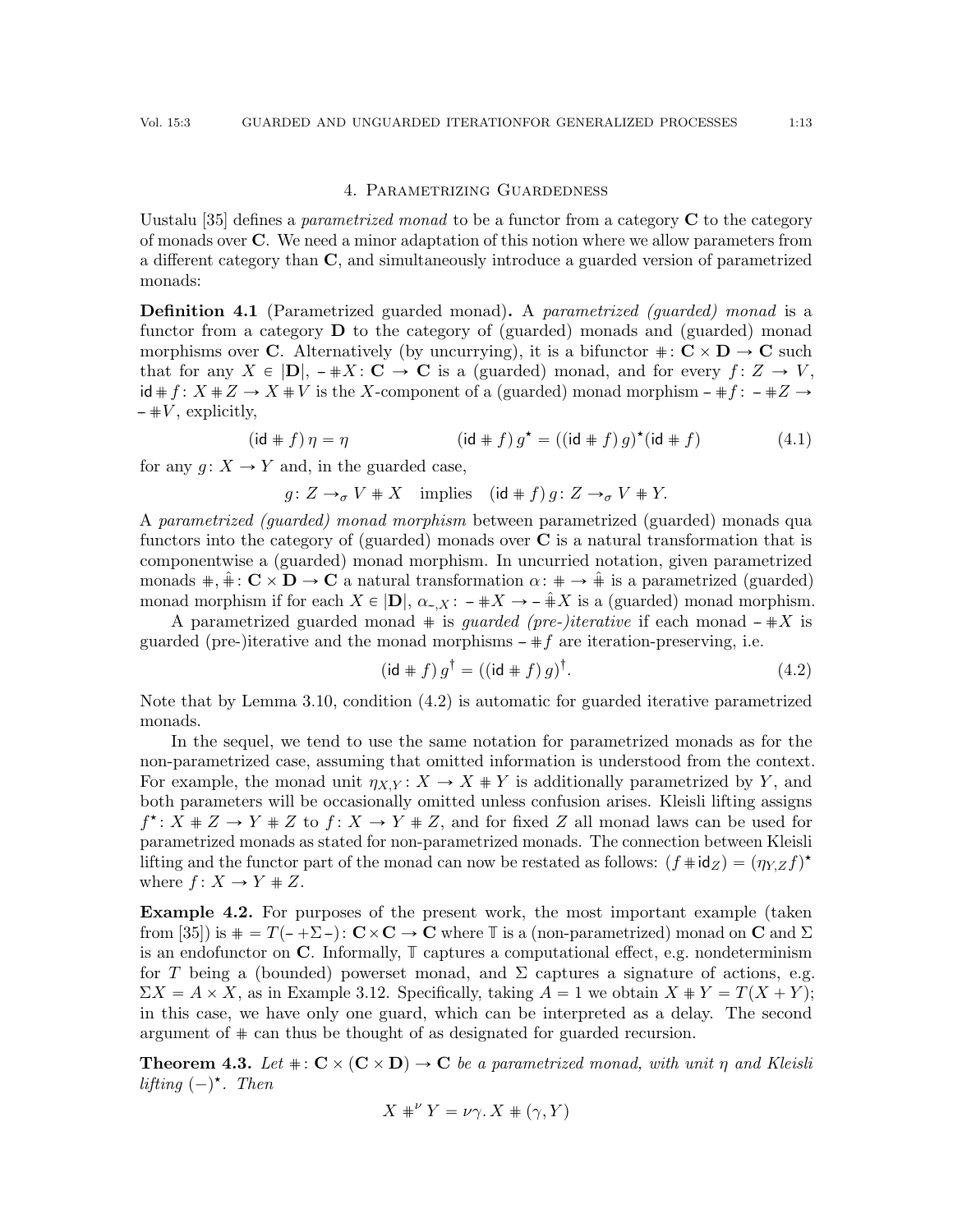## 4. Parametrizing Guardedness

Uustalu [35] defines a *parametrized monad* to be a functor from a category $\mathbf{C}$ to the category of monads over $\mathbf{C}$. We need a minor adaptation of this notion where we allow parameters from a different category than $\mathbf{C}$, and simultaneously introduce a guarded version of parametrized monads:

**Definition 4.1** (Parametrized guarded monad)**.** A *parametrized (guarded) monad* is a functor from a category $\mathbf{D}$ to the category of (guarded) monads and (guarded) monad morphisms over $\mathbf{C}$. Alternatively (by uncurrying), it is a bifunctor $\#\colon \mathbf{C}\times\mathbf{D}\to\mathbf{C}$ such that for any $X\in|\mathbf{D}|$, $-\#X\colon\mathbf{C}\to\mathbf{C}$ is a (guarded) monad, and for every $f\colon Z\to V$, $\mathsf{id}\#f\colon X\#Z\to X\#V$ is the $X$-component of a (guarded) monad morphism $-\#f\colon -\#Z\to -\#V$, explicitly,

$$(\mathsf{id}\# f)\,\eta=\eta \qquad\qquad (\mathsf{id}\# f)\,g^\star=((\mathsf{id}\# f)\,g)^\star(\mathsf{id}\# f) \tag{4.1}$$

for any $g\colon X\to Y$ and, in the guarded case,

$$g\colon Z\to_\sigma V\# X \quad\text{implies}\quad (\mathsf{id}\# f)\,g\colon Z\to_\sigma V\# Y.$$

A *parametrized (guarded) monad morphism* between parametrized (guarded) monads qua functors into the category of (guarded) monads over $\mathbf{C}$ is a natural transformation that is componentwise a (guarded) monad morphism. In uncurried notation, given parametrized monads $\#,\hat{\#}\colon\mathbf{C}\times\mathbf{D}\to\mathbf{C}$ a natural transformation $\alpha\colon\#\to\hat{\#}$ is a parametrized (guarded) monad morphism if for each $X\in|\mathbf{D}|$, $\alpha_{-,X}\colon -\#X\to -\hat{\#}X$ is a (guarded) monad morphism.

A parametrized guarded monad $\#$ is *guarded (pre-)iterative* if each monad $-\#X$ is guarded (pre-)iterative and the monad morphisms $-\#f$ are iteration-preserving, i.e.

$$(\mathsf{id}\# f)\,g^\dagger=((\mathsf{id}\# f)\,g)^\dagger. \tag{4.2}$$

Note that by Lemma 3.10, condition (4.2) is automatic for guarded iterative parametrized monads.

In the sequel, we tend to use the same notation for parametrized monads as for the non-parametrized case, assuming that omitted information is understood from the context. For example, the monad unit $\eta_{X,Y}\colon X\to X\# Y$ is additionally parametrized by $Y$, and both parameters will be occasionally omitted unless confusion arises. Kleisli lifting assigns $f^\star\colon X\# Z\to Y\# Z$ to $f\colon X\to Y\# Z$, and for fixed $Z$ all monad laws can be used for parametrized monads as stated for non-parametrized monads. The connection between Kleisli lifting and the functor part of the monad can now be restated as follows: $(f\#\mathsf{id}_Z)=(\eta_{Y,Z}f)^\star$ where $f\colon X\to Y\# Z$.

**Example 4.2.** For purposes of the present work, the most important example (taken from [35]) is $\# = T(-+\Sigma-)\colon\mathbf{C}\times\mathbf{C}\to\mathbf{C}$ where $\mathbb{T}$ is a (non-parametrized) monad on $\mathbf{C}$ and $\Sigma$ is an endofunctor on $\mathbf{C}$. Informally, $\mathbb{T}$ captures a computational effect, e.g. nondeterminism for $T$ being a (bounded) powerset monad, and $\Sigma$ captures a signature of actions, e.g. $\Sigma X=A\times X$, as in Example 3.12. Specifically, taking $A=1$ we obtain $X\# Y=T(X+Y)$; in this case, we have only one guard, which can be interpreted as a delay. The second argument of $\#$ can thus be thought of as designated for guarded recursion.

**Theorem 4.3.** *Let $\#\colon\mathbf{C}\times(\mathbf{C}\times\mathbf{D})\to\mathbf{C}$ be a parametrized monad, with unit $\eta$ and Kleisli lifting $(-)^\star$. Then*

$$X\#^\nu Y=\nu\gamma.\,X\#(\gamma,Y)$$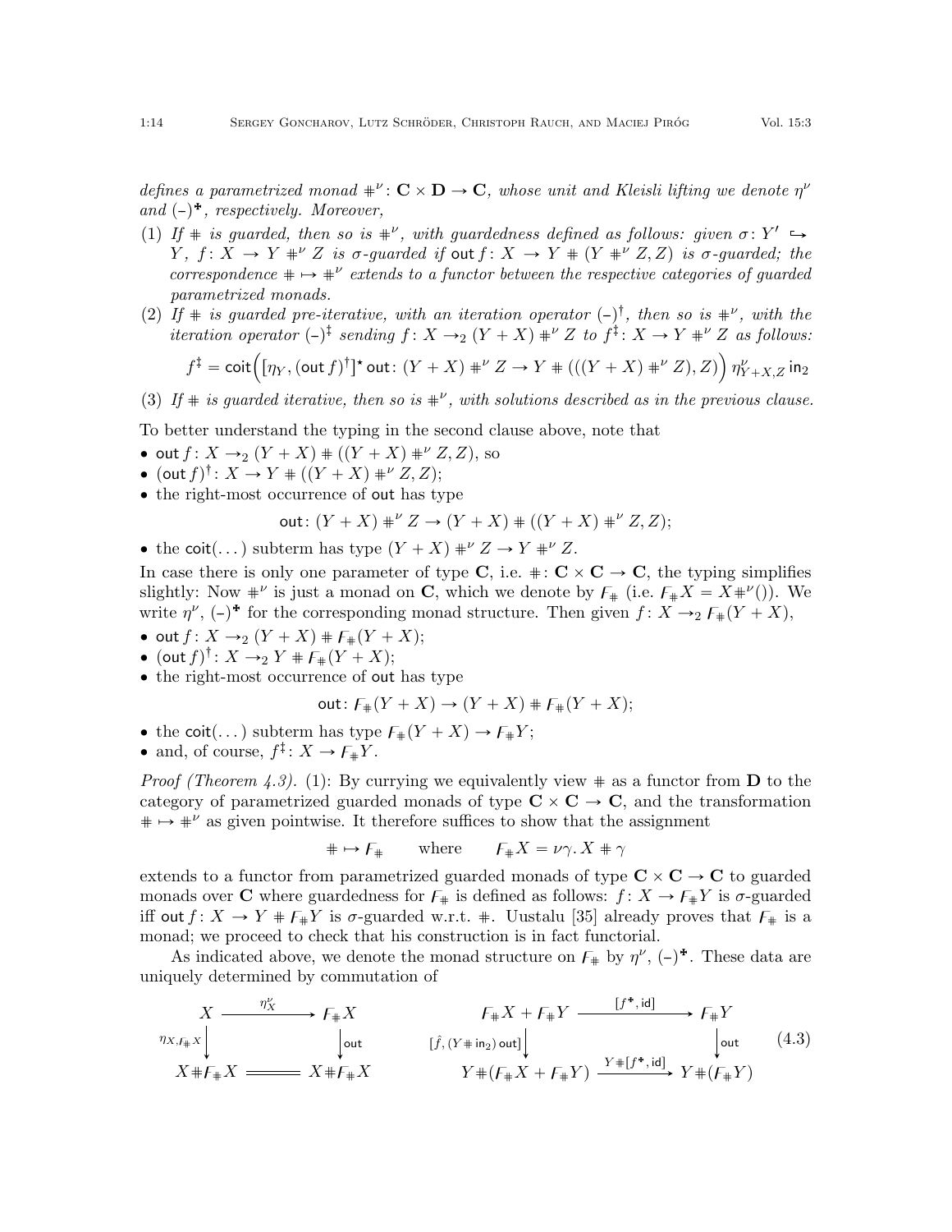*defines a parametrized monad* $\#^\nu : \mathbf{C} \times \mathbf{D} \to \mathbf{C}$*, whose unit and Kleisli lifting we denote* $\eta^\nu$ *and* $(\text{-})^{\maltese}$*, respectively. Moreover,*

(1) *If* $\#$ *is guarded, then so is* $\#^\nu$*, with guardedness defined as follows: given* $\sigma : Y' \hookrightarrow Y$*,* $f : X \to Y \#^\nu Z$ *is* $\sigma$*-guarded if* $\mathsf{out}\, f : X \to Y \# (Y \#^\nu Z, Z)$ *is* $\sigma$*-guarded; the correspondence* $\# \mapsto \#^\nu$ *extends to a functor between the respective categories of guarded parametrized monads.*

(2) *If* $\#$ *is guarded pre-iterative, with an iteration operator* $(\text{-})^\dagger$*, then so is* $\#^\nu$*, with the iteration operator* $(\text{-})^\ddagger$ *sending* $f : X \to_2 (Y + X) \#^\nu Z$ *to* $f^\ddagger : X \to Y \#^\nu Z$ *as follows:*

$$f^\ddagger = \mathsf{coit}\Big([\eta_Y, (\mathsf{out}\, f)^\dagger]^\star\, \mathsf{out} : (Y + X) \#^\nu Z \to Y \# (((Y + X) \#^\nu Z), Z)\Big)\, \eta^\nu_{Y+X,Z}\, \mathsf{in}_2$$

(3) *If* $\#$ *is guarded iterative, then so is* $\#^\nu$*, with solutions described as in the previous clause.*

To better understand the typing in the second clause above, note that

- $\mathsf{out}\, f : X \to_2 (Y + X) \# ((Y + X) \#^\nu Z, Z)$, so
- $(\mathsf{out}\, f)^\dagger : X \to Y \# ((Y + X) \#^\nu Z, Z)$;
- the right-most occurrence of $\mathsf{out}$ has type

$$\mathsf{out} : (Y + X) \#^\nu Z \to (Y + X) \# ((Y + X) \#^\nu Z, Z);$$

- the $\mathsf{coit}(\dots)$ subterm has type $(Y + X) \#^\nu Z \to Y \#^\nu Z$.

In case there is only one parameter of type $\mathbf{C}$, i.e. $\# : \mathbf{C} \times \mathbf{C} \to \mathbf{C}$, the typing simplifies slightly: Now $\#^\nu$ is just a monad on $\mathbf{C}$, which we denote by $F_\#$ (i.e. $F_\# X = X \#^\nu ()$). We write $\eta^\nu$, $(\text{-})^{\maltese}$ for the corresponding monad structure. Then given $f : X \to_2 F_\#(Y + X)$,

- $\mathsf{out}\, f : X \to_2 (Y + X) \# F_\#(Y + X)$;
- $(\mathsf{out}\, f)^\dagger : X \to_2 Y \# F_\#(Y + X)$;
- the right-most occurrence of $\mathsf{out}$ has type

$$\mathsf{out} : F_\#(Y + X) \to (Y + X) \# F_\#(Y + X);$$

- the $\mathsf{coit}(\dots)$ subterm has type $F_\#(Y + X) \to F_\# Y$;
- and, of course, $f^\ddagger : X \to F_\# Y$.

*Proof (Theorem 4.3).* (1): By currying we equivalently view $\#$ as a functor from $\mathbf{D}$ to the category of parametrized guarded monads of type $\mathbf{C} \times \mathbf{C} \to \mathbf{C}$, and the transformation $\# \mapsto \#^\nu$ as given pointwise. It therefore suffices to show that the assignment

$$\# \mapsto F_\# \qquad \text{where} \qquad F_\# X = \nu\gamma.\, X \# \gamma$$

extends to a functor from parametrized guarded monads of type $\mathbf{C} \times \mathbf{C} \to \mathbf{C}$ to guarded monads over $\mathbf{C}$ where guardedness for $F_\#$ is defined as follows: $f : X \to F_\# Y$ is $\sigma$-guarded iff $\mathsf{out}\, f : X \to Y \# F_\# Y$ is $\sigma$-guarded w.r.t. $\#$. Uustalu [35] already proves that $F_\#$ is a monad; we proceed to check that his construction is in fact functorial.

As indicated above, we denote the monad structure on $F_\#$ by $\eta^\nu$, $(\text{-})^{\maltese}$. These data are uniquely determined by commutation of

$$\begin{array}{ccc} X & \xrightarrow{\eta^\nu_X} & F_\# X \\ {\scriptstyle \eta_{X, F_\# X}}\downarrow & & \downarrow{\scriptstyle \mathsf{out}} \\ X \# F_\# X & = & X \# F_\# X \end{array} \qquad \begin{array}{ccc} F_\# X + F_\# Y & \xrightarrow{[f^{\maltese}, \mathsf{id}]} & F_\# Y \\ {\scriptstyle [\hat{f}, (Y \# \mathsf{in}_2)\, \mathsf{out}]}\downarrow & & \downarrow{\scriptstyle \mathsf{out}} \\ Y \# (F_\# X + F_\# Y) & \xrightarrow{Y \# [f^{\maltese}, \mathsf{id}]} & Y \# (F_\# Y) \end{array} \tag{4.3}$$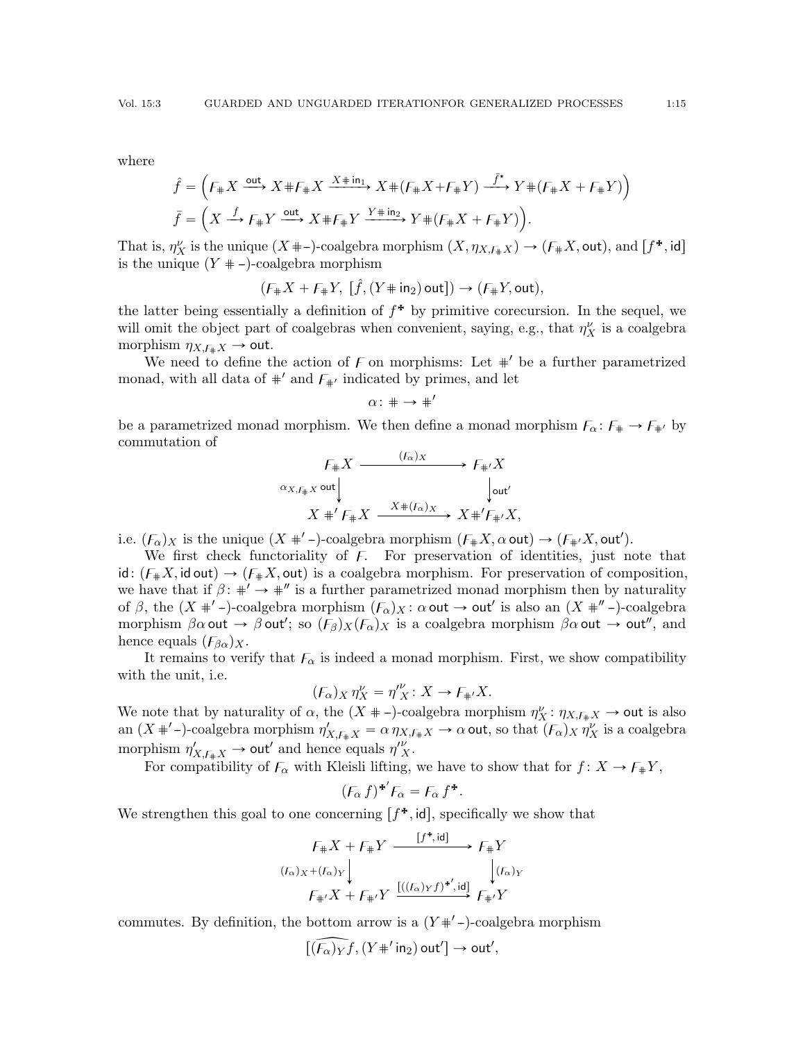where

$$\hat{f} = \Big( \mathcal{F}_{\#}X \xrightarrow{\mathsf{out}} X \# \mathcal{F}_{\#}X \xrightarrow{X \# \mathsf{in}_1} X \# (\mathcal{F}_{\#}X + \mathcal{F}_{\#}Y) \xrightarrow{\bar{f}^{\star}} Y \# (\mathcal{F}_{\#}X + \mathcal{F}_{\#}Y) \Big)$$

$$\bar{f} = \Big( X \xrightarrow{f} \mathcal{F}_{\#}Y \xrightarrow{\mathsf{out}} X \# \mathcal{F}_{\#}Y \xrightarrow{Y \# \mathsf{in}_2} Y \# (\mathcal{F}_{\#}X + \mathcal{F}_{\#}Y) \Big).$$

That is, $\eta^{\nu}_X$ is the unique $(X \# \text{–})$-coalgebra morphism $(X, \eta_{X, \mathcal{F}_{\#}X}) \to (\mathcal{F}_{\#}X, \mathsf{out})$, and $[f^{\star}, \mathsf{id}]$ is the unique $(Y \# \text{–})$-coalgebra morphism

$$(\mathcal{F}_{\#}X + \mathcal{F}_{\#}Y,\ [\hat{f}, (Y \# \mathsf{in}_2)\,\mathsf{out}]) \to (\mathcal{F}_{\#}Y, \mathsf{out}),$$

the latter being essentially a definition of $f^{\star}$ by primitive corecursion. In the sequel, we will omit the object part of coalgebras when convenient, saying, e.g., that $\eta^{\nu}_X$ is a coalgebra morphism $\eta_{X, \mathcal{F}_{\#}X} \to \mathsf{out}$.

We need to define the action of $\mathcal{F}$ on morphisms: Let $\#'$ be a further parametrized monad, with all data of $\#'$ and $\mathcal{F}_{\#'}$ indicated by primes, and let

$$\alpha \colon \# \to \#'$$

be a parametrized monad morphism. We then define a monad morphism $\mathcal{F}_{\alpha} \colon \mathcal{F}_{\#} \to \mathcal{F}_{\#'}$ by commutation of

$$\begin{array}{ccc}
\mathcal{F}_{\#}X & \xrightarrow{(\mathcal{F}_{\alpha})_X} & \mathcal{F}_{\#'}X \\
{\scriptstyle \alpha_{X, \mathcal{F}_{\#}X}\,\mathsf{out}} \downarrow & & \downarrow {\scriptstyle \mathsf{out}'} \\
X \#' \mathcal{F}_{\#}X & \xrightarrow{X \# (\mathcal{F}_{\alpha})_X} & X \#' \mathcal{F}_{\#'}X,
\end{array}$$

i.e. $(\mathcal{F}_{\alpha})_X$ is the unique $(X \#' \text{–})$-coalgebra morphism $(\mathcal{F}_{\#}X, \alpha\,\mathsf{out}) \to (\mathcal{F}_{\#'}X, \mathsf{out}')$.

We first check functoriality of $\mathcal{F}$. For preservation of identities, just note that $\mathsf{id} \colon (\mathcal{F}_{\#}X, \mathsf{id}\,\mathsf{out}) \to (\mathcal{F}_{\#}X, \mathsf{out})$ is a coalgebra morphism. For preservation of composition, we have that if $\beta \colon \#' \to \#''$ is a further parametrized monad morphism then by naturality of $\beta$, the $(X \#' \text{–})$-coalgebra morphism $(\mathcal{F}_{\alpha})_X \colon \alpha\,\mathsf{out} \to \mathsf{out}'$ is also an $(X \#'' \text{–})$-coalgebra morphism $\beta\alpha\,\mathsf{out} \to \beta\,\mathsf{out}'$; so $(\mathcal{F}_{\beta})_X (\mathcal{F}_{\alpha})_X$ is a coalgebra morphism $\beta\alpha\,\mathsf{out} \to \mathsf{out}''$, and hence equals $(\mathcal{F}_{\beta\alpha})_X$.

It remains to verify that $\mathcal{F}_{\alpha}$ is indeed a monad morphism. First, we show compatibility with the unit, i.e.

$$(\mathcal{F}_{\alpha})_X\, \eta^{\nu}_X = \eta'^{\nu}_X \colon X \to \mathcal{F}_{\#'}X.$$

We note that by naturality of $\alpha$, the $(X \# \text{–})$-coalgebra morphism $\eta^{\nu}_X \colon \eta_{X, \mathcal{F}_{\#}X} \to \mathsf{out}$ is also an $(X \#' \text{–})$-coalgebra morphism $\eta'_{X, \mathcal{F}_{\#}X} = \alpha\, \eta_{X, \mathcal{F}_{\#}X} \to \alpha\,\mathsf{out}$, so that $(\mathcal{F}_{\alpha})_X\, \eta^{\nu}_X$ is a coalgebra morphism $\eta'_{X, \mathcal{F}_{\#}X} \to \mathsf{out}'$ and hence equals $\eta'^{\nu}_X$.

For compatibility of $\mathcal{F}_{\alpha}$ with Kleisli lifting, we have to show that for $f \colon X \to \mathcal{F}_{\#}Y$,

$$(\mathcal{F}_{\alpha}\, f)^{\star'} \mathcal{F}_{\alpha} = \mathcal{F}_{\alpha}\, f^{\star}.$$

We strengthen this goal to one concerning $[f^{\star}, \mathsf{id}]$, specifically we show that

$$\begin{array}{ccc}
\mathcal{F}_{\#}X + \mathcal{F}_{\#}Y & \xrightarrow{[f^{\star}, \mathsf{id}]} & \mathcal{F}_{\#}Y \\
{\scriptstyle (\mathcal{F}_{\alpha})_X + (\mathcal{F}_{\alpha})_Y} \downarrow & & \downarrow {\scriptstyle (\mathcal{F}_{\alpha})_Y} \\
\mathcal{F}_{\#'}X + \mathcal{F}_{\#'}Y & \xrightarrow{[((\mathcal{F}_{\alpha})_Y f)^{\star'}, \mathsf{id}]} & \mathcal{F}_{\#'}Y
\end{array}$$

commutes. By definition, the bottom arrow is a $(Y \#' \text{–})$-coalgebra morphism

$$[\widehat{(\mathcal{F}_{\alpha})_Y f}, (Y \#' \mathsf{in}_2)\,\mathsf{out}'] \to \mathsf{out}',$$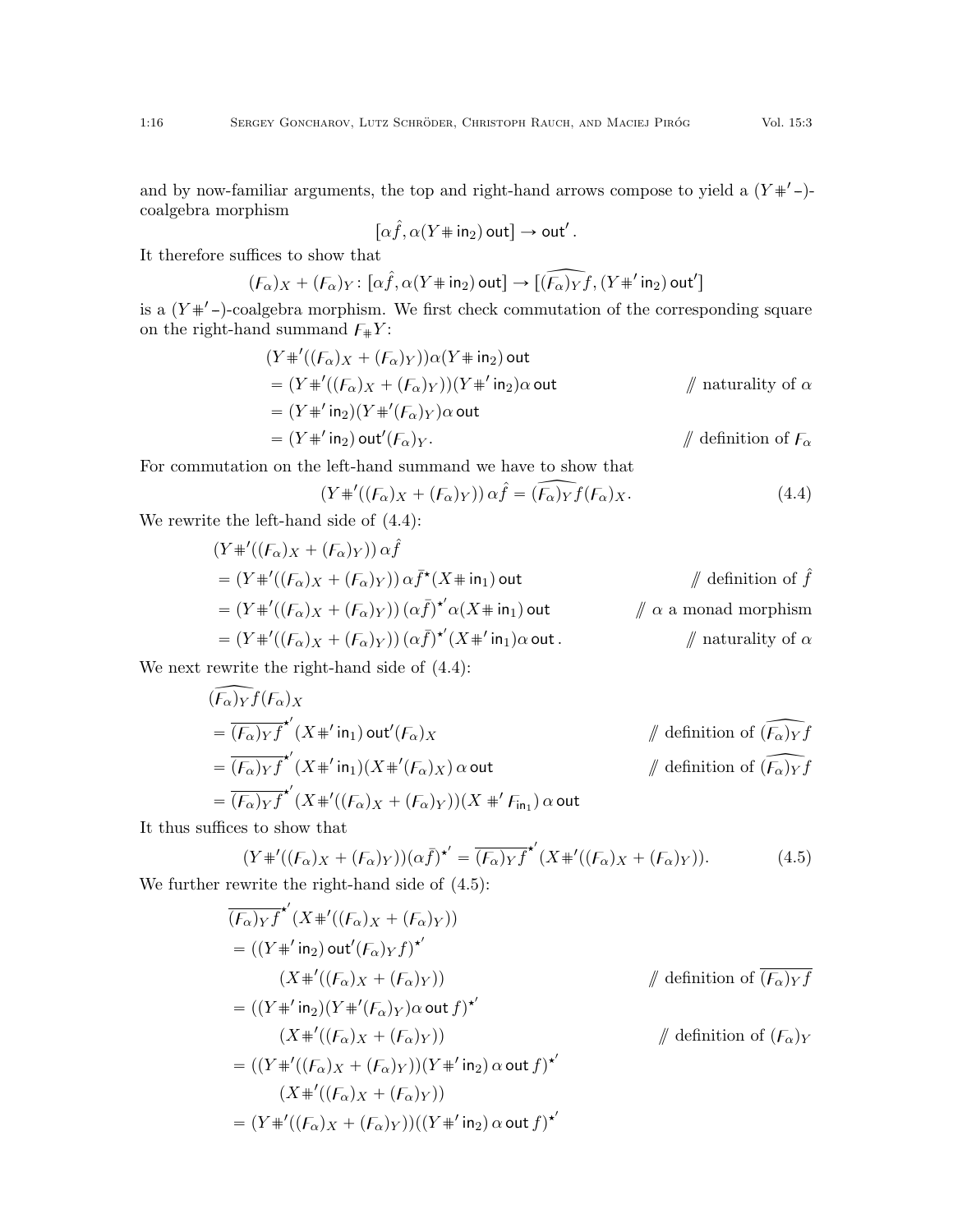and by now-familiar arguments, the top and right-hand arrows compose to yield a $(Y \mathbin{\#}' -)$-coalgebra morphism

$$[\alpha\hat{f}, \alpha(Y \mathbin{\#} \mathsf{in}_2)\,\mathsf{out}] \to \mathsf{out}'.$$

It therefore suffices to show that

$$(\digamma_\alpha)_X + (\digamma_\alpha)_Y \colon [\alpha\hat{f}, \alpha(Y \mathbin{\#} \mathsf{in}_2)\,\mathsf{out}] \to [\widehat{(\digamma_\alpha)_Y f}, (Y \mathbin{\#}' \mathsf{in}_2)\,\mathsf{out}']$$

is a $(Y \mathbin{\#}' -)$-coalgebra morphism. We first check commutation of the corresponding square on the right-hand summand $\digamma_{\#} Y$:

$$
\begin{aligned}
&(Y \mathbin{\#}'((\digamma_\alpha)_X + (\digamma_\alpha)_Y))\alpha(Y \mathbin{\#} \mathsf{in}_2)\,\mathsf{out} \\
&= (Y \mathbin{\#}'((\digamma_\alpha)_X + (\digamma_\alpha)_Y))(Y \mathbin{\#}' \mathsf{in}_2)\alpha\,\mathsf{out} && /\!\!/ \text{ naturality of } \alpha \\
&= (Y \mathbin{\#}' \mathsf{in}_2)(Y \mathbin{\#}'(\digamma_\alpha)_Y)\alpha\,\mathsf{out} \\
&= (Y \mathbin{\#}' \mathsf{in}_2)\,\mathsf{out}'(\digamma_\alpha)_Y. && /\!\!/ \text{ definition of } \digamma_\alpha
\end{aligned}
$$

For commutation on the left-hand summand we have to show that

$$(Y \mathbin{\#}'((\digamma_\alpha)_X + (\digamma_\alpha)_Y))\,\alpha\hat{f} = \widehat{(\digamma_\alpha)_Y f}(\digamma_\alpha)_X. \tag{4.4}$$

We rewrite the left-hand side of (4.4):

$$
\begin{aligned}
&(Y \mathbin{\#}'((\digamma_\alpha)_X + (\digamma_\alpha)_Y))\,\alpha\hat{f} \\
&= (Y \mathbin{\#}'((\digamma_\alpha)_X + (\digamma_\alpha)_Y))\,\alpha\bar{f}^{\star}(X \mathbin{\#} \mathsf{in}_1)\,\mathsf{out} && /\!\!/ \text{ definition of } \hat{f} \\
&= (Y \mathbin{\#}'((\digamma_\alpha)_X + (\digamma_\alpha)_Y))\,(\alpha\bar{f})^{\star'}\alpha(X \mathbin{\#} \mathsf{in}_1)\,\mathsf{out} && /\!\!/ \ \alpha \text{ a monad morphism} \\
&= (Y \mathbin{\#}'((\digamma_\alpha)_X + (\digamma_\alpha)_Y))\,(\alpha\bar{f})^{\star'}(X \mathbin{\#}' \mathsf{in}_1)\alpha\,\mathsf{out}. && /\!\!/ \text{ naturality of } \alpha
\end{aligned}
$$

We next rewrite the right-hand side of (4.4):

$$
\begin{aligned}
&\widehat{(\digamma_\alpha)_Y f}(\digamma_\alpha)_X \\
&= \overline{(\digamma_\alpha)_Y f}^{\star'}(X \mathbin{\#}' \mathsf{in}_1)\,\mathsf{out}'(\digamma_\alpha)_X && /\!\!/ \text{ definition of } \widehat{(\digamma_\alpha)_Y f} \\
&= \overline{(\digamma_\alpha)_Y f}^{\star'}(X \mathbin{\#}' \mathsf{in}_1)(X \mathbin{\#}'(\digamma_\alpha)_X)\,\alpha\,\mathsf{out} && /\!\!/ \text{ definition of } \widehat{(\digamma_\alpha)_Y f} \\
&= \overline{(\digamma_\alpha)_Y f}^{\star'}(X \mathbin{\#}'((\digamma_\alpha)_X + (\digamma_\alpha)_Y))(X \mathbin{\#}' \digamma_{\mathsf{in}_1})\,\alpha\,\mathsf{out}
\end{aligned}
$$

It thus suffices to show that

$$(Y \mathbin{\#}'((\digamma_\alpha)_X + (\digamma_\alpha)_Y))(\alpha\bar{f})^{\star'} = \overline{(\digamma_\alpha)_Y f}^{\star'}(X \mathbin{\#}'((\digamma_\alpha)_X + (\digamma_\alpha)_Y)). \tag{4.5}$$

We further rewrite the right-hand side of (4.5):

$$
\begin{aligned}
&\overline{(\digamma_\alpha)_Y f}^{\star'}(X \mathbin{\#}'((\digamma_\alpha)_X + (\digamma_\alpha)_Y)) \\
&= ((Y \mathbin{\#}' \mathsf{in}_2)\,\mathsf{out}'(\digamma_\alpha)_Y f)^{\star'} \\
&\qquad (X \mathbin{\#}'((\digamma_\alpha)_X + (\digamma_\alpha)_Y)) && /\!\!/ \text{ definition of } \overline{(\digamma_\alpha)_Y f} \\
&= ((Y \mathbin{\#}' \mathsf{in}_2)(Y \mathbin{\#}'(\digamma_\alpha)_Y)\alpha\,\mathsf{out}\,f)^{\star'} \\
&\qquad (X \mathbin{\#}'((\digamma_\alpha)_X + (\digamma_\alpha)_Y)) && /\!\!/ \text{ definition of } (\digamma_\alpha)_Y \\
&= ((Y \mathbin{\#}'((\digamma_\alpha)_X + (\digamma_\alpha)_Y))(Y \mathbin{\#}' \mathsf{in}_2)\,\alpha\,\mathsf{out}\,f)^{\star'} \\
&\qquad (X \mathbin{\#}'((\digamma_\alpha)_X + (\digamma_\alpha)_Y)) \\
&= (Y \mathbin{\#}'((\digamma_\alpha)_X + (\digamma_\alpha)_Y))((Y \mathbin{\#}' \mathsf{in}_2)\,\alpha\,\mathsf{out}\,f)^{\star'}
\end{aligned}
$$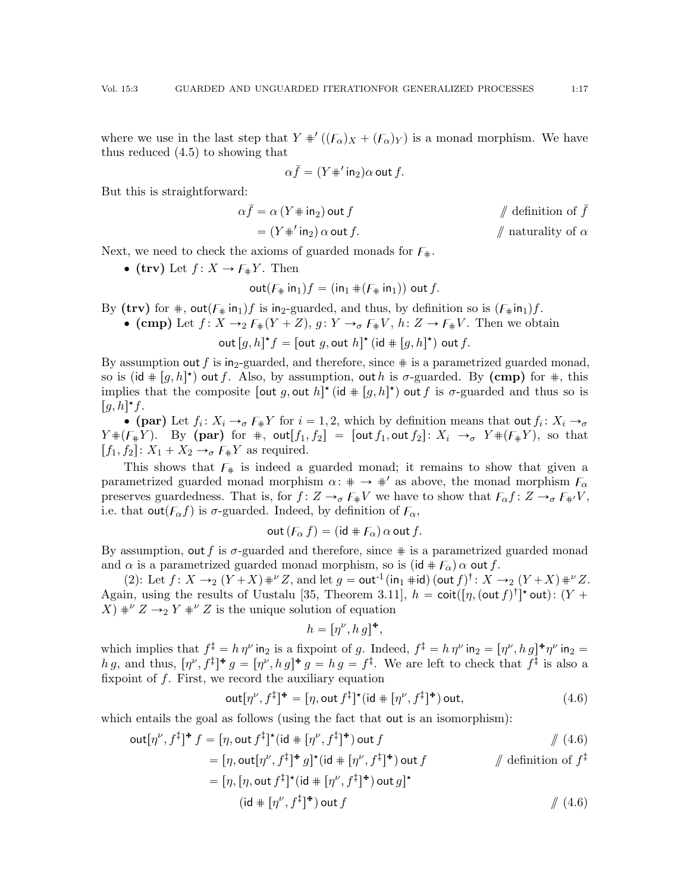where we use in the last step that $Y \#' ((F_\alpha)_X + (F_\alpha)_Y)$ is a monad morphism. We have thus reduced (4.5) to showing that

$$\alpha \bar{f} = (Y \#' \mathsf{in}_2) \alpha \, \mathsf{out}\, f.$$

But this is straightforward:

$$\begin{aligned} \alpha \bar{f} &= \alpha \, (Y \# \mathsf{in}_2) \, \mathsf{out}\, f && \text{// definition of } \bar{f} \\ &= (Y \#' \mathsf{in}_2) \, \alpha \, \mathsf{out}\, f. && \text{// naturality of } \alpha \end{aligned}$$

Next, we need to check the axioms of guarded monads for $F_\#$.

- **(trv)** Let $f\colon X \to F_\# Y$. Then

$$\mathsf{out}(F_\# \, \mathsf{in}_1) f = (\mathsf{in}_1 \# (F_\# \, \mathsf{in}_1)) \, \mathsf{out}\, f.$$

By **(trv)** for $\#$, $\mathsf{out}(F_\# \, \mathsf{in}_1) f$ is $\mathsf{in}_2$-guarded, and thus, by definition so is $(F_\# \mathsf{in}_1) f$.

- **(cmp)** Let $f\colon X \to_2 F_\# (Y + Z)$, $g\colon Y \to_\sigma F_\# V$, $h\colon Z \to F_\# V$. Then we obtain

$$\mathsf{out}\, [g, h]^\star f = [\mathsf{out}\ g, \mathsf{out}\ h]^\star \, (\mathsf{id} \# [g, h]^\star) \, \mathsf{out}\, f.$$

By assumption $\mathsf{out}\, f$ is $\mathsf{in}_2$-guarded, and therefore, since $\#$ is a parametrized guarded monad, so is $(\mathsf{id} \# [g, h]^\star) \, \mathsf{out}\, f$. Also, by assumption, $\mathsf{out}\, h$ is $\sigma$-guarded. By **(cmp)** for $\#$, this implies that the composite $[\mathsf{out}\ g, \mathsf{out}\ h]^\star \, (\mathsf{id} \# [g, h]^\star) \, \mathsf{out}\, f$ is $\sigma$-guarded and thus so is $[g, h]^\star f$.

- **(par)** Let $f_i\colon X_i \to_\sigma F_\# Y$ for $i = 1, 2$, which by definition means that $\mathsf{out}\, f_i\colon X_i \to_\sigma Y \# (F_\# Y)$. By **(par)** for $\#$, $\mathsf{out}[f_1, f_2] = [\mathsf{out}\, f_1, \mathsf{out}\, f_2]\colon X_i \to_\sigma Y \# (F_\# Y)$, so that $[f_1, f_2]\colon X_1 + X_2 \to_\sigma F_\# Y$ as required.

This shows that $F_\#$ is indeed a guarded monad; it remains to show that given a parametrized guarded monad morphism $\alpha\colon \# \to \#'$ as above, the monad morphism $F_\alpha$ preserves guardedness. That is, for $f\colon Z \to_\sigma F_\# V$ we have to show that $F_\alpha f\colon Z \to_\sigma F_{\#'} V$, i.e. that $\mathsf{out}(F_\alpha f)$ is $\sigma$-guarded. Indeed, by definition of $F_\alpha$,

$$\mathsf{out}\, (F_\alpha \, f) = (\mathsf{id} \# F_\alpha) \, \alpha \, \mathsf{out}\, f.$$

By assumption, $\mathsf{out}\, f$ is $\sigma$-guarded and therefore, since $\#$ is a parametrized guarded monad and $\alpha$ is a parametrized guarded monad morphism, so is $(\mathsf{id} \# F_\alpha) \, \alpha \, \mathsf{out}\, f$.

(2): Let $f\colon X \to_2 (Y + X) \#^\nu Z$, and let $g = \mathsf{out}^{-1} (\mathsf{in}_1 \# \mathsf{id}) \, (\mathsf{out}\, f)^\dagger \colon X \to_2 (Y + X) \#^\nu Z$. Again, using the results of Uustalu [35, Theorem 3.11], $h = \mathsf{coit}([\eta, (\mathsf{out}\, f)^\dagger]^\star \, \mathsf{out})\colon (Y + X) \#^\nu Z \to_2 Y \#^\nu Z$ is the unique solution of equation

$$h = [\eta^\nu, h\, g]^\maltese,$$

which implies that $f^\ddagger = h \, \eta^\nu \, \mathsf{in}_2$ is a fixpoint of $g$. Indeed, $f^\ddagger = h \, \eta^\nu \, \mathsf{in}_2 = [\eta^\nu, h\, g]^\maltese \eta^\nu \, \mathsf{in}_2 = h\, g$, and thus, $[\eta^\nu, f^\ddagger]^\maltese \, g = [\eta^\nu, h\, g]^\maltese \, g = h\, g = f^\ddagger$. We are left to check that $f^\ddagger$ is also a fixpoint of $f$. First, we record the auxiliary equation

$$\mathsf{out}[\eta^\nu, f^\ddagger]^\maltese = [\eta, \mathsf{out}\, f^\ddagger]^\star (\mathsf{id} \# [\eta^\nu, f^\ddagger]^\maltese) \, \mathsf{out}, \tag{4.6}$$

which entails the goal as follows (using the fact that $\mathsf{out}$ is an isomorphism):

$$\begin{aligned} \mathsf{out}[\eta^\nu, f^\ddagger]^\maltese \, f &= [\eta, \mathsf{out}\, f^\ddagger]^\star (\mathsf{id} \# [\eta^\nu, f^\ddagger]^\maltese) \, \mathsf{out}\, f && \text{// (4.6)} \\ &= [\eta, \mathsf{out}[\eta^\nu, f^\ddagger]^\maltese \, g]^\star (\mathsf{id} \# [\eta^\nu, f^\ddagger]^\maltese) \, \mathsf{out}\, f && \text{// definition of } f^\ddagger \\ &= [\eta, [\eta, \mathsf{out}\, f^\ddagger]^\star (\mathsf{id} \# [\eta^\nu, f^\ddagger]^\maltese) \, \mathsf{out}\, g]^\star \\ &\qquad (\mathsf{id} \# [\eta^\nu, f^\ddagger]^\maltese) \, \mathsf{out}\, f && \text{// (4.6)} \end{aligned}$$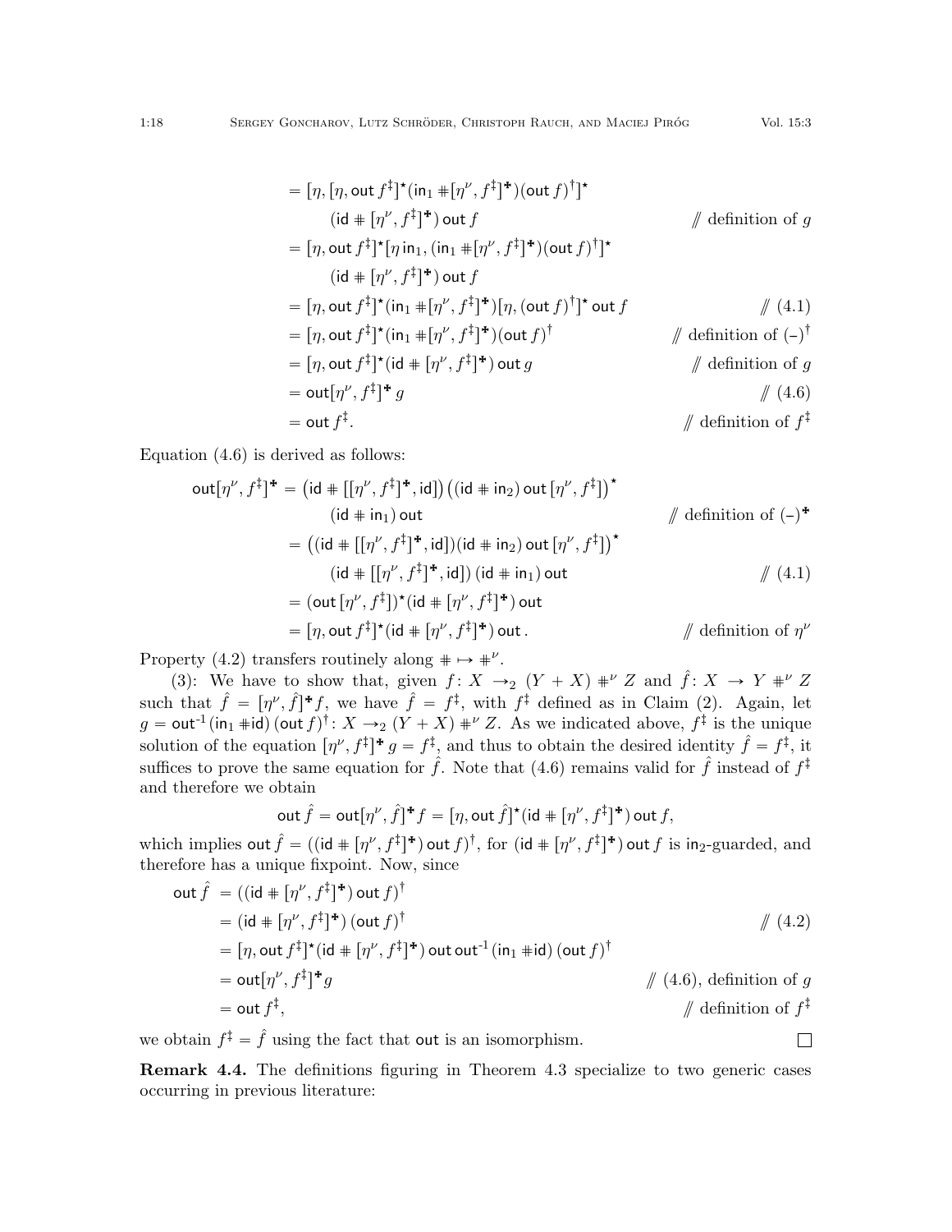$$
\begin{aligned}
&= [\eta, [\eta, \mathsf{out}\, f^\ddagger]^\star (\mathsf{in}_1 \mathbin{\#} [\eta^\nu, f^\ddagger]^{\maltese}) (\mathsf{out}\, f)^\dagger]^\star \\
&\qquad (\mathsf{id} \mathbin{\#} [\eta^\nu, f^\ddagger]^{\maltese})\, \mathsf{out}\, f && /\!\!/ \text{ definition of } g \\
&= [\eta, \mathsf{out}\, f^\ddagger]^\star [\eta\, \mathsf{in}_1, (\mathsf{in}_1 \mathbin{\#} [\eta^\nu, f^\ddagger]^{\maltese}) (\mathsf{out}\, f)^\dagger]^\star \\
&\qquad (\mathsf{id} \mathbin{\#} [\eta^\nu, f^\ddagger]^{\maltese})\, \mathsf{out}\, f \\
&= [\eta, \mathsf{out}\, f^\ddagger]^\star (\mathsf{in}_1 \mathbin{\#} [\eta^\nu, f^\ddagger]^{\maltese}) [\eta, (\mathsf{out}\, f)^\dagger]^\star\, \mathsf{out}\, f && /\!\!/ \text{ (4.1)} \\
&= [\eta, \mathsf{out}\, f^\ddagger]^\star (\mathsf{in}_1 \mathbin{\#} [\eta^\nu, f^\ddagger]^{\maltese}) (\mathsf{out}\, f)^\dagger && /\!\!/ \text{ definition of } (\text{–})^\dagger \\
&= [\eta, \mathsf{out}\, f^\ddagger]^\star (\mathsf{id} \mathbin{\#} [\eta^\nu, f^\ddagger]^{\maltese})\, \mathsf{out}\, g && /\!\!/ \text{ definition of } g \\
&= \mathsf{out} [\eta^\nu, f^\ddagger]^{\maltese}\, g && /\!\!/ \text{ (4.6)} \\
&= \mathsf{out}\, f^\ddagger. && /\!\!/ \text{ definition of } f^\ddagger
\end{aligned}
$$

Equation (4.6) is derived as follows:

$$
\begin{aligned}
\mathsf{out} [\eta^\nu, f^\ddagger]^{\maltese} &= \big(\mathsf{id} \mathbin{\#} [[\eta^\nu, f^\ddagger]^{\maltese}, \mathsf{id}]\big) \big((\mathsf{id} \mathbin{\#} \mathsf{in}_2)\, \mathsf{out}\, [\eta^\nu, f^\ddagger]\big)^\star \\
&\qquad (\mathsf{id} \mathbin{\#} \mathsf{in}_1)\, \mathsf{out} && /\!\!/ \text{ definition of } (\text{–})^{\maltese} \\
&= \big((\mathsf{id} \mathbin{\#} [[\eta^\nu, f^\ddagger]^{\maltese}, \mathsf{id}]) (\mathsf{id} \mathbin{\#} \mathsf{in}_2)\, \mathsf{out}\, [\eta^\nu, f^\ddagger]\big)^\star \\
&\qquad (\mathsf{id} \mathbin{\#} [[\eta^\nu, f^\ddagger]^{\maltese}, \mathsf{id}])\, (\mathsf{id} \mathbin{\#} \mathsf{in}_1)\, \mathsf{out} && /\!\!/ \text{ (4.1)} \\
&= (\mathsf{out}\, [\eta^\nu, f^\ddagger])^\star (\mathsf{id} \mathbin{\#} [\eta^\nu, f^\ddagger]^{\maltese})\, \mathsf{out} \\
&= [\eta, \mathsf{out}\, f^\ddagger]^\star (\mathsf{id} \mathbin{\#} [\eta^\nu, f^\ddagger]^{\maltese})\, \mathsf{out}\,. && /\!\!/ \text{ definition of } \eta^\nu
\end{aligned}
$$

Property (4.2) transfers routinely along $\# \mapsto \#^\nu$.

(3): We have to show that, given $f\colon X \to_2 (Y + X) \mathbin{\#^\nu} Z$ and $\hat{f}\colon X \to Y \mathbin{\#^\nu} Z$ such that $\hat{f} = [\eta^\nu, \hat{f}]^{\maltese} f$, we have $\hat{f} = f^\ddagger$, with $f^\ddagger$ defined as in Claim (2). Again, let $g = \mathsf{out}^{-1} (\mathsf{in}_1 \mathbin{\#} \mathsf{id})\, (\mathsf{out}\, f)^\dagger \colon X \to_2 (Y + X) \mathbin{\#^\nu} Z$. As we indicated above, $f^\ddagger$ is the unique solution of the equation $[\eta^\nu, f^\ddagger]^{\maltese}\, g = f^\ddagger$, and thus to obtain the desired identity $\hat{f} = f^\ddagger$, it suffices to prove the same equation for $\hat{f}$. Note that (4.6) remains valid for $\hat{f}$ instead of $f^\ddagger$ and therefore we obtain

$$
\mathsf{out}\, \hat{f} = \mathsf{out} [\eta^\nu, \hat{f}]^{\maltese} f = [\eta, \mathsf{out}\, \hat{f}]^\star (\mathsf{id} \mathbin{\#} [\eta^\nu, f^\ddagger]^{\maltese})\, \mathsf{out}\, f,
$$

which implies $\mathsf{out}\, \hat{f} = ((\mathsf{id} \mathbin{\#} [\eta^\nu, f^\ddagger]^{\maltese})\, \mathsf{out}\, f)^\dagger$, for $(\mathsf{id} \mathbin{\#} [\eta^\nu, f^\ddagger]^{\maltese})\, \mathsf{out}\, f$ is $\mathsf{in}_2$-guarded, and therefore has a unique fixpoint. Now, since

$$
\begin{aligned}
\mathsf{out}\, \hat{f} &= ((\mathsf{id} \mathbin{\#} [\eta^\nu, f^\ddagger]^{\maltese})\, \mathsf{out}\, f)^\dagger \\
&= (\mathsf{id} \mathbin{\#} [\eta^\nu, f^\ddagger]^{\maltese})\, (\mathsf{out}\, f)^\dagger && /\!\!/ \text{ (4.2)} \\
&= [\eta, \mathsf{out}\, f^\ddagger]^\star (\mathsf{id} \mathbin{\#} [\eta^\nu, f^\ddagger]^{\maltese})\, \mathsf{out}\, \mathsf{out}^{-1} (\mathsf{in}_1 \mathbin{\#} \mathsf{id})\, (\mathsf{out}\, f)^\dagger \\
&= \mathsf{out} [\eta^\nu, f^\ddagger]^{\maltese} g && /\!\!/ \text{ (4.6), definition of } g \\
&= \mathsf{out}\, f^\ddagger, && /\!\!/ \text{ definition of } f^\ddagger
\end{aligned}
$$

we obtain $f^\ddagger = \hat{f}$ using the fact that $\mathsf{out}$ is an isomorphism. ☐

**Remark 4.4.** The definitions figuring in Theorem 4.3 specialize to two generic cases occurring in previous literature: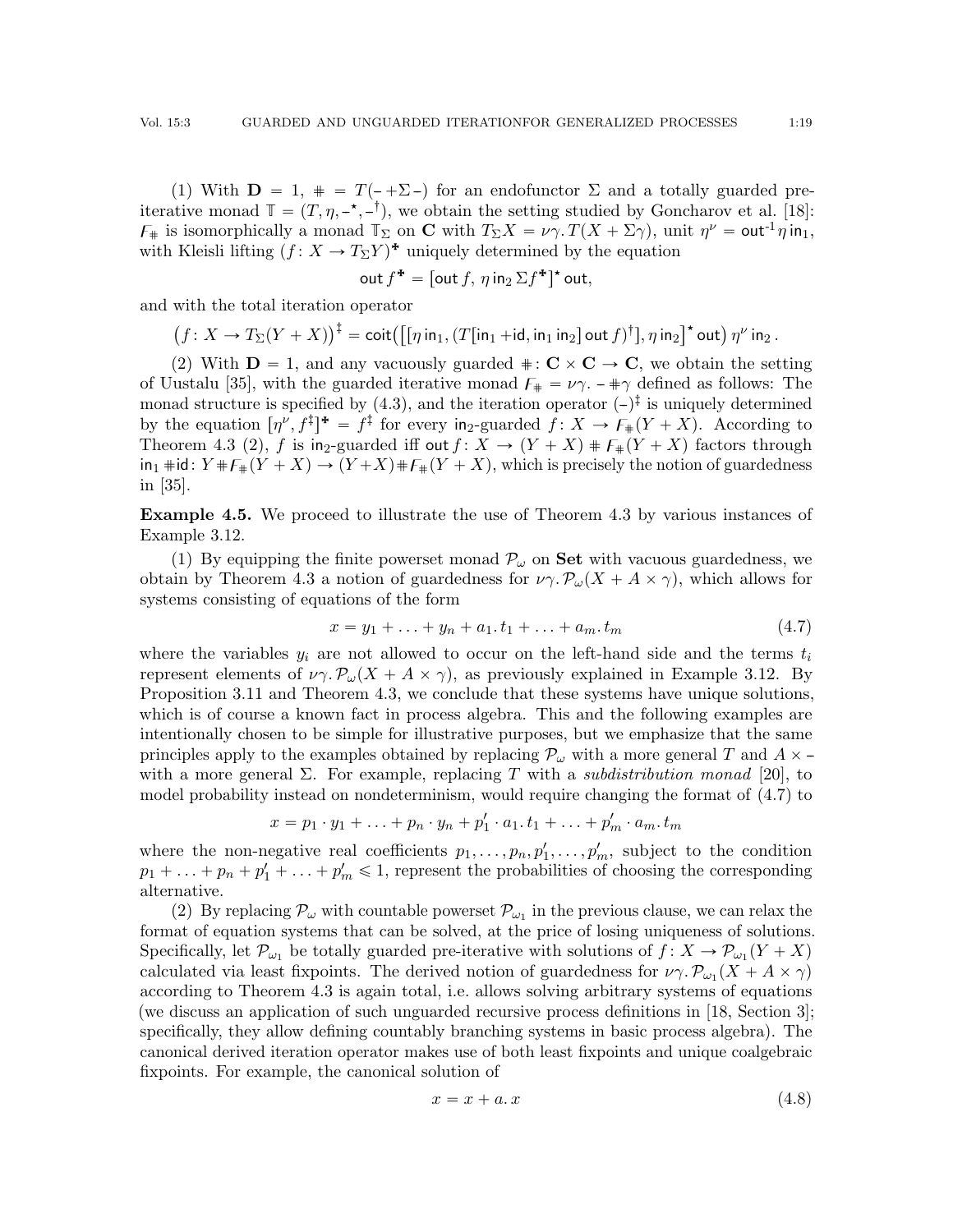(1) With $\mathbf{D} = 1$, $\# = T(\text{-} + \Sigma \text{-})$ for an endofunctor $\Sigma$ and a totally guarded pre-iterative monad $\mathbb{T} = (T, \eta, \text{-}^\star, \text{-}^\dagger)$, we obtain the setting studied by Goncharov et al. [18]: $F_\#$ is isomorphically a monad $\mathbb{T}_\Sigma$ on $\mathbf{C}$ with $T_\Sigma X = \nu\gamma.\, T(X + \Sigma\gamma)$, unit $\eta^\nu = \mathsf{out}^{-1}\,\eta\,\mathsf{in}_1$, with Kleisli lifting $(f\colon X \to T_\Sigma Y)^{\maltese}$ uniquely determined by the equation

$$\mathsf{out}\, f^{\maltese} = [\mathsf{out}\, f,\ \eta\,\mathsf{in}_2\,\Sigma f^{\maltese}]^\star\,\mathsf{out},$$

and with the total iteration operator

$$\big(f\colon X \to T_\Sigma(Y + X)\big)^\ddagger = \mathsf{coit}\big(\big[[\eta\,\mathsf{in}_1, (T[\mathsf{in}_1 + \mathsf{id}, \mathsf{in}_1\,\mathsf{in}_2]\,\mathsf{out}\, f)^\dagger], \eta\,\mathsf{in}_2\big]^\star\,\mathsf{out}\big)\,\eta^\nu\,\mathsf{in}_2\,.$$

(2) With $\mathbf{D} = 1$, and any vacuously guarded $\#\colon \mathbf{C} \times \mathbf{C} \to \mathbf{C}$, we obtain the setting of Uustalu [35], with the guarded iterative monad $F_\# = \nu\gamma.\, \text{-} \# \gamma$ defined as follows: The monad structure is specified by (4.3), and the iteration operator $(\text{-})^\ddagger$ is uniquely determined by the equation $[\eta^\nu, f^\ddagger]^{\maltese} = f^\ddagger$ for every $\mathsf{in}_2$-guarded $f\colon X \to F_\#(Y + X)$. According to Theorem 4.3 (2), $f$ is $\mathsf{in}_2$-guarded iff $\mathsf{out}\, f\colon X \to (Y + X) \# F_\#(Y + X)$ factors through $\mathsf{in}_1 \# \mathsf{id}\colon Y \# F_\#(Y + X) \to (Y + X) \# F_\#(Y + X)$, which is precisely the notion of guardedness in [35].

**Example 4.5.** We proceed to illustrate the use of Theorem 4.3 by various instances of Example 3.12.

(1) By equipping the finite powerset monad $\mathcal{P}_\omega$ on $\mathbf{Set}$ with vacuous guardedness, we obtain by Theorem 4.3 a notion of guardedness for $\nu\gamma.\, \mathcal{P}_\omega(X + A \times \gamma)$, which allows for systems consisting of equations of the form

$$x = y_1 + \ldots + y_n + a_1.\, t_1 + \ldots + a_m.\, t_m \tag{4.7}$$

where the variables $y_i$ are not allowed to occur on the left-hand side and the terms $t_i$ represent elements of $\nu\gamma.\, \mathcal{P}_\omega(X + A \times \gamma)$, as previously explained in Example 3.12. By Proposition 3.11 and Theorem 4.3, we conclude that these systems have unique solutions, which is of course a known fact in process algebra. This and the following examples are intentionally chosen to be simple for illustrative purposes, but we emphasize that the same principles apply to the examples obtained by replacing $\mathcal{P}_\omega$ with a more general $T$ and $A \times \text{-}$ with a more general $\Sigma$. For example, replacing $T$ with a *subdistribution monad* [20], to model probability instead on nondeterminism, would require changing the format of (4.7) to

$$x = p_1 \cdot y_1 + \ldots + p_n \cdot y_n + p_1' \cdot a_1.\, t_1 + \ldots + p_m' \cdot a_m.\, t_m$$

where the non-negative real coefficients $p_1, \ldots, p_n, p_1', \ldots, p_m'$, subject to the condition $p_1 + \ldots + p_n + p_1' + \ldots + p_m' \leqslant 1$, represent the probabilities of choosing the corresponding alternative.

(2) By replacing $\mathcal{P}_\omega$ with countable powerset $\mathcal{P}_{\omega_1}$ in the previous clause, we can relax the format of equation systems that can be solved, at the price of losing uniqueness of solutions. Specifically, let $\mathcal{P}_{\omega_1}$ be totally guarded pre-iterative with solutions of $f\colon X \to \mathcal{P}_{\omega_1}(Y + X)$ calculated via least fixpoints. The derived notion of guardedness for $\nu\gamma.\, \mathcal{P}_{\omega_1}(X + A \times \gamma)$ according to Theorem 4.3 is again total, i.e. allows solving arbitrary systems of equations (we discuss an application of such unguarded recursive process definitions in [18, Section 3]; specifically, they allow defining countably branching systems in basic process algebra). The canonical derived iteration operator makes use of both least fixpoints and unique coalgebraic fixpoints. For example, the canonical solution of

$$x = x + a.\, x \tag{4.8}$$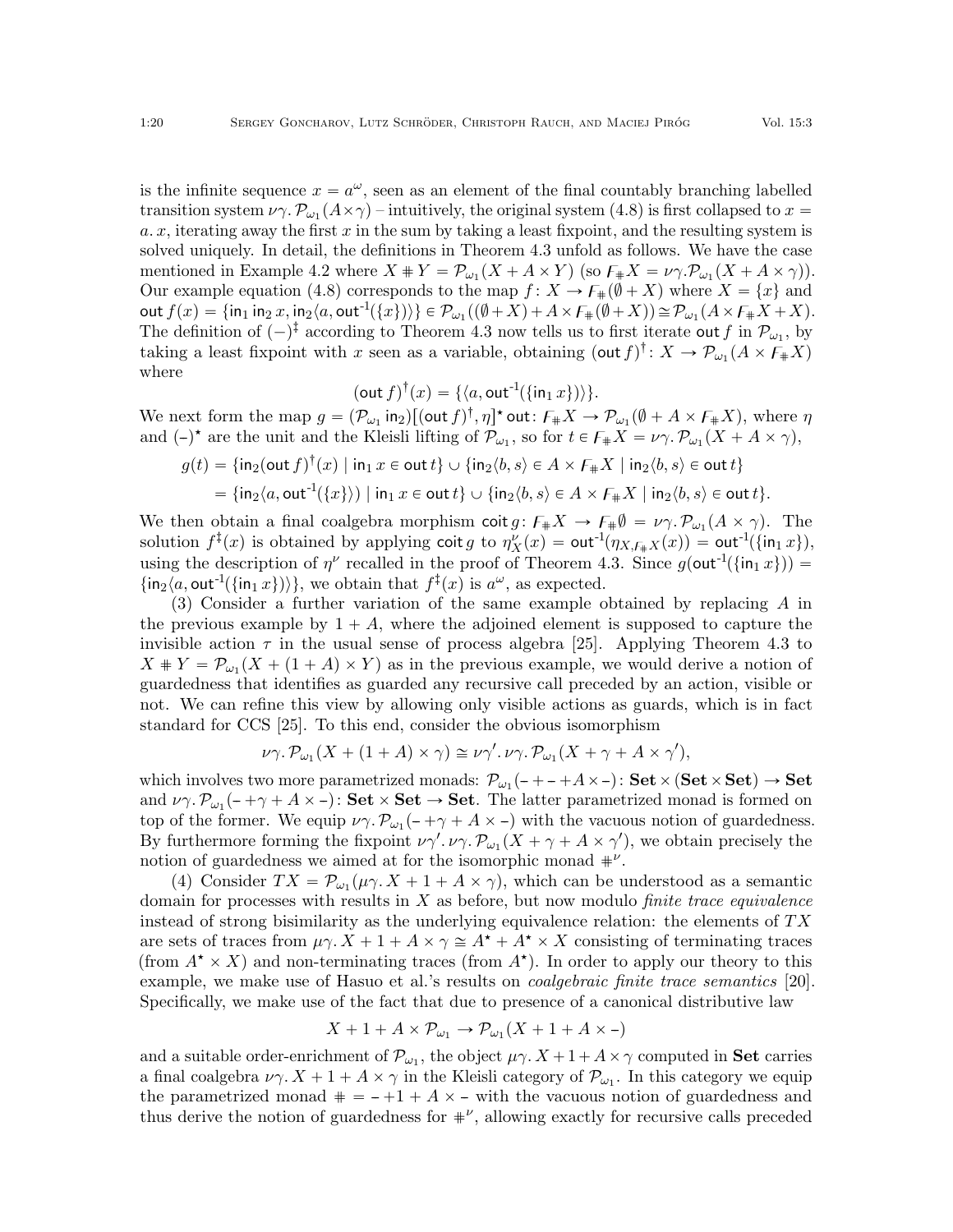is the infinite sequence $x = a^\omega$, seen as an element of the final countably branching labelled transition system $\nu\gamma.\,\mathcal{P}_{\omega_1}(A\times\gamma)$ – intuitively, the original system (4.8) is first collapsed to $x = a.\,x$, iterating away the first $x$ in the sum by taking a least fixpoint, and the resulting system is solved uniquely. In detail, the definitions in Theorem 4.3 unfold as follows. We have the case mentioned in Example 4.2 where $X \# Y = \mathcal{P}_{\omega_1}(X + A\times Y)$ (so $\digamma_{\#} X = \nu\gamma.\mathcal{P}_{\omega_1}(X + A\times\gamma)$). Our example equation (4.8) corresponds to the map $f\colon X \to \digamma_{\#}(\emptyset + X)$ where $X = \{x\}$ and $\mathsf{out}\, f(x) = \{\mathsf{in}_1\,\mathsf{in}_2\, x, \mathsf{in}_2\langle a, \mathsf{out}^{-1}(\{x\})\rangle\} \in \mathcal{P}_{\omega_1}((\emptyset + X) + A\times \digamma_{\#}(\emptyset+X)) \cong \mathcal{P}_{\omega_1}(A\times \digamma_{\#} X + X)$. The definition of $(-)^\ddagger$ according to Theorem 4.3 now tells us to first iterate $\mathsf{out}\, f$ in $\mathcal{P}_{\omega_1}$, by taking a least fixpoint with $x$ seen as a variable, obtaining $(\mathsf{out}\, f)^\dagger\colon X \to \mathcal{P}_{\omega_1}(A\times \digamma_{\#} X)$ where

$$(\mathsf{out}\, f)^\dagger(x) = \{\langle a, \mathsf{out}^{-1}(\{\mathsf{in}_1\, x\})\rangle\}.$$

We next form the map $g = (\mathcal{P}_{\omega_1}\,\mathsf{in}_2)[(\mathsf{out}\, f)^\dagger, \eta]^\star\,\mathsf{out}\colon \digamma_{\#} X \to \mathcal{P}_{\omega_1}(\emptyset + A\times \digamma_{\#} X)$, where $\eta$ and $(-)^\star$ are the unit and the Kleisli lifting of $\mathcal{P}_{\omega_1}$, so for $t \in \digamma_{\#} X = \nu\gamma.\,\mathcal{P}_{\omega_1}(X + A\times\gamma)$,

$$\begin{aligned}
g(t) &= \{\mathsf{in}_2(\mathsf{out}\, f)^\dagger(x) \mid \mathsf{in}_1\, x \in \mathsf{out}\, t\} \cup \{\mathsf{in}_2\langle b, s\rangle \in A\times \digamma_{\#} X \mid \mathsf{in}_2\langle b, s\rangle \in \mathsf{out}\, t\}\\
&= \{\mathsf{in}_2\langle a, \mathsf{out}^{-1}(\{x\})\rangle \mid \mathsf{in}_1\, x \in \mathsf{out}\, t\} \cup \{\mathsf{in}_2\langle b, s\rangle \in A\times \digamma_{\#} X \mid \mathsf{in}_2\langle b, s\rangle \in \mathsf{out}\, t\}.
\end{aligned}$$

We then obtain a final coalgebra morphism $\mathsf{coit}\, g\colon \digamma_{\#} X \to \digamma_{\#}\emptyset = \nu\gamma.\,\mathcal{P}_{\omega_1}(A\times\gamma)$. The solution $f^\ddagger(x)$ is obtained by applying $\mathsf{coit}\, g$ to $\eta^\nu_X(x) = \mathsf{out}^{-1}(\eta_{X,\digamma_{\#} X}(x)) = \mathsf{out}^{-1}(\{\mathsf{in}_1\, x\})$, using the description of $\eta^\nu$ recalled in the proof of Theorem 4.3. Since $g(\mathsf{out}^{-1}(\{\mathsf{in}_1\, x\})) = \{\mathsf{in}_2\langle a, \mathsf{out}^{-1}(\{\mathsf{in}_1\, x\})\rangle\}$, we obtain that $f^\ddagger(x)$ is $a^\omega$, as expected.

(3) Consider a further variation of the same example obtained by replacing $A$ in the previous example by $1 + A$, where the adjoined element is supposed to capture the invisible action $\tau$ in the usual sense of process algebra [25]. Applying Theorem 4.3 to $X \# Y = \mathcal{P}_{\omega_1}(X + (1 + A)\times Y)$ as in the previous example, we would derive a notion of guardedness that identifies as guarded any recursive call preceded by an action, visible or not. We can refine this view by allowing only visible actions as guards, which is in fact standard for CCS [25]. To this end, consider the obvious isomorphism

$$\nu\gamma.\,\mathcal{P}_{\omega_1}(X + (1 + A)\times\gamma) \cong \nu\gamma'.\,\nu\gamma.\,\mathcal{P}_{\omega_1}(X + \gamma + A\times\gamma'),$$

which involves two more parametrized monads: $\mathcal{P}_{\omega_1}(- + - + A\times -)\colon \mathbf{Set}\times(\mathbf{Set}\times\mathbf{Set}) \to \mathbf{Set}$ and $\nu\gamma.\,\mathcal{P}_{\omega_1}(- + \gamma + A\times -)\colon \mathbf{Set}\times\mathbf{Set} \to \mathbf{Set}$. The latter parametrized monad is formed on top of the former. We equip $\nu\gamma.\,\mathcal{P}_{\omega_1}(- + \gamma + A\times -)$ with the vacuous notion of guardedness. By furthermore forming the fixpoint $\nu\gamma'.\,\nu\gamma.\,\mathcal{P}_{\omega_1}(X + \gamma + A\times\gamma')$, we obtain precisely the notion of guardedness we aimed at for the isomorphic monad $\#^\nu$.

(4) Consider $TX = \mathcal{P}_{\omega_1}(\mu\gamma.\, X + 1 + A\times\gamma)$, which can be understood as a semantic domain for processes with results in $X$ as before, but now modulo *finite trace equivalence* instead of strong bisimilarity as the underlying equivalence relation: the elements of $TX$ are sets of traces from $\mu\gamma.\, X + 1 + A\times\gamma \cong A^\star + A^\star\times X$ consisting of terminating traces (from $A^\star\times X$) and non-terminating traces (from $A^\star$). In order to apply our theory to this example, we make use of Hasuo et al.'s results on *coalgebraic finite trace semantics* [20]. Specifically, we make use of the fact that due to presence of a canonical distributive law

$$X + 1 + A\times\mathcal{P}_{\omega_1} \to \mathcal{P}_{\omega_1}(X + 1 + A\times -)$$

and a suitable order-enrichment of $\mathcal{P}_{\omega_1}$, the object $\mu\gamma.\, X + 1 + A\times\gamma$ computed in $\mathbf{Set}$ carries a final coalgebra $\nu\gamma.\, X + 1 + A\times\gamma$ in the Kleisli category of $\mathcal{P}_{\omega_1}$. In this category we equip the parametrized monad $\# = - + 1 + A\times -$ with the vacuous notion of guardedness and thus derive the notion of guardedness for $\#^\nu$, allowing exactly for recursive calls preceded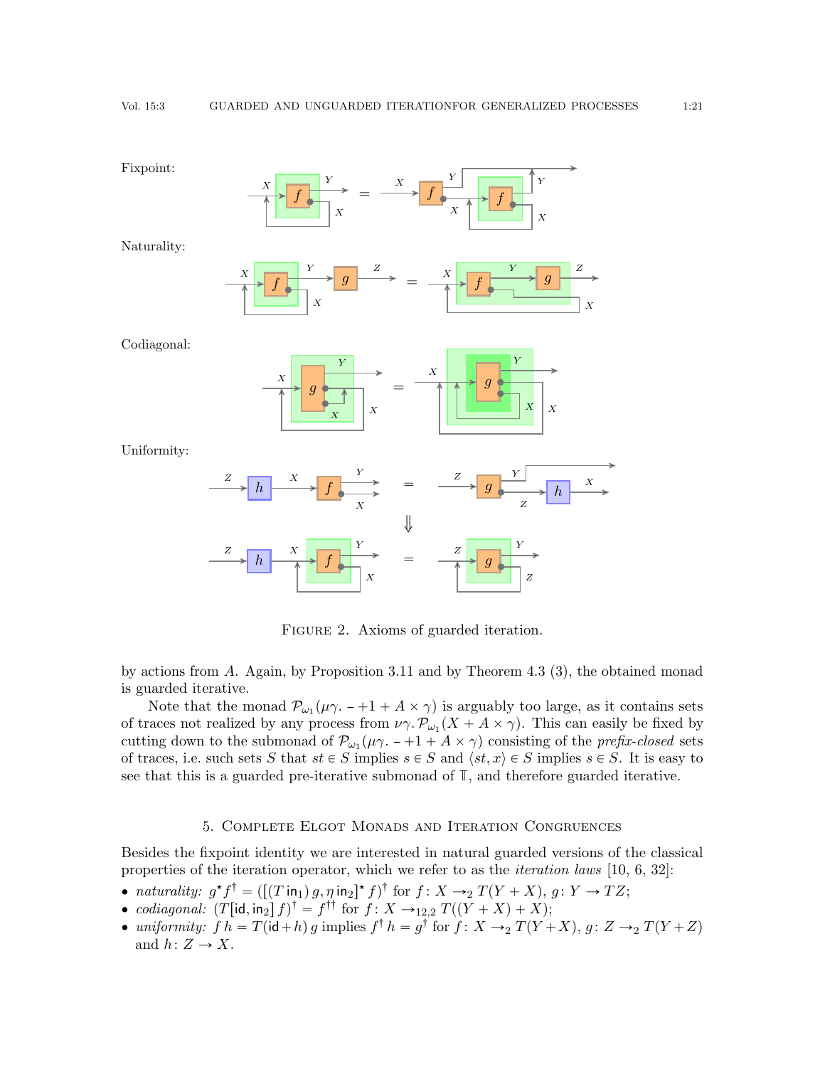Fixpoint:

Naturality:

Codiagonal:

Uniformity:

Figure 2. Axioms of guarded iteration.

by actions from $A$. Again, by Proposition 3.11 and by Theorem 4.3 (3), the obtained monad is guarded iterative.

Note that the monad $\mathcal{P}_{\omega_1}(\mu\gamma.\,\text{--}+1+A\times\gamma)$ is arguably too large, as it contains sets of traces not realized by any process from $\nu\gamma.\,\mathcal{P}_{\omega_1}(X+A\times\gamma)$. This can easily be fixed by cutting down to the submonad of $\mathcal{P}_{\omega_1}(\mu\gamma.\,\text{--}+1+A\times\gamma)$ consisting of the *prefix-closed* sets of traces, i.e. such sets $S$ that $st\in S$ implies $s\in S$ and $\langle st,x\rangle\in S$ implies $s\in S$. It is easy to see that this is a guarded pre-iterative submonad of $\mathbb{T}$, and therefore guarded iterative.

## 5. Complete Elgot Monads and Iteration Congruences

Besides the fixpoint identity we are interested in natural guarded versions of the classical properties of the iteration operator, which we refer to as the *iteration laws* [10, 6, 32]:

- *naturality:* $g^\star f^\dagger = ([(T\,\mathsf{in}_1)\,g, \eta\,\mathsf{in}_2]^\star f)^\dagger$ for $f\colon X\to_2 T(Y+X)$, $g\colon Y\to TZ$;
- *codiagonal:* $(T[\mathsf{id},\mathsf{in}_2]\,f)^\dagger = f^{\dagger\dagger}$ for $f\colon X\to_{12,2} T((Y+X)+X)$;
- *uniformity:* $f\,h = T(\mathsf{id}+h)\,g$ implies $f^\dagger\,h = g^\dagger$ for $f\colon X\to_2 T(Y+X)$, $g\colon Z\to_2 T(Y+Z)$ and $h\colon Z\to X$.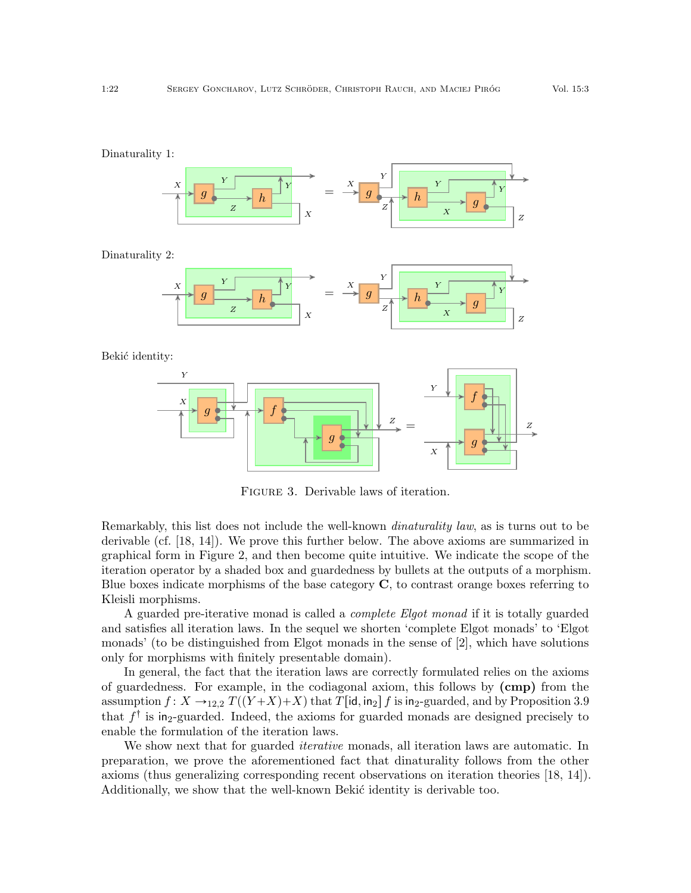Dinaturality 1:

Dinaturality 2:

Bekić identity:

Figure 3. Derivable laws of iteration.

Remarkably, this list does not include the well-known *dinaturality law*, as is turns out to be derivable (cf. [18, 14]). We prove this further below. The above axioms are summarized in graphical form in Figure 2, and then become quite intuitive. We indicate the scope of the iteration operator by a shaded box and guardedness by bullets at the outputs of a morphism. Blue boxes indicate morphisms of the base category $\mathbf{C}$, to contrast orange boxes referring to Kleisli morphisms.

A guarded pre-iterative monad is called a *complete Elgot monad* if it is totally guarded and satisfies all iteration laws. In the sequel we shorten 'complete Elgot monads' to 'Elgot monads' (to be distinguished from Elgot monads in the sense of [2], which have solutions only for morphisms with finitely presentable domain).

In general, the fact that the iteration laws are correctly formulated relies on the axioms of guardedness. For example, in the codiagonal axiom, this follows by **(cmp)** from the assumption $f\colon X \to_{12,2} T((Y+X)+X)$ that $T[\mathsf{id},\mathsf{in}_2]\,f$ is $\mathsf{in}_2$-guarded, and by Proposition 3.9 that $f^\dagger$ is $\mathsf{in}_2$-guarded. Indeed, the axioms for guarded monads are designed precisely to enable the formulation of the iteration laws.

We show next that for guarded *iterative* monads, all iteration laws are automatic. In preparation, we prove the aforementioned fact that dinaturality follows from the other axioms (thus generalizing corresponding recent observations on iteration theories [18, 14]). Additionally, we show that the well-known Bekić identity is derivable too.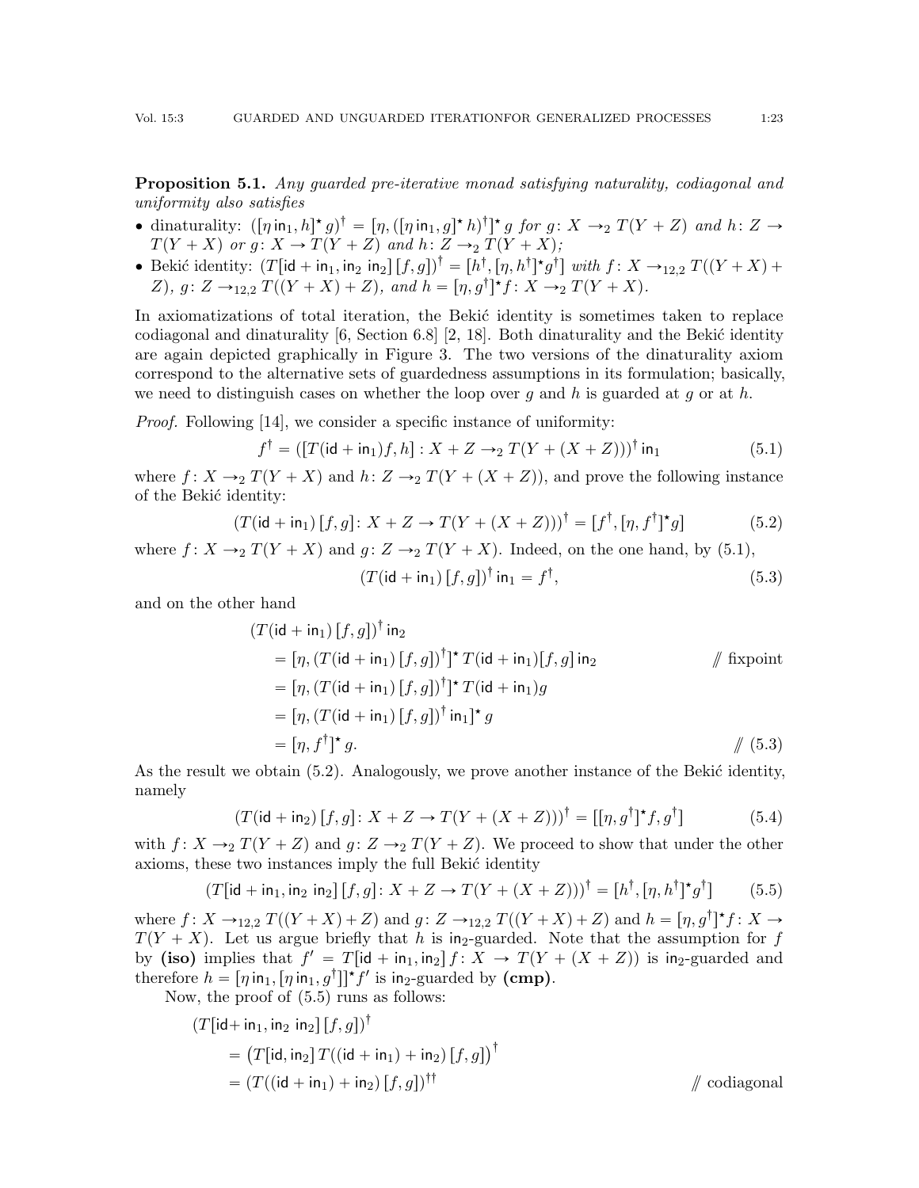**Proposition 5.1.** *Any guarded pre-iterative monad satisfying naturality, codiagonal and uniformity also satisfies*

- dinaturality: $([\eta\,\mathsf{in}_1, h]^\star g)^\dagger = [\eta, ([\eta\,\mathsf{in}_1, g]^\star h)^\dagger]^\star g$ *for* $g\colon X \to_2 T(Y+Z)$ *and* $h\colon Z \to T(Y+X)$ *or* $g\colon X \to T(Y+Z)$ *and* $h\colon Z \to_2 T(Y+X)$;
- Bekić identity: $(T[\mathsf{id}+\mathsf{in}_1, \mathsf{in}_2\,\mathsf{in}_2]\,[f,g])^\dagger = [h^\dagger, [\eta, h^\dagger]^\star g^\dagger]$ *with* $f\colon X \to_{12,2} T((Y+X)+Z)$, $g\colon Z \to_{12,2} T((Y+X)+Z)$, *and* $h = [\eta, g^\dagger]^\star f\colon X \to_2 T(Y+X)$.

In axiomatizations of total iteration, the Bekić identity is sometimes taken to replace codiagonal and dinaturality [6, Section 6.8] [2, 18]. Both dinaturality and the Bekić identity are again depicted graphically in Figure 3. The two versions of the dinaturality axiom correspond to the alternative sets of guardedness assumptions in its formulation; basically, we need to distinguish cases on whether the loop over $g$ and $h$ is guarded at $g$ or at $h$.

*Proof.* Following [14], we consider a specific instance of uniformity:

$$f^\dagger = ([T(\mathsf{id}+\mathsf{in}_1)f, h] : X + Z \to_2 T(Y + (X+Z)))^\dagger\,\mathsf{in}_1 \tag{5.1}$$

where $f\colon X \to_2 T(Y+X)$ and $h\colon Z \to_2 T(Y+(X+Z))$, and prove the following instance of the Bekić identity:

$$(T(\mathsf{id}+\mathsf{in}_1)\,[f,g]\colon X+Z \to T(Y+(X+Z)))^\dagger = [f^\dagger, [\eta, f^\dagger]^\star g] \tag{5.2}$$

where $f\colon X \to_2 T(Y+X)$ and $g\colon Z \to_2 T(Y+X)$. Indeed, on the one hand, by (5.1),

$$(T(\mathsf{id}+\mathsf{in}_1)\,[f,g])^\dagger\,\mathsf{in}_1 = f^\dagger, \tag{5.3}$$

and on the other hand

$$
\begin{aligned}
&(T(\mathsf{id}+\mathsf{in}_1)\,[f,g])^\dagger\,\mathsf{in}_2 \\
&\quad= [\eta, (T(\mathsf{id}+\mathsf{in}_1)\,[f,g])^\dagger]^\star\, T(\mathsf{id}+\mathsf{in}_1)[f,g]\,\mathsf{in}_2 && /\!\!/ \text{ fixpoint}\\
&\quad= [\eta, (T(\mathsf{id}+\mathsf{in}_1)\,[f,g])^\dagger]^\star\, T(\mathsf{id}+\mathsf{in}_1)g \\
&\quad= [\eta, (T(\mathsf{id}+\mathsf{in}_1)\,[f,g])^\dagger\,\mathsf{in}_1]^\star\, g \\
&\quad= [\eta, f^\dagger]^\star\, g. && /\!\!/ \text{ (5.3)}
\end{aligned}
$$

As the result we obtain (5.2). Analogously, we prove another instance of the Bekić identity, namely

$$(T(\mathsf{id}+\mathsf{in}_2)\,[f,g]\colon X+Z \to T(Y+(X+Z)))^\dagger = [[\eta, g^\dagger]^\star f, g^\dagger] \tag{5.4}$$

with $f\colon X \to_2 T(Y+Z)$ and $g\colon Z \to_2 T(Y+Z)$. We proceed to show that under the other axioms, these two instances imply the full Bekić identity

$$(T[\mathsf{id}+\mathsf{in}_1, \mathsf{in}_2\,\mathsf{in}_2]\,[f,g]\colon X+Z \to T(Y+(X+Z)))^\dagger = [h^\dagger, [\eta, h^\dagger]^\star g^\dagger] \tag{5.5}$$

where $f\colon X \to_{12,2} T((Y+X)+Z)$ and $g\colon Z \to_{12,2} T((Y+X)+Z)$ and $h = [\eta, g^\dagger]^\star f\colon X \to T(Y+X)$. Let us argue briefly that $h$ is $\mathsf{in}_2$-guarded. Note that the assumption for $f$ by **(iso)** implies that $f' = T[\mathsf{id}+\mathsf{in}_1, \mathsf{in}_2]\,f\colon X \to T(Y+(X+Z))$ is $\mathsf{in}_2$-guarded and therefore $h = [\eta\,\mathsf{in}_1, [\eta\,\mathsf{in}_1, g^\dagger]]^\star f'$ is $\mathsf{in}_2$-guarded by **(cmp)**.

Now, the proof of (5.5) runs as follows:

$$
\begin{aligned}
&(T[\mathsf{id}+\mathsf{in}_1, \mathsf{in}_2\,\mathsf{in}_2]\,[f,g])^\dagger \\
&\quad= \big(T[\mathsf{id}, \mathsf{in}_2]\,T((\mathsf{id}+\mathsf{in}_1)+\mathsf{in}_2)\,[f,g]\big)^\dagger \\
&\quad= (T((\mathsf{id}+\mathsf{in}_1)+\mathsf{in}_2)\,[f,g])^{\dagger\dagger} && /\!\!/ \text{ codiagonal}
\end{aligned}
$$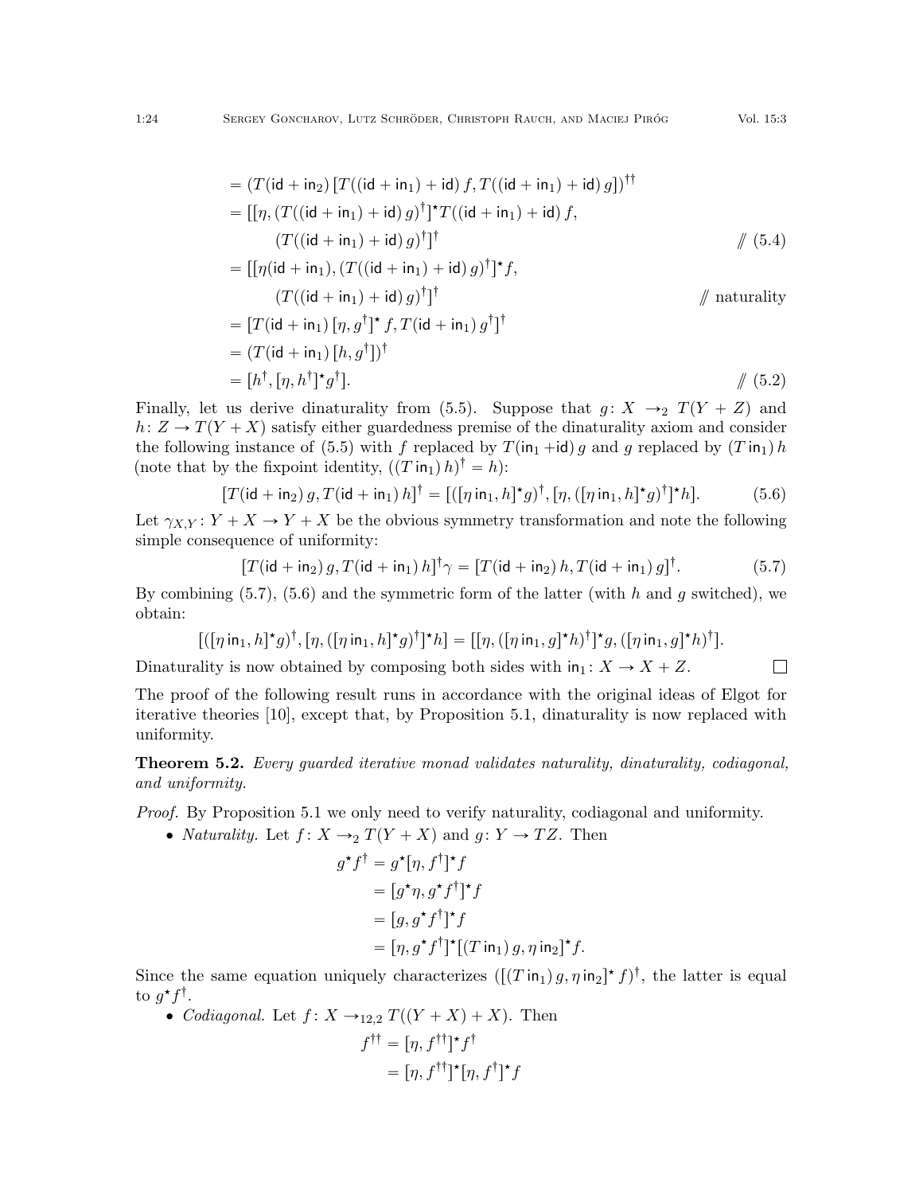$$
\begin{aligned}
&= (T(\mathsf{id} + \mathsf{in}_2)\,[T((\mathsf{id} + \mathsf{in}_1) + \mathsf{id})\,f, T((\mathsf{id} + \mathsf{in}_1) + \mathsf{id})\,g])^{\dagger\dagger} \\
&= [[\eta, (T((\mathsf{id} + \mathsf{in}_1) + \mathsf{id})\,g)^{\dagger}]^{\star} T((\mathsf{id} + \mathsf{in}_1) + \mathsf{id})\,f, \\
&\qquad (T((\mathsf{id} + \mathsf{in}_1) + \mathsf{id})\,g)^{\dagger}]^{\dagger} && /\!\!/ \; (5.4) \\
&= [[\eta(\mathsf{id} + \mathsf{in}_1), (T((\mathsf{id} + \mathsf{in}_1) + \mathsf{id})\,g)^{\dagger}]^{\star} f, \\
&\qquad (T((\mathsf{id} + \mathsf{in}_1) + \mathsf{id})\,g)^{\dagger}]^{\dagger} && /\!\!/ \; \text{naturality} \\
&= [T(\mathsf{id} + \mathsf{in}_1)\,[\eta, g^{\dagger}]^{\star}\,f, T(\mathsf{id} + \mathsf{in}_1)\,g^{\dagger}]^{\dagger} \\
&= (T(\mathsf{id} + \mathsf{in}_1)\,[h, g^{\dagger}])^{\dagger} \\
&= [h^{\dagger}, [\eta, h^{\dagger}]^{\star} g^{\dagger}]. && /\!\!/ \; (5.2)
\end{aligned}
$$

Finally, let us derive dinaturality from (5.5). Suppose that $g\colon X \to_2 T(Y + Z)$ and $h\colon Z \to T(Y + X)$ satisfy either guardedness premise of the dinaturality axiom and consider the following instance of (5.5) with $f$ replaced by $T(\mathsf{in}_1 + \mathsf{id})\,g$ and $g$ replaced by $(T\,\mathsf{in}_1)\,h$ (note that by the fixpoint identity, $((T\,\mathsf{in}_1)\,h)^{\dagger} = h$):

$$
[T(\mathsf{id} + \mathsf{in}_2)\,g, T(\mathsf{id} + \mathsf{in}_1)\,h]^{\dagger} = [([\eta\,\mathsf{in}_1, h]^{\star} g)^{\dagger}, [\eta, ([\eta\,\mathsf{in}_1, h]^{\star} g)^{\dagger}]^{\star} h]. \tag{5.6}
$$

Let $\gamma_{X,Y}\colon Y + X \to Y + X$ be the obvious symmetry transformation and note the following simple consequence of uniformity:

$$
[T(\mathsf{id} + \mathsf{in}_2)\,g, T(\mathsf{id} + \mathsf{in}_1)\,h]^{\dagger}\gamma = [T(\mathsf{id} + \mathsf{in}_2)\,h, T(\mathsf{id} + \mathsf{in}_1)\,g]^{\dagger}. \tag{5.7}
$$

By combining (5.7), (5.6) and the symmetric form of the latter (with $h$ and $g$ switched), we obtain:

$$
[([\eta\,\mathsf{in}_1, h]^{\star} g)^{\dagger}, [\eta, ([\eta\,\mathsf{in}_1, h]^{\star} g)^{\dagger}]^{\star} h] = [[\eta, ([\eta\,\mathsf{in}_1, g]^{\star} h)^{\dagger}]^{\star} g, ([\eta\,\mathsf{in}_1, g]^{\star} h)^{\dagger}].
$$

Dinaturality is now obtained by composing both sides with $\mathsf{in}_1\colon X \to X + Z$. ☐

The proof of the following result runs in accordance with the original ideas of Elgot for iterative theories [10], except that, by Proposition 5.1, dinaturality is now replaced with uniformity.

**Theorem 5.2.** *Every guarded iterative monad validates naturality, dinaturality, codiagonal, and uniformity.*

*Proof.* By Proposition 5.1 we only need to verify naturality, codiagonal and uniformity.

- *Naturality.* Let $f\colon X \to_2 T(Y + X)$ and $g\colon Y \to TZ$. Then

$$
\begin{aligned}
g^{\star} f^{\dagger} &= g^{\star}[\eta, f^{\dagger}]^{\star} f \\
&= [g^{\star}\eta, g^{\star} f^{\dagger}]^{\star} f \\
&= [g, g^{\star} f^{\dagger}]^{\star} f \\
&= [\eta, g^{\star} f^{\dagger}]^{\star}[(T\,\mathsf{in}_1)\,g, \eta\,\mathsf{in}_2]^{\star} f.
\end{aligned}
$$

Since the same equation uniquely characterizes $([(T\,\mathsf{in}_1)\,g, \eta\,\mathsf{in}_2]^{\star}\,f)^{\dagger}$, the latter is equal to $g^{\star} f^{\dagger}$.

- *Codiagonal.* Let $f\colon X \to_{12,2} T((Y + X) + X)$. Then

$$
\begin{aligned}
f^{\dagger\dagger} &= [\eta, f^{\dagger\dagger}]^{\star} f^{\dagger} \\
&= [\eta, f^{\dagger\dagger}]^{\star}[\eta, f^{\dagger}]^{\star} f
\end{aligned}
$$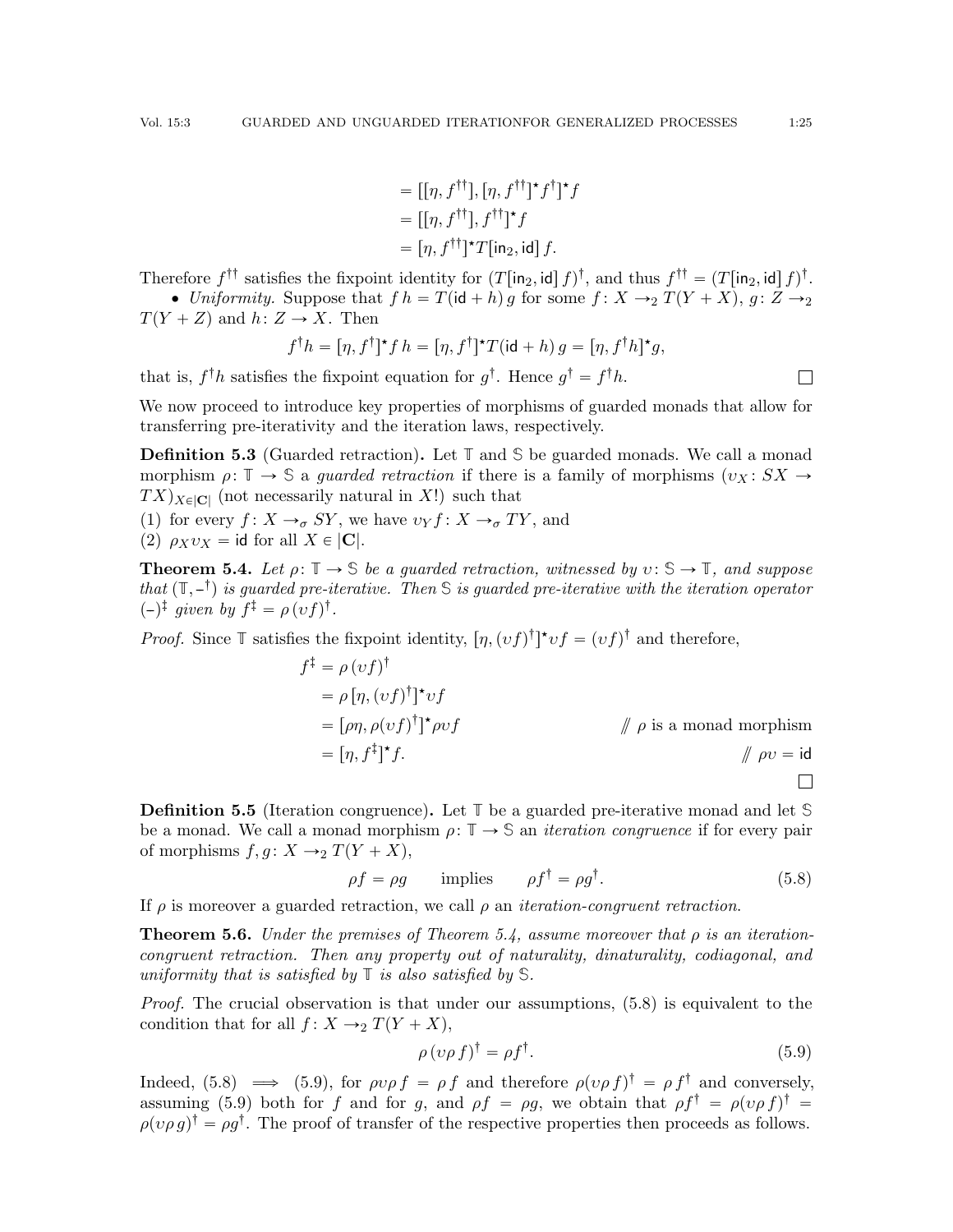$$
\begin{aligned}
&= [[\eta, f^{\dagger\dagger}], [\eta, f^{\dagger\dagger}]^\star f^\dagger]^\star f \\
&= [[\eta, f^{\dagger\dagger}], f^{\dagger\dagger}]^\star f \\
&= [\eta, f^{\dagger\dagger}]^\star T[\mathsf{in}_2, \mathsf{id}]\, f.
\end{aligned}
$$

Therefore $f^{\dagger\dagger}$ satisfies the fixpoint identity for $(T[\mathsf{in}_2, \mathsf{id}]\, f)^\dagger$, and thus $f^{\dagger\dagger} = (T[\mathsf{in}_2, \mathsf{id}]\, f)^\dagger$.

- *Uniformity.* Suppose that $f\, h = T(\mathsf{id} + h)\, g$ for some $f\colon X \to_2 T(Y + X)$, $g\colon Z \to_2 T(Y + Z)$ and $h\colon Z \to X$. Then

$$
f^\dagger h = [\eta, f^\dagger]^\star f\, h = [\eta, f^\dagger]^\star T(\mathsf{id} + h)\, g = [\eta, f^\dagger h]^\star g,
$$

that is, $f^\dagger h$ satisfies the fixpoint equation for $g^\dagger$. Hence $g^\dagger = f^\dagger h$. □

We now proceed to introduce key properties of morphisms of guarded monads that allow for transferring pre-iterativity and the iteration laws, respectively.

**Definition 5.3** (Guarded retraction)**.** Let $\mathbb{T}$ and $\mathbb{S}$ be guarded monads. We call a monad morphism $\rho\colon \mathbb{T} \to \mathbb{S}$ a *guarded retraction* if there is a family of morphisms $(\upsilon_X\colon SX \to TX)_{X \in |\mathbf{C}|}$ (not necessarily natural in $X$!) such that

(1) for every $f\colon X \to_\sigma SY$, we have $\upsilon_Y f\colon X \to_\sigma TY$, and
(2) $\rho_X \upsilon_X = \mathsf{id}$ for all $X \in |\mathbf{C}|$.

**Theorem 5.4.** *Let $\rho\colon \mathbb{T} \to \mathbb{S}$ be a guarded retraction, witnessed by $\upsilon\colon \mathbb{S} \to \mathbb{T}$, and suppose that $(\mathbb{T}, \text{-}^\dagger)$ is guarded pre-iterative. Then $\mathbb{S}$ is guarded pre-iterative with the iteration operator $(\text{-})^\ddagger$ given by $f^\ddagger = \rho\,(\upsilon f)^\dagger$.*

*Proof.* Since $\mathbb{T}$ satisfies the fixpoint identity, $[\eta, (\upsilon f)^\dagger]^\star \upsilon f = (\upsilon f)^\dagger$ and therefore,

$$
\begin{aligned}
f^\ddagger &= \rho\,(\upsilon f)^\dagger \\
&= \rho\,[\eta, (\upsilon f)^\dagger]^\star \upsilon f \\
&= [\rho\eta, \rho(\upsilon f)^\dagger]^\star \rho\upsilon f && \text{// } \rho \text{ is a monad morphism} \\
&= [\eta, f^\ddagger]^\star f. && \text{// } \rho\upsilon = \mathsf{id}
\end{aligned}
$$

□

**Definition 5.5** (Iteration congruence)**.** Let $\mathbb{T}$ be a guarded pre-iterative monad and let $\mathbb{S}$ be a monad. We call a monad morphism $\rho\colon \mathbb{T} \to \mathbb{S}$ an *iteration congruence* if for every pair of morphisms $f, g\colon X \to_2 T(Y + X)$,

$$
\rho f = \rho g \qquad \text{implies} \qquad \rho f^\dagger = \rho g^\dagger. \tag{5.8}
$$

If $\rho$ is moreover a guarded retraction, we call $\rho$ an *iteration-congruent retraction*.

**Theorem 5.6.** *Under the premises of Theorem 5.4, assume moreover that $\rho$ is an iteration-congruent retraction. Then any property out of naturality, dinaturality, codiagonal, and uniformity that is satisfied by $\mathbb{T}$ is also satisfied by $\mathbb{S}$.*

*Proof.* The crucial observation is that under our assumptions, (5.8) is equivalent to the condition that for all $f\colon X \to_2 T(Y + X)$,

$$
\rho\,(\upsilon\rho\, f)^\dagger = \rho f^\dagger. \tag{5.9}
$$

Indeed, (5.8) $\implies$ (5.9), for $\rho\upsilon\rho\, f = \rho\, f$ and therefore $\rho(\upsilon\rho\, f)^\dagger = \rho\, f^\dagger$ and conversely, assuming (5.9) both for $f$ and for $g$, and $\rho f = \rho g$, we obtain that $\rho f^\dagger = \rho(\upsilon\rho\, f)^\dagger = \rho(\upsilon\rho\, g)^\dagger = \rho g^\dagger$. The proof of transfer of the respective properties then proceeds as follows.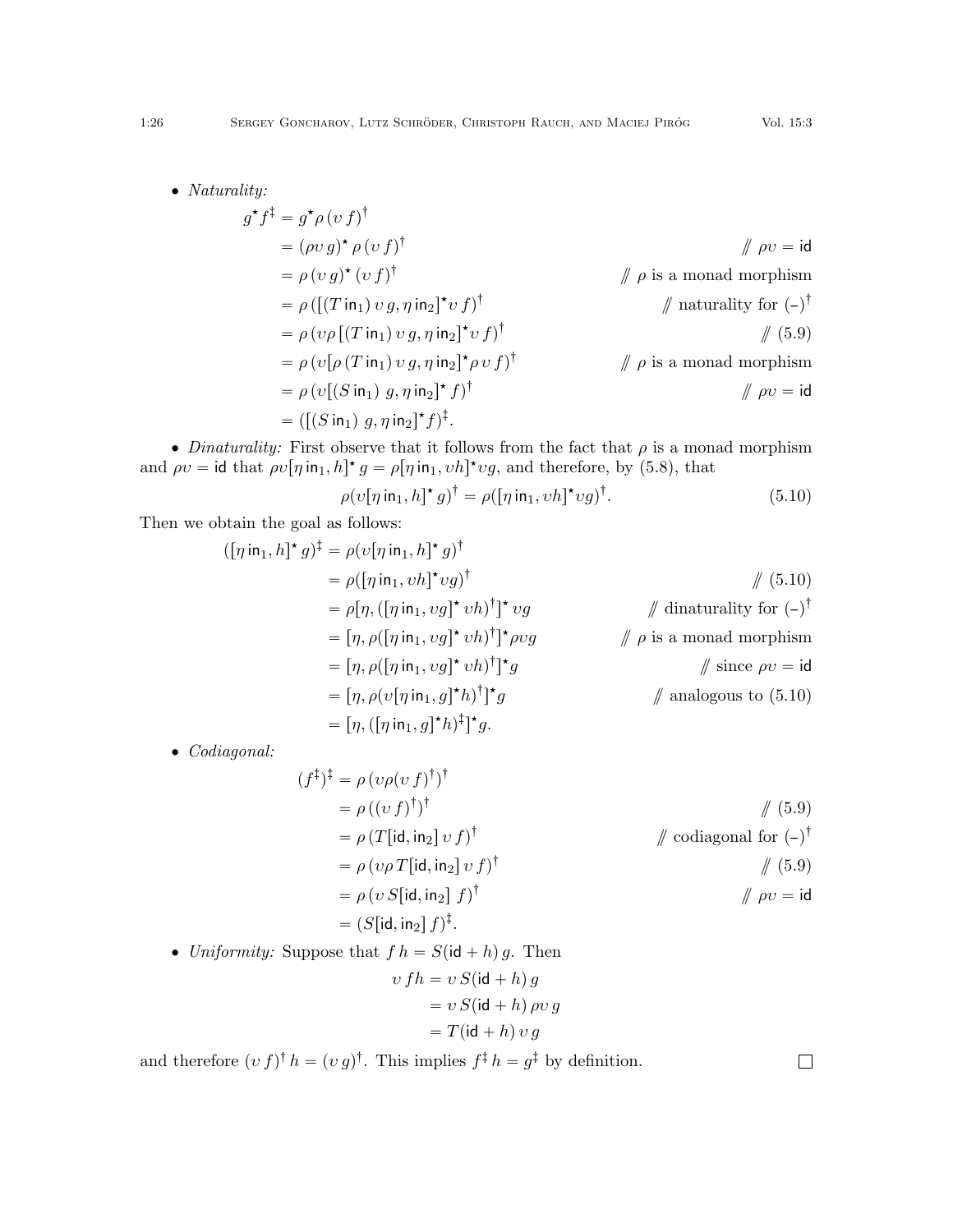- *Naturality:*

$$
\begin{aligned}
g^\star f^\ddagger &= g^\star \rho\,(\upsilon\, f)^\dagger \\
&= (\rho\upsilon\, g)^\star\, \rho\,(\upsilon\, f)^\dagger && /\!/\ \rho\upsilon = \mathsf{id} \\
&= \rho\,(\upsilon\, g)^\star\,(\upsilon\, f)^\dagger && /\!/\ \rho \text{ is a monad morphism} \\
&= \rho\,([(T\,\mathsf{in}_1)\,\upsilon\, g, \eta\,\mathsf{in}_2]^\star \upsilon\, f)^\dagger && /\!/\ \text{naturality for } (\text{–})^\dagger \\
&= \rho\,(\upsilon\rho\,[(T\,\mathsf{in}_1)\,\upsilon\, g, \eta\,\mathsf{in}_2]^\star \upsilon\, f)^\dagger && /\!/\ (5.9) \\
&= \rho\,(\upsilon[\rho\,(T\,\mathsf{in}_1)\,\upsilon\, g, \eta\,\mathsf{in}_2]^\star \rho\,\upsilon\, f)^\dagger && /\!/\ \rho \text{ is a monad morphism} \\
&= \rho\,(\upsilon[(S\,\mathsf{in}_1)\ g, \eta\,\mathsf{in}_2]^\star\, f)^\dagger && /\!/\ \rho\upsilon = \mathsf{id} \\
&= ([(S\,\mathsf{in}_1)\ g, \eta\,\mathsf{in}_2]^\star f)^\ddagger.
\end{aligned}
$$

- *Dinaturality:* First observe that it follows from the fact that $\rho$ is a monad morphism and $\rho\upsilon = \mathsf{id}$ that $\rho\upsilon[\eta\,\mathsf{in}_1, h]^\star\, g = \rho[\eta\,\mathsf{in}_1, \upsilon h]^\star \upsilon g$, and therefore, by (5.8), that

$$
\rho(\upsilon[\eta\,\mathsf{in}_1, h]^\star\, g)^\dagger = \rho([\eta\,\mathsf{in}_1, \upsilon h]^\star \upsilon g)^\dagger. \tag{5.10}
$$

Then we obtain the goal as follows:

$$
\begin{aligned}
([\eta\,\mathsf{in}_1, h]^\star\, g)^\ddagger &= \rho(\upsilon[\eta\,\mathsf{in}_1, h]^\star\, g)^\dagger \\
&= \rho([\eta\,\mathsf{in}_1, \upsilon h]^\star \upsilon g)^\dagger && /\!/\ (5.10) \\
&= \rho[\eta, ([\eta\,\mathsf{in}_1, \upsilon g]^\star\, \upsilon h)^\dagger]^\star\, \upsilon g && /\!/\ \text{dinaturality for } (\text{–})^\dagger \\
&= [\eta, \rho([\eta\,\mathsf{in}_1, \upsilon g]^\star\, \upsilon h)^\dagger]^\star \rho\upsilon g && /\!/\ \rho \text{ is a monad morphism} \\
&= [\eta, \rho([\eta\,\mathsf{in}_1, \upsilon g]^\star\, \upsilon h)^\dagger]^\star g && /\!/\ \text{since } \rho\upsilon = \mathsf{id} \\
&= [\eta, \rho(\upsilon[\eta\,\mathsf{in}_1, g]^\star h)^\dagger]^\star g && /\!/\ \text{analogous to (5.10)} \\
&= [\eta, ([\eta\,\mathsf{in}_1, g]^\star h)^\ddagger]^\star g.
\end{aligned}
$$

- *Codiagonal:*

$$
\begin{aligned}
(f^\ddagger)^\ddagger &= \rho\,(\upsilon\rho(\upsilon\, f)^\dagger)^\dagger \\
&= \rho\,((\upsilon\, f)^\dagger)^\dagger && /\!/\ (5.9) \\
&= \rho\,(T[\mathsf{id}, \mathsf{in}_2]\,\upsilon\, f)^\dagger && /\!/\ \text{codiagonal for } (\text{–})^\dagger \\
&= \rho\,(\upsilon\rho\, T[\mathsf{id}, \mathsf{in}_2]\,\upsilon\, f)^\dagger && /\!/\ (5.9) \\
&= \rho\,(\upsilon\, S[\mathsf{id}, \mathsf{in}_2]\ f)^\dagger && /\!/\ \rho\upsilon = \mathsf{id} \\
&= (S[\mathsf{id}, \mathsf{in}_2]\, f)^\ddagger.
\end{aligned}
$$

- *Uniformity:* Suppose that $f\,h = S(\mathsf{id} + h)\,g$. Then

$$
\begin{aligned}
\upsilon\, fh &= \upsilon\, S(\mathsf{id} + h)\, g \\
&= \upsilon\, S(\mathsf{id} + h)\, \rho\upsilon\, g \\
&= T(\mathsf{id} + h)\, \upsilon\, g
\end{aligned}
$$

and therefore $(\upsilon\, f)^\dagger\, h = (\upsilon\, g)^\dagger$. This implies $f^\ddagger\, h = g^\ddagger$ by definition. $\square$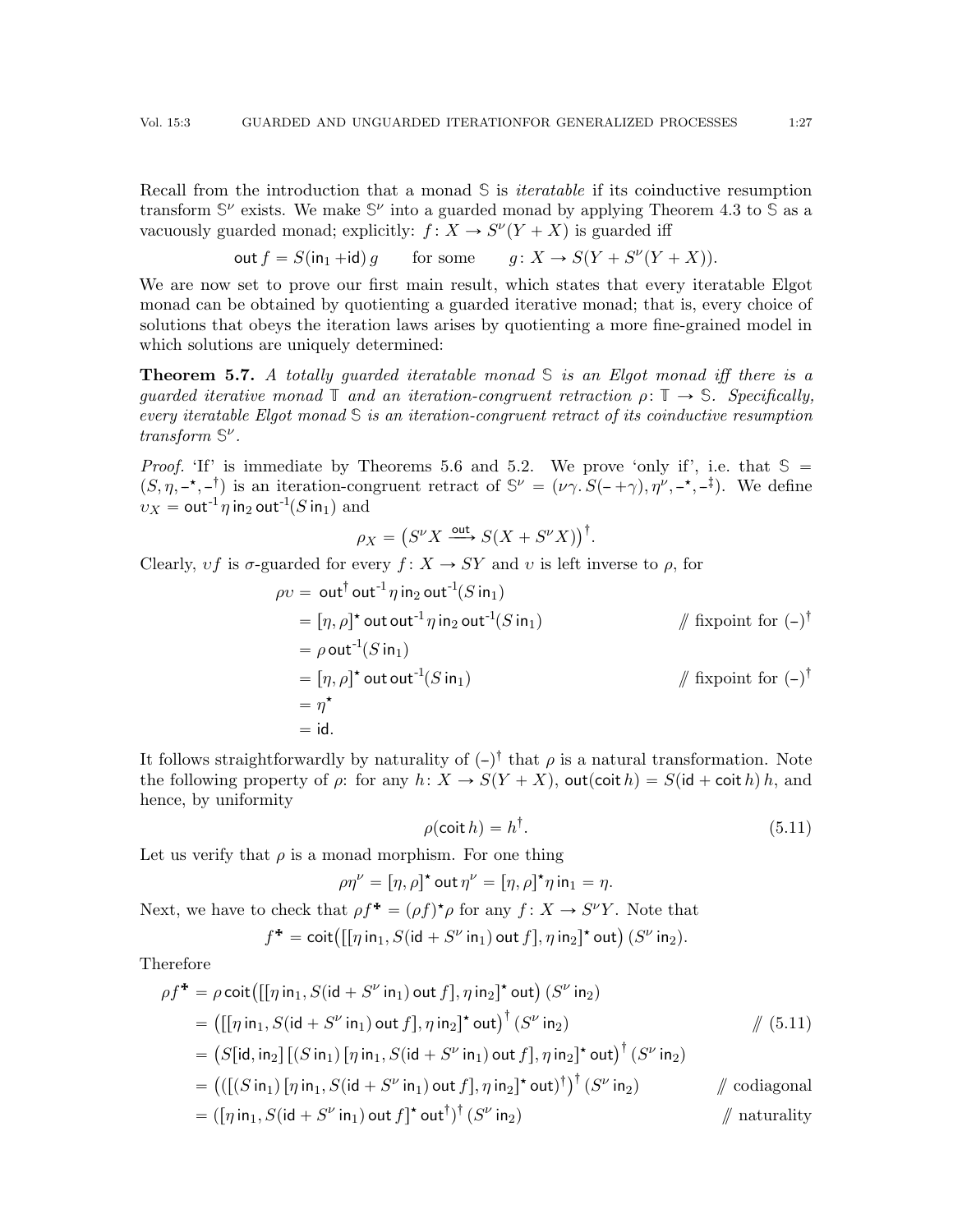Recall from the introduction that a monad $\mathbb{S}$ is *iteratable* if its coinductive resumption transform $\mathbb{S}^\nu$ exists. We make $\mathbb{S}^\nu$ into a guarded monad by applying Theorem 4.3 to $\mathbb{S}$ as a vacuously guarded monad; explicitly: $f\colon X \to S^\nu(Y+X)$ is guarded iff

$$\mathsf{out}\, f = S(\mathsf{in}_1 + \mathsf{id})\, g \qquad \text{for some} \qquad g\colon X \to S(Y + S^\nu(Y+X)).$$

We are now set to prove our first main result, which states that every iteratable Elgot monad can be obtained by quotienting a guarded iterative monad; that is, every choice of solutions that obeys the iteration laws arises by quotienting a more fine-grained model in which solutions are uniquely determined:

**Theorem 5.7.** *A totally guarded iteratable monad $\mathbb{S}$ is an Elgot monad iff there is a guarded iterative monad $\mathbb{T}$ and an iteration-congruent retraction $\rho\colon \mathbb{T} \to \mathbb{S}$. Specifically, every iteratable Elgot monad $\mathbb{S}$ is an iteration-congruent retract of its coinductive resumption transform $\mathbb{S}^\nu$.*

*Proof.* 'If' is immediate by Theorems 5.6 and 5.2. We prove 'only if', i.e. that $\mathbb{S} = (S, \eta, \text{–}^\star, \text{–}^\dagger)$ is an iteration-congruent retract of $\mathbb{S}^\nu = (\nu\gamma.\, S(\text{–} + \gamma), \eta^\nu, \text{–}^\star, \text{–}^\ddagger)$. We define $\upsilon_X = \mathsf{out}^{\text{-}1}\, \eta\, \mathsf{in}_2\, \mathsf{out}^{\text{-}1}(S\, \mathsf{in}_1)$ and

$$\rho_X = \big(S^\nu X \xrightarrow{\ \mathsf{out}\ } S(X + S^\nu X)\big)^\dagger.$$

Clearly, $\upsilon f$ is $\sigma$-guarded for every $f\colon X \to SY$ and $\upsilon$ is left inverse to $\rho$, for

$$\begin{aligned}
\rho\upsilon &= \mathsf{out}^\dagger\, \mathsf{out}^{\text{-}1}\, \eta\, \mathsf{in}_2\, \mathsf{out}^{\text{-}1}(S\, \mathsf{in}_1) \\
&= [\eta, \rho]^\star\, \mathsf{out}\, \mathsf{out}^{\text{-}1}\, \eta\, \mathsf{in}_2\, \mathsf{out}^{\text{-}1}(S\, \mathsf{in}_1) && /\!\!/ \text{ fixpoint for } (\text{–})^\dagger \\
&= \rho\, \mathsf{out}^{\text{-}1}(S\, \mathsf{in}_1) \\
&= [\eta, \rho]^\star\, \mathsf{out}\, \mathsf{out}^{\text{-}1}(S\, \mathsf{in}_1) && /\!\!/ \text{ fixpoint for } (\text{–})^\dagger \\
&= \eta^\star \\
&= \mathsf{id}.
\end{aligned}$$

It follows straightforwardly by naturality of $(\text{–})^\dagger$ that $\rho$ is a natural transformation. Note the following property of $\rho$: for any $h\colon X \to S(Y+X)$, $\mathsf{out}(\mathsf{coit}\, h) = S(\mathsf{id} + \mathsf{coit}\, h)\, h$, and hence, by uniformity

$$\rho(\mathsf{coit}\, h) = h^\dagger. \tag{5.11}$$

Let us verify that $\rho$ is a monad morphism. For one thing

$$\rho\eta^\nu = [\eta, \rho]^\star\, \mathsf{out}\, \eta^\nu = [\eta, \rho]^\star \eta\, \mathsf{in}_1 = \eta.$$

Next, we have to check that $\rho f^{\maltese} = (\rho f)^\star \rho$ for any $f\colon X \to S^\nu Y$. Note that

$$f^{\maltese} = \mathsf{coit}\big([[\eta\, \mathsf{in}_1, S(\mathsf{id} + S^\nu\, \mathsf{in}_1)\, \mathsf{out}\, f], \eta\, \mathsf{in}_2]^\star\, \mathsf{out}\big)\, (S^\nu\, \mathsf{in}_2).$$

Therefore

$$\begin{aligned}
\rho f^{\maltese} &= \rho\, \mathsf{coit}\big([[\eta\, \mathsf{in}_1, S(\mathsf{id} + S^\nu\, \mathsf{in}_1)\, \mathsf{out}\, f], \eta\, \mathsf{in}_2]^\star\, \mathsf{out}\big)\, (S^\nu\, \mathsf{in}_2) \\
&= \big([[\eta\, \mathsf{in}_1, S(\mathsf{id} + S^\nu\, \mathsf{in}_1)\, \mathsf{out}\, f], \eta\, \mathsf{in}_2]^\star\, \mathsf{out}\big)^\dagger\, (S^\nu\, \mathsf{in}_2) && /\!\!/ \text{ (5.11)} \\
&= \big(S[\mathsf{id}, \mathsf{in}_2]\, [(S\, \mathsf{in}_1)\, [\eta\, \mathsf{in}_1, S(\mathsf{id} + S^\nu\, \mathsf{in}_1)\, \mathsf{out}\, f], \eta\, \mathsf{in}_2]^\star\, \mathsf{out}\big)^\dagger\, (S^\nu\, \mathsf{in}_2) \\
&= \big(([(S\, \mathsf{in}_1)\, [\eta\, \mathsf{in}_1, S(\mathsf{id} + S^\nu\, \mathsf{in}_1)\, \mathsf{out}\, f], \eta\, \mathsf{in}_2]^\star\, \mathsf{out})^\dagger\big)^\dagger\, (S^\nu\, \mathsf{in}_2) && /\!\!/ \text{ codiagonal} \\
&= ([\eta\, \mathsf{in}_1, S(\mathsf{id} + S^\nu\, \mathsf{in}_1)\, \mathsf{out}\, f]^\star\, \mathsf{out}^\dagger)^\dagger\, (S^\nu\, \mathsf{in}_2) && /\!\!/ \text{ naturality}
\end{aligned}$$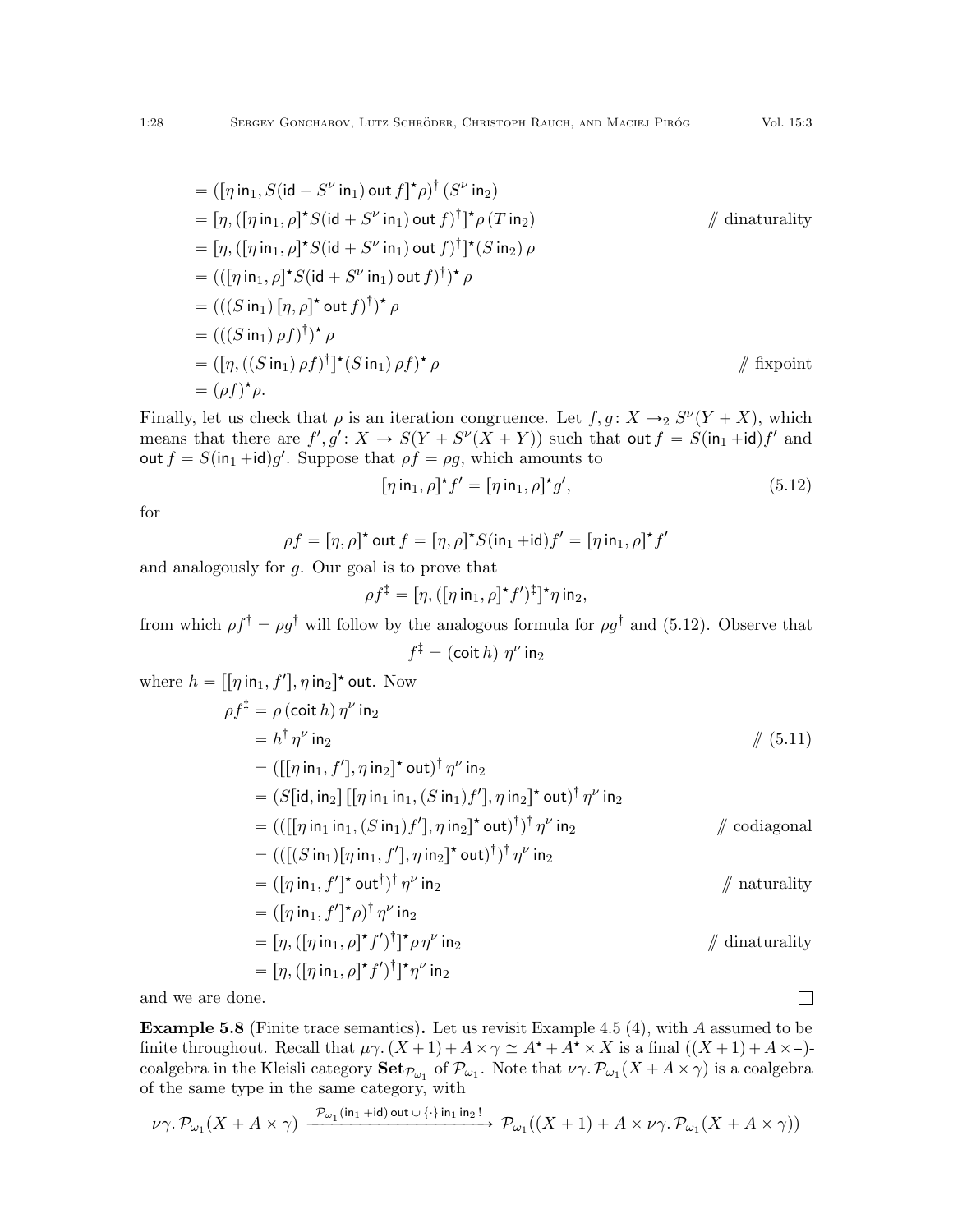$$
\begin{aligned}
&= ([\eta\,\mathsf{in}_1, S(\mathsf{id} + S^\nu\,\mathsf{in}_1)\,\mathsf{out}\,f]^\star \rho)^\dagger\,(S^\nu\,\mathsf{in}_2) \\
&= [\eta, ([\eta\,\mathsf{in}_1, \rho]^\star S(\mathsf{id} + S^\nu\,\mathsf{in}_1)\,\mathsf{out}\,f)^\dagger]^\star \rho\,(T\,\mathsf{in}_2) && /\!\!/ \text{ dinaturality} \\
&= [\eta, ([\eta\,\mathsf{in}_1, \rho]^\star S(\mathsf{id} + S^\nu\,\mathsf{in}_1)\,\mathsf{out}\,f)^\dagger]^\star (S\,\mathsf{in}_2)\,\rho \\
&= (([\eta\,\mathsf{in}_1, \rho]^\star S(\mathsf{id} + S^\nu\,\mathsf{in}_1)\,\mathsf{out}\,f)^\dagger)^\star\,\rho \\
&= (((S\,\mathsf{in}_1)\,[\eta, \rho]^\star\,\mathsf{out}\,f)^\dagger)^\star\,\rho \\
&= (((S\,\mathsf{in}_1)\,\rho f)^\dagger)^\star\,\rho \\
&= ([\eta, ((S\,\mathsf{in}_1)\,\rho f)^\dagger]^\star (S\,\mathsf{in}_1)\,\rho f)^\star\,\rho && /\!\!/ \text{ fixpoint} \\
&= (\rho f)^\star \rho.
\end{aligned}
$$

Finally, let us check that $\rho$ is an iteration congruence. Let $f, g \colon X \to_2 S^\nu(Y + X)$, which means that there are $f', g' \colon X \to S(Y + S^\nu(X + Y))$ such that $\mathsf{out}\,f = S(\mathsf{in}_1 + \mathsf{id})f'$ and $\mathsf{out}\,f = S(\mathsf{in}_1 + \mathsf{id})g'$. Suppose that $\rho f = \rho g$, which amounts to

$$
[\eta\,\mathsf{in}_1, \rho]^\star f' = [\eta\,\mathsf{in}_1, \rho]^\star g', \tag{5.12}
$$

for

$$
\rho f = [\eta, \rho]^\star\,\mathsf{out}\,f = [\eta, \rho]^\star S(\mathsf{in}_1 + \mathsf{id}) f' = [\eta\,\mathsf{in}_1, \rho]^\star f'
$$

and analogously for $g$. Our goal is to prove that

$$
\rho f^\ddagger = [\eta, ([\eta\,\mathsf{in}_1, \rho]^\star f')^\ddagger]^\star \eta\,\mathsf{in}_2,
$$

from which $\rho f^\dagger = \rho g^\dagger$ will follow by the analogous formula for $\rho g^\dagger$ and (5.12). Observe that

$$
f^\ddagger = (\mathsf{coit}\,h)\;\eta^\nu\,\mathsf{in}_2
$$

where $h = [[\eta\,\mathsf{in}_1, f'], \eta\,\mathsf{in}_2]^\star\,\mathsf{out}$. Now

$$
\begin{aligned}
\rho f^\ddagger &= \rho\,(\mathsf{coit}\,h)\,\eta^\nu\,\mathsf{in}_2 \\
&= h^\dagger\,\eta^\nu\,\mathsf{in}_2 && /\!\!/ \text{ (5.11)} \\
&= ([[\eta\,\mathsf{in}_1, f'], \eta\,\mathsf{in}_2]^\star\,\mathsf{out})^\dagger\,\eta^\nu\,\mathsf{in}_2 \\
&= (S[\mathsf{id}, \mathsf{in}_2]\,[[\eta\,\mathsf{in}_1\,\mathsf{in}_1, (S\,\mathsf{in}_1)f'], \eta\,\mathsf{in}_2]^\star\,\mathsf{out})^\dagger\,\eta^\nu\,\mathsf{in}_2 \\
&= ((([[\eta\,\mathsf{in}_1\,\mathsf{in}_1, (S\,\mathsf{in}_1)f'], \eta\,\mathsf{in}_2]^\star\,\mathsf{out})^\dagger)^\dagger\,\eta^\nu\,\mathsf{in}_2 && /\!\!/ \text{ codiagonal} \\
&= ((([(S\,\mathsf{in}_1)[\eta\,\mathsf{in}_1, f'], \eta\,\mathsf{in}_2]^\star\,\mathsf{out})^\dagger)^\dagger\,\eta^\nu\,\mathsf{in}_2 \\
&= ([\eta\,\mathsf{in}_1, f']^\star\,\mathsf{out}^\dagger)^\dagger\,\eta^\nu\,\mathsf{in}_2 && /\!\!/ \text{ naturality} \\
&= ([\eta\,\mathsf{in}_1, f']^\star \rho)^\dagger\,\eta^\nu\,\mathsf{in}_2 \\
&= [\eta, ([\eta\,\mathsf{in}_1, \rho]^\star f')^\dagger]^\star \rho\,\eta^\nu\,\mathsf{in}_2 && /\!\!/ \text{ dinaturality} \\
&= [\eta, ([\eta\,\mathsf{in}_1, \rho]^\star f')^\dagger]^\star \eta^\nu\,\mathsf{in}_2
\end{aligned}
$$

and we are done. ◻

**Example 5.8** (Finite trace semantics)**.** Let us revisit Example 4.5 (4), with $A$ assumed to be finite throughout. Recall that $\mu\gamma.\,(X+1) + A \times \gamma \cong A^\star + A^\star \times X$ is a final $((X+1) + A \times \text{–})$-coalgebra in the Kleisli category $\mathbf{Set}_{\mathcal{P}_{\omega_1}}$ of $\mathcal{P}_{\omega_1}$. Note that $\nu\gamma.\,\mathcal{P}_{\omega_1}(X + A \times \gamma)$ is a coalgebra of the same type in the same category, with

$$
\nu\gamma.\,\mathcal{P}_{\omega_1}(X + A \times \gamma) \xrightarrow{\;\mathcal{P}_{\omega_1}(\mathsf{in}_1 + \mathsf{id})\,\mathsf{out}\,\cup\,\{\cdot\}\,\mathsf{in}_1\,\mathsf{in}_2\,!\;} \mathcal{P}_{\omega_1}((X+1) + A \times \nu\gamma.\,\mathcal{P}_{\omega_1}(X + A \times \gamma))
$$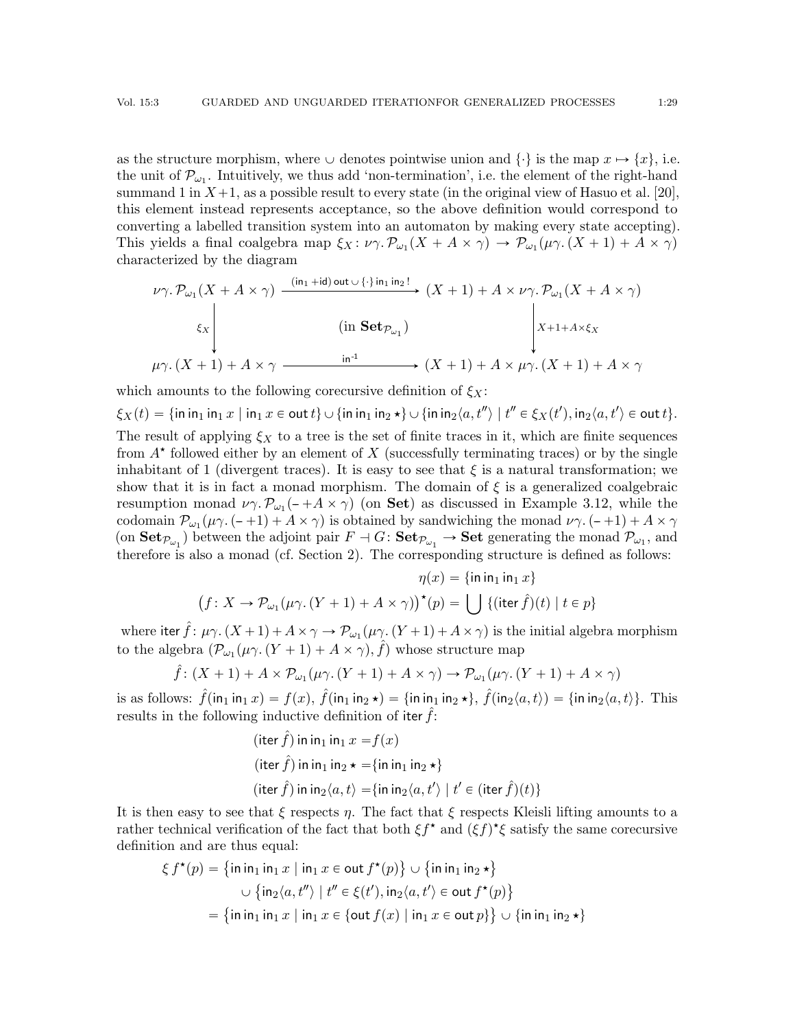as the structure morphism, where $\cup$ denotes pointwise union and $\{\cdot\}$ is the map $x \mapsto \{x\}$, i.e. the unit of $\mathcal{P}_{\omega_1}$. Intuitively, we thus add 'non-termination', i.e. the element of the right-hand summand 1 in $X+1$, as a possible result to every state (in the original view of Hasuo et al. [20], this element instead represents acceptance, so the above definition would correspond to converting a labelled transition system into an automaton by making every state accepting). This yields a final coalgebra map $\xi_X : \nu\gamma.\,\mathcal{P}_{\omega_1}(X + A \times \gamma) \to \mathcal{P}_{\omega_1}(\mu\gamma.\,(X+1) + A \times \gamma)$ characterized by the diagram

$$\begin{array}{ccc}
\nu\gamma.\,\mathcal{P}_{\omega_1}(X + A \times \gamma) & \xrightarrow{(\mathsf{in}_1 + \mathsf{id})\,\mathsf{out} \,\cup\, \{\cdot\}\,\mathsf{in}_1\,\mathsf{in}_2\,!} & (X+1) + A \times \nu\gamma.\,\mathcal{P}_{\omega_1}(X + A \times \gamma) \\
\Big\downarrow \xi_X & (\text{in } \mathbf{Set}_{\mathcal{P}_{\omega_1}}) & \Big\downarrow X+1+A\times\xi_X \\
\mu\gamma.\,(X+1) + A \times \gamma & \xrightarrow{\mathsf{in}^{-1}} & (X+1) + A \times \mu\gamma.\,(X+1) + A \times \gamma
\end{array}$$

which amounts to the following corecursive definition of $\xi_X$:

$$\xi_X(t) = \{\mathsf{in}\,\mathsf{in}_1\,\mathsf{in}_1\,x \mid \mathsf{in}_1\,x \in \mathsf{out}\,t\} \cup \{\mathsf{in}\,\mathsf{in}_1\,\mathsf{in}_2\,\star\} \cup \{\mathsf{in}\,\mathsf{in}_2\langle a, t''\rangle \mid t'' \in \xi_X(t'), \mathsf{in}_2\langle a, t'\rangle \in \mathsf{out}\,t\}.$$

The result of applying $\xi_X$ to a tree is the set of finite traces in it, which are finite sequences from $A^\star$ followed either by an element of $X$ (successfully terminating traces) or by the single inhabitant of 1 (divergent traces). It is easy to see that $\xi$ is a natural transformation; we show that it is in fact a monad morphism. The domain of $\xi$ is a generalized coalgebraic resumption monad $\nu\gamma.\,\mathcal{P}_{\omega_1}(\text{–} + A \times \gamma)$ (on $\mathbf{Set}$) as discussed in Example 3.12, while the codomain $\mathcal{P}_{\omega_1}(\mu\gamma.\,(\text{–}+1) + A \times \gamma)$ is obtained by sandwiching the monad $\nu\gamma.\,(\text{–}+1) + A \times \gamma$ (on $\mathbf{Set}_{\mathcal{P}_{\omega_1}}$) between the adjoint pair $F \dashv G : \mathbf{Set}_{\mathcal{P}_{\omega_1}} \to \mathbf{Set}$ generating the monad $\mathcal{P}_{\omega_1}$, and therefore is also a monad (cf. Section 2). The corresponding structure is defined as follows:

$$\eta(x) = \{\mathsf{in}\,\mathsf{in}_1\,\mathsf{in}_1\,x\}$$

$$\big(f : X \to \mathcal{P}_{\omega_1}(\mu\gamma.\,(Y+1) + A \times \gamma)\big)^\star(p) = \bigcup\,\{(\mathsf{iter}\,\hat{f})(t) \mid t \in p\}$$

where $\mathsf{iter}\,\hat{f} : \mu\gamma.\,(X+1) + A \times \gamma \to \mathcal{P}_{\omega_1}(\mu\gamma.\,(Y+1) + A \times \gamma)$ is the initial algebra morphism to the algebra $(\mathcal{P}_{\omega_1}(\mu\gamma.\,(Y+1) + A \times \gamma), \hat{f})$ whose structure map

$$\hat{f} : (X+1) + A \times \mathcal{P}_{\omega_1}(\mu\gamma.\,(Y+1) + A \times \gamma) \to \mathcal{P}_{\omega_1}(\mu\gamma.\,(Y+1) + A \times \gamma)$$

is as follows: $\hat{f}(\mathsf{in}_1\,\mathsf{in}_1\,x) = f(x)$, $\hat{f}(\mathsf{in}_1\,\mathsf{in}_2\,\star) = \{\mathsf{in}\,\mathsf{in}_1\,\mathsf{in}_2\,\star\}$, $\hat{f}(\mathsf{in}_2\langle a, t\rangle) = \{\mathsf{in}\,\mathsf{in}_2\langle a, t\rangle\}$. This results in the following inductive definition of $\mathsf{iter}\,\hat{f}$:

$$\begin{aligned}
(\mathsf{iter}\,\hat{f})\,\mathsf{in}\,\mathsf{in}_1\,\mathsf{in}_1\,x &= f(x) \\
(\mathsf{iter}\,\hat{f})\,\mathsf{in}\,\mathsf{in}_1\,\mathsf{in}_2\,\star &= \{\mathsf{in}\,\mathsf{in}_1\,\mathsf{in}_2\,\star\} \\
(\mathsf{iter}\,\hat{f})\,\mathsf{in}\,\mathsf{in}_2\langle a, t\rangle &= \{\mathsf{in}\,\mathsf{in}_2\langle a, t'\rangle \mid t' \in (\mathsf{iter}\,\hat{f})(t)\}
\end{aligned}$$

It is then easy to see that $\xi$ respects $\eta$. The fact that $\xi$ respects Kleisli lifting amounts to a rather technical verification of the fact that both $\xi f^\star$ and $(\xi f)^\star \xi$ satisfy the same corecursive definition and are thus equal:

$$\begin{aligned}
\xi\, f^\star(p) &= \big\{\mathsf{in}\,\mathsf{in}_1\,\mathsf{in}_1\,x \mid \mathsf{in}_1\,x \in \mathsf{out}\,f^\star(p)\big\} \cup \big\{\mathsf{in}\,\mathsf{in}_1\,\mathsf{in}_2\,\star\big\} \\
&\quad \cup \big\{\mathsf{in}_2\langle a, t''\rangle \mid t'' \in \xi(t'), \mathsf{in}_2\langle a, t'\rangle \in \mathsf{out}\,f^\star(p)\big\} \\
&= \big\{\mathsf{in}\,\mathsf{in}_1\,\mathsf{in}_1\,x \mid \mathsf{in}_1\,x \in \{\mathsf{out}\,f(x) \mid \mathsf{in}_1\,x \in \mathsf{out}\,p\}\big\} \cup \{\mathsf{in}\,\mathsf{in}_1\,\mathsf{in}_2\,\star\}
\end{aligned}$$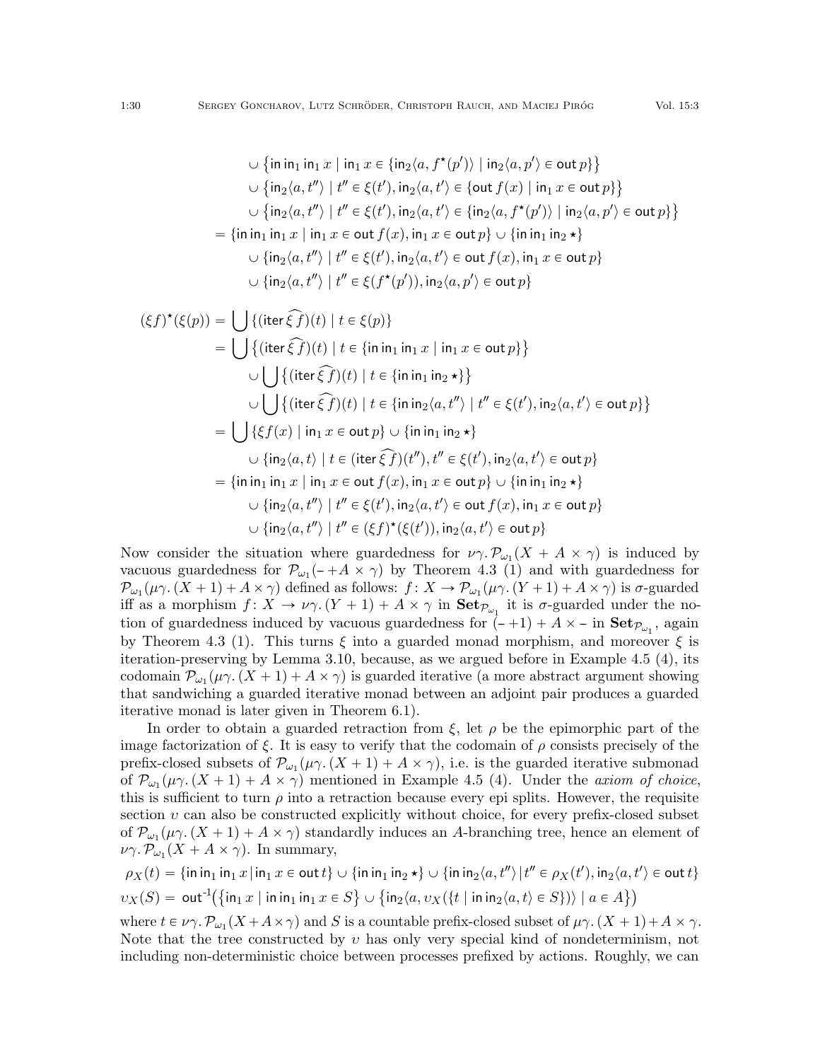$$
\begin{aligned}
&\cup \big\{\mathsf{in}\,\mathsf{in}_1\,\mathsf{in}_1\,x \mid \mathsf{in}_1\,x \in \{\mathsf{in}_2\langle a, f^\star(p')\rangle \mid \mathsf{in}_2\langle a,p'\rangle \in \mathsf{out}\,p\}\big\}\\
&\cup \big\{\mathsf{in}_2\langle a, t''\rangle \mid t'' \in \xi(t'), \mathsf{in}_2\langle a, t'\rangle \in \{\mathsf{out}\,f(x) \mid \mathsf{in}_1\,x \in \mathsf{out}\,p\}\big\}\\
&\cup \big\{\mathsf{in}_2\langle a, t''\rangle \mid t'' \in \xi(t'), \mathsf{in}_2\langle a, t'\rangle \in \{\mathsf{in}_2\langle a, f^\star(p')\rangle \mid \mathsf{in}_2\langle a,p'\rangle \in \mathsf{out}\,p\}\big\}\\
= {}&\{\mathsf{in}\,\mathsf{in}_1\,\mathsf{in}_1\,x \mid \mathsf{in}_1\,x \in \mathsf{out}\,f(x), \mathsf{in}_1\,x \in \mathsf{out}\,p\} \cup \{\mathsf{in}\,\mathsf{in}_1\,\mathsf{in}_2\,\star\}\\
&\cup \{\mathsf{in}_2\langle a, t''\rangle \mid t'' \in \xi(t'), \mathsf{in}_2\langle a, t'\rangle \in \mathsf{out}\,f(x), \mathsf{in}_1\,x \in \mathsf{out}\,p\}\\
&\cup \{\mathsf{in}_2\langle a, t''\rangle \mid t'' \in \xi(f^\star(p')), \mathsf{in}_2\langle a, p'\rangle \in \mathsf{out}\,p\}
\end{aligned}
$$

$$
\begin{aligned}
(\xi f)^\star(\xi(p)) &= \bigcup\{(\mathsf{iter}\,\widehat{\xi\,f})(t) \mid t \in \xi(p)\}\\
&= \bigcup\big\{(\mathsf{iter}\,\widehat{\xi\,f})(t) \mid t \in \{\mathsf{in}\,\mathsf{in}_1\,\mathsf{in}_1\,x \mid \mathsf{in}_1\,x \in \mathsf{out}\,p\}\big\}\\
&\quad \cup \bigcup\big\{(\mathsf{iter}\,\widehat{\xi\,f})(t) \mid t \in \{\mathsf{in}\,\mathsf{in}_1\,\mathsf{in}_2\,\star\}\big\}\\
&\quad \cup \bigcup\big\{(\mathsf{iter}\,\widehat{\xi\,f})(t) \mid t \in \{\mathsf{in}\,\mathsf{in}_2\langle a, t''\rangle \mid t'' \in \xi(t'), \mathsf{in}_2\langle a,t'\rangle \in \mathsf{out}\,p\}\big\}\\
&= \bigcup\{\xi f(x) \mid \mathsf{in}_1\,x \in \mathsf{out}\,p\} \cup \{\mathsf{in}\,\mathsf{in}_1\,\mathsf{in}_2\,\star\}\\
&\quad \cup \{\mathsf{in}_2\langle a, t\rangle \mid t \in (\mathsf{iter}\,\widehat{\xi\,f})(t''), t'' \in \xi(t'), \mathsf{in}_2\langle a, t'\rangle \in \mathsf{out}\,p\}\\
&= \{\mathsf{in}\,\mathsf{in}_1\,\mathsf{in}_1\,x \mid \mathsf{in}_1\,x \in \mathsf{out}\,f(x), \mathsf{in}_1\,x \in \mathsf{out}\,p\} \cup \{\mathsf{in}\,\mathsf{in}_1\,\mathsf{in}_2\,\star\}\\
&\quad \cup \{\mathsf{in}_2\langle a, t''\rangle \mid t'' \in \xi(t'), \mathsf{in}_2\langle a, t'\rangle \in \mathsf{out}\,f(x), \mathsf{in}_1\,x \in \mathsf{out}\,p\}\\
&\quad \cup \{\mathsf{in}_2\langle a, t''\rangle \mid t'' \in (\xi f)^\star(\xi(t')), \mathsf{in}_2\langle a, t'\rangle \in \mathsf{out}\,p\}
\end{aligned}
$$

Now consider the situation where guardedness for $\nu\gamma.\,\mathcal{P}_{\omega_1}(X + A \times \gamma)$ is induced by vacuous guardedness for $\mathcal{P}_{\omega_1}(\text{–} + A \times \gamma)$ by Theorem 4.3 (1) and with guardedness for $\mathcal{P}_{\omega_1}(\mu\gamma.\,(X+1) + A \times \gamma)$ defined as follows: $f\colon X \to \mathcal{P}_{\omega_1}(\mu\gamma.\,(Y+1) + A \times \gamma)$ is $\sigma$-guarded iff as a morphism $f\colon X \to \nu\gamma.\,(Y+1) + A \times \gamma$ in $\mathbf{Set}_{\mathcal{P}_{\omega_1}}$ it is $\sigma$-guarded under the notion of guardedness induced by vacuous guardedness for $(\text{–} + 1) + A \times \text{–}$ in $\mathbf{Set}_{\mathcal{P}_{\omega_1}}$, again by Theorem 4.3 (1). This turns $\xi$ into a guarded monad morphism, and moreover $\xi$ is iteration-preserving by Lemma 3.10, because, as we argued before in Example 4.5 (4), its codomain $\mathcal{P}_{\omega_1}(\mu\gamma.\,(X+1) + A \times \gamma)$ is guarded iterative (a more abstract argument showing that sandwiching a guarded iterative monad between an adjoint pair produces a guarded iterative monad is later given in Theorem 6.1).

In order to obtain a guarded retraction from $\xi$, let $\rho$ be the epimorphic part of the image factorization of $\xi$. It is easy to verify that the codomain of $\rho$ consists precisely of the prefix-closed subsets of $\mathcal{P}_{\omega_1}(\mu\gamma.\,(X+1) + A \times \gamma)$, i.e. is the guarded iterative submonad of $\mathcal{P}_{\omega_1}(\mu\gamma.\,(X+1) + A \times \gamma)$ mentioned in Example 4.5 (4). Under the *axiom of choice*, this is sufficient to turn $\rho$ into a retraction because every epi splits. However, the requisite section $\upsilon$ can also be constructed explicitly without choice, for every prefix-closed subset of $\mathcal{P}_{\omega_1}(\mu\gamma.\,(X+1) + A \times \gamma)$ standardly induces an $A$-branching tree, hence an element of $\nu\gamma.\,\mathcal{P}_{\omega_1}(X + A \times \gamma)$. In summary,

$$\rho_X(t) = \{\mathsf{in}\,\mathsf{in}_1\,\mathsf{in}_1\,x \,|\, \mathsf{in}_1\,x \in \mathsf{out}\,t\} \cup \{\mathsf{in}\,\mathsf{in}_1\,\mathsf{in}_2\,\star\} \cup \{\mathsf{in}\,\mathsf{in}_2\langle a, t''\rangle \,|\, t'' \in \rho_X(t'), \mathsf{in}_2\langle a, t'\rangle \in \mathsf{out}\,t\}$$

$$\upsilon_X(S) = \mathsf{out}^{-1}\big(\{\mathsf{in}_1\,x \mid \mathsf{in}\,\mathsf{in}_1\,\mathsf{in}_1\,x \in S\} \cup \{\mathsf{in}_2\langle a, \upsilon_X(\{t \mid \mathsf{in}\,\mathsf{in}_2\langle a,t\rangle \in S\})\rangle \mid a \in A\}\big)$$

where $t \in \nu\gamma.\,\mathcal{P}_{\omega_1}(X + A \times \gamma)$ and $S$ is a countable prefix-closed subset of $\mu\gamma.\,(X+1) + A \times \gamma$. Note that the tree constructed by $\upsilon$ has only very special kind of nondeterminism, not including non-deterministic choice between processes prefixed by actions. Roughly, we can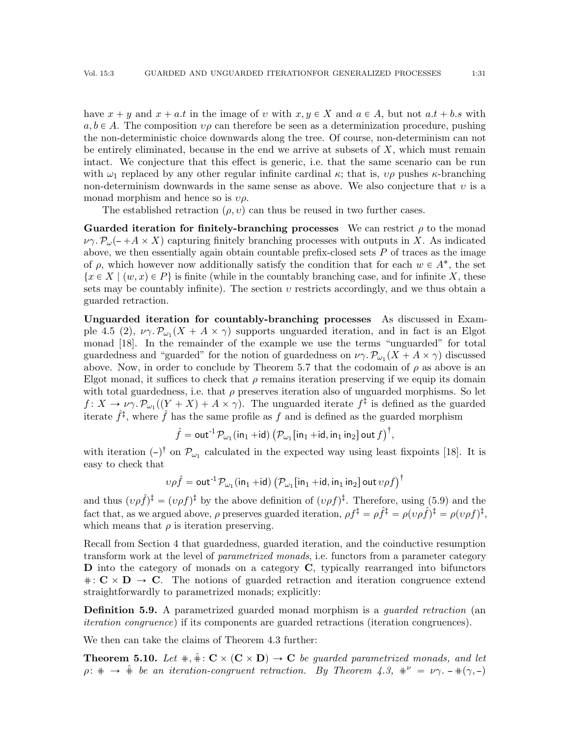have $x + y$ and $x + a.t$ in the image of $\upsilon$ with $x, y \in X$ and $a \in A$, but not $a.t + b.s$ with $a, b \in A$. The composition $\upsilon\rho$ can therefore be seen as a determinization procedure, pushing the non-deterministic choice downwards along the tree. Of course, non-determinism can not be entirely eliminated, because in the end we arrive at subsets of $X$, which must remain intact. We conjecture that this effect is generic, i.e. that the same scenario can be run with $\omega_1$ replaced by any other regular infinite cardinal $\kappa$; that is, $\upsilon\rho$ pushes $\kappa$-branching non-determinism downwards in the same sense as above. We also conjecture that $\upsilon$ is a monad morphism and hence so is $\upsilon\rho$.

The established retraction $(\rho, \upsilon)$ can thus be reused in two further cases.

**Guarded iteration for finitely-branching processes** We can restrict $\rho$ to the monad $\nu\gamma.\, \mathcal{P}_\omega(- + A \times X)$ capturing finitely branching processes with outputs in $X$. As indicated above, we then essentially again obtain countable prefix-closed sets $P$ of traces as the image of $\rho$, which however now additionally satisfy the condition that for each $w \in A^*$, the set $\{x \in X \mid (w, x) \in P\}$ is finite (while in the countably branching case, and for infinite $X$, these sets may be countably infinite). The section $\upsilon$ restricts accordingly, and we thus obtain a guarded retraction.

**Unguarded iteration for countably-branching processes** As discussed in Example 4.5 (2), $\nu\gamma.\, \mathcal{P}_{\omega_1}(X + A \times \gamma)$ supports unguarded iteration, and in fact is an Elgot monad [18]. In the remainder of the example we use the terms "unguarded" for total guardedness and "guarded" for the notion of guardedness on $\nu\gamma.\, \mathcal{P}_{\omega_1}(X + A \times \gamma)$ discussed above. Now, in order to conclude by Theorem 5.7 that the codomain of $\rho$ as above is an Elgot monad, it suffices to check that $\rho$ remains iteration preserving if we equip its domain with total guardedness, i.e. that $\rho$ preserves iteration also of unguarded morphisms. So let $f \colon X \to \nu\gamma.\, \mathcal{P}_{\omega_1}((Y + X) + A \times \gamma)$. The unguarded iterate $f^\ddagger$ is defined as the guarded iterate $\hat{f}^\ddagger$, where $\hat{f}$ has the same profile as $f$ and is defined as the guarded morphism

$$\hat{f} = \mathsf{out}^{-1}\, \mathcal{P}_{\omega_1}(\mathsf{in}_1 + \mathsf{id})\, \big(\mathcal{P}_{\omega_1}[\mathsf{in}_1 + \mathsf{id}, \mathsf{in}_1\, \mathsf{in}_2]\, \mathsf{out}\, f\big)^\dagger,$$

with iteration $(-)^\dagger$ on $\mathcal{P}_{\omega_1}$ calculated in the expected way using least fixpoints [18]. It is easy to check that

$$\upsilon\rho\hat{f} = \mathsf{out}^{-1}\, \mathcal{P}_{\omega_1}(\mathsf{in}_1 + \mathsf{id})\, \big(\mathcal{P}_{\omega_1}[\mathsf{in}_1 + \mathsf{id}, \mathsf{in}_1\, \mathsf{in}_2]\, \mathsf{out}\, \upsilon\rho f\big)^\dagger$$

and thus $(\upsilon\rho\hat{f})^\ddagger = (\upsilon\rho f)^\ddagger$ by the above definition of $(\upsilon\rho f)^\ddagger$. Therefore, using (5.9) and the fact that, as we argued above, $\rho$ preserves guarded iteration, $\rho f^\ddagger = \rho\hat{f}^\ddagger = \rho(\upsilon\rho\hat{f})^\ddagger = \rho(\upsilon\rho f)^\ddagger$, which means that $\rho$ is iteration preserving.

Recall from Section 4 that guardedness, guarded iteration, and the coinductive resumption transform work at the level of *parametrized monads*, i.e. functors from a parameter category $\mathbf{D}$ into the category of monads on a category $\mathbf{C}$, typically rearranged into bifunctors $\# \colon \mathbf{C} \times \mathbf{D} \to \mathbf{C}$. The notions of guarded retraction and iteration congruence extend straightforwardly to parametrized monads; explicitly:

**Definition 5.9.** A parametrized guarded monad morphism is a *guarded retraction* (an *iteration congruence*) if its components are guarded retractions (iteration congruences).

We then can take the claims of Theorem 4.3 further:

**Theorem 5.10.** *Let $\#, \hat{\#} \colon \mathbf{C} \times (\mathbf{C} \times \mathbf{D}) \to \mathbf{C}$ be guarded parametrized monads, and let $\rho \colon \# \to \hat{\#}$ be an iteration-congruent retraction. By Theorem 4.3, $\#^\nu = \nu\gamma.\, - \#(\gamma, -)$*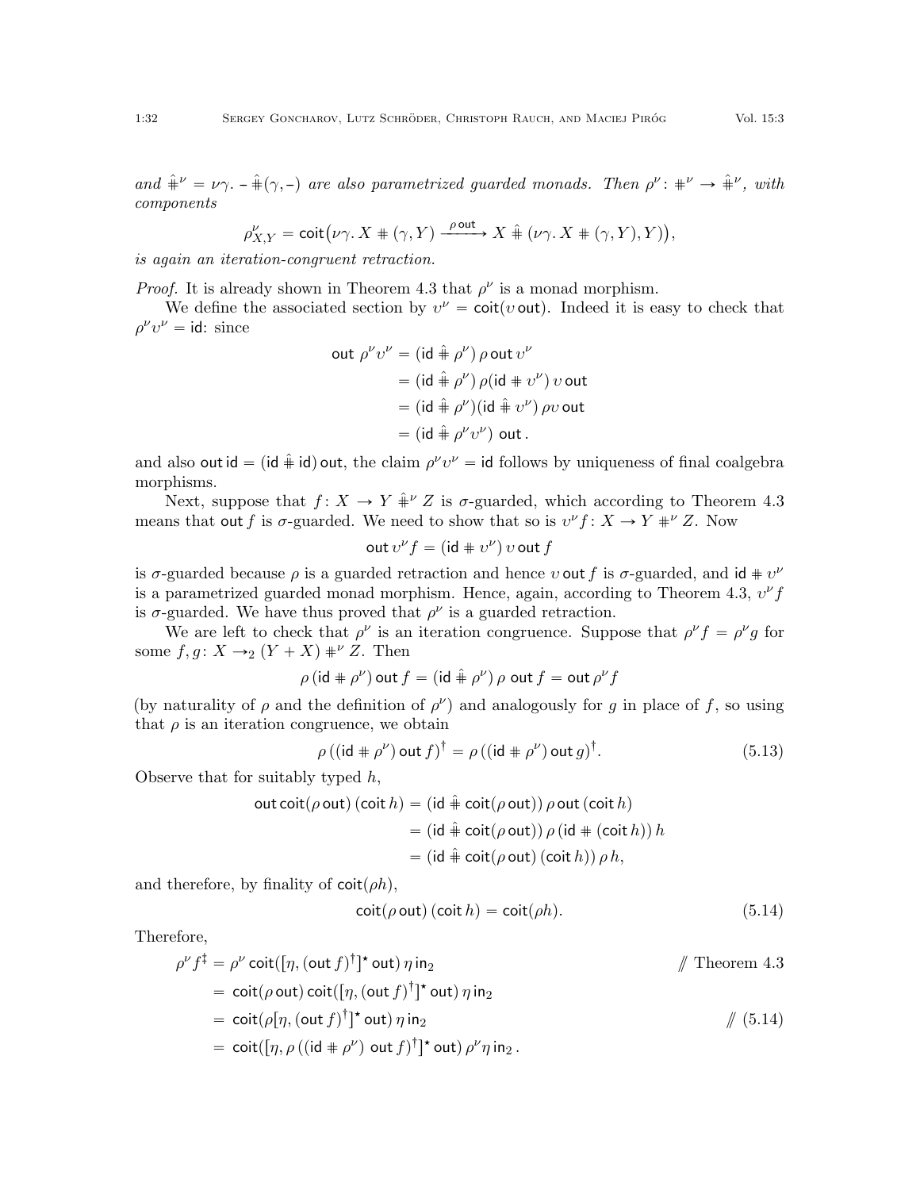*and* $\hat{\#}^\nu = \nu\gamma.\, \text{-}\, \hat{\#}(\gamma, \text{-})$ *are also parametrized guarded monads. Then* $\rho^\nu \colon \#^\nu \to \hat{\#}^\nu$*, with components*

$$\rho^\nu_{X,Y} = \mathsf{coit}\big(\nu\gamma.\, X \# (\gamma, Y) \xrightarrow{\rho\,\mathsf{out}} X \mathbin{\hat{\#}} (\nu\gamma.\, X \# (\gamma, Y), Y)\big),$$

*is again an iteration-congruent retraction.*

*Proof.* It is already shown in Theorem 4.3 that $\rho^\nu$ is a monad morphism.

We define the associated section by $\upsilon^\nu = \mathsf{coit}(\upsilon\,\mathsf{out})$. Indeed it is easy to check that $\rho^\nu\upsilon^\nu = \mathsf{id}$: since

$$\begin{aligned}
\mathsf{out}\;\rho^\nu\upsilon^\nu &= (\mathsf{id} \mathbin{\hat{\#}} \rho^\nu)\,\rho\,\mathsf{out}\,\upsilon^\nu \\
&= (\mathsf{id} \mathbin{\hat{\#}} \rho^\nu)\,\rho(\mathsf{id} \# \upsilon^\nu)\,\upsilon\,\mathsf{out} \\
&= (\mathsf{id} \mathbin{\hat{\#}} \rho^\nu)(\mathsf{id} \mathbin{\hat{\#}} \upsilon^\nu)\,\rho\upsilon\,\mathsf{out} \\
&= (\mathsf{id} \mathbin{\hat{\#}} \rho^\nu\upsilon^\nu)\;\mathsf{out}\,.
\end{aligned}$$

and also $\mathsf{out}\,\mathsf{id} = (\mathsf{id} \mathbin{\hat{\#}} \mathsf{id})\,\mathsf{out}$, the claim $\rho^\nu\upsilon^\nu = \mathsf{id}$ follows by uniqueness of final coalgebra morphisms.

Next, suppose that $f \colon X \to Y \mathbin{\hat{\#}^\nu} Z$ is $\sigma$-guarded, which according to Theorem 4.3 means that $\mathsf{out}\,f$ is $\sigma$-guarded. We need to show that so is $\upsilon^\nu f \colon X \to Y \#^\nu Z$. Now

$$\mathsf{out}\,\upsilon^\nu f = (\mathsf{id} \# \upsilon^\nu)\,\upsilon\,\mathsf{out}\,f$$

is $\sigma$-guarded because $\rho$ is a guarded retraction and hence $\upsilon\,\mathsf{out}\,f$ is $\sigma$-guarded, and $\mathsf{id} \# \upsilon^\nu$ is a parametrized guarded monad morphism. Hence, again, according to Theorem 4.3, $\upsilon^\nu f$ is $\sigma$-guarded. We have thus proved that $\rho^\nu$ is a guarded retraction.

We are left to check that $\rho^\nu$ is an iteration congruence. Suppose that $\rho^\nu f = \rho^\nu g$ for some $f, g \colon X \to_2 (Y + X) \#^\nu Z$. Then

$$\rho\,(\mathsf{id} \# \rho^\nu)\,\mathsf{out}\,f = (\mathsf{id} \mathbin{\hat{\#}} \rho^\nu)\,\rho\;\mathsf{out}\,f = \mathsf{out}\,\rho^\nu f$$

(by naturality of $\rho$ and the definition of $\rho^\nu$) and analogously for $g$ in place of $f$, so using that $\rho$ is an iteration congruence, we obtain

$$\rho\,((\mathsf{id} \# \rho^\nu)\,\mathsf{out}\,f)^\dagger = \rho\,((\mathsf{id} \# \rho^\nu)\,\mathsf{out}\,g)^\dagger. \tag{5.13}$$

Observe that for suitably typed $h$,

$$\begin{aligned}
\mathsf{out}\,\mathsf{coit}(\rho\,\mathsf{out})\,(\mathsf{coit}\,h) &= (\mathsf{id} \mathbin{\hat{\#}} \mathsf{coit}(\rho\,\mathsf{out}))\,\rho\,\mathsf{out}\,(\mathsf{coit}\,h) \\
&= (\mathsf{id} \mathbin{\hat{\#}} \mathsf{coit}(\rho\,\mathsf{out}))\,\rho\,(\mathsf{id} \# (\mathsf{coit}\,h))\,h \\
&= (\mathsf{id} \mathbin{\hat{\#}} \mathsf{coit}(\rho\,\mathsf{out})\,(\mathsf{coit}\,h))\,\rho\,h,
\end{aligned}$$

and therefore, by finality of $\mathsf{coit}(\rho h)$,

$$\mathsf{coit}(\rho\,\mathsf{out})\,(\mathsf{coit}\,h) = \mathsf{coit}(\rho h). \tag{5.14}$$

Therefore,

$$\begin{aligned}
\rho^\nu f^\ddagger &= \rho^\nu\,\mathsf{coit}([\eta, (\mathsf{out}\,f)^\dagger]^\star\,\mathsf{out})\,\eta\,\mathsf{in}_2 && /\!\!/ \text{ Theorem 4.3} \\
&= \mathsf{coit}(\rho\,\mathsf{out})\,\mathsf{coit}([\eta, (\mathsf{out}\,f)^\dagger]^\star\,\mathsf{out})\,\eta\,\mathsf{in}_2 \\
&= \mathsf{coit}(\rho[\eta, (\mathsf{out}\,f)^\dagger]^\star\,\mathsf{out})\,\eta\,\mathsf{in}_2 && /\!\!/ \text{ (5.14)} \\
&= \mathsf{coit}([\eta, \rho\,((\mathsf{id} \# \rho^\nu)\;\mathsf{out}\,f)^\dagger]^\star\,\mathsf{out})\,\rho^\nu\eta\,\mathsf{in}_2\,.
\end{aligned}$$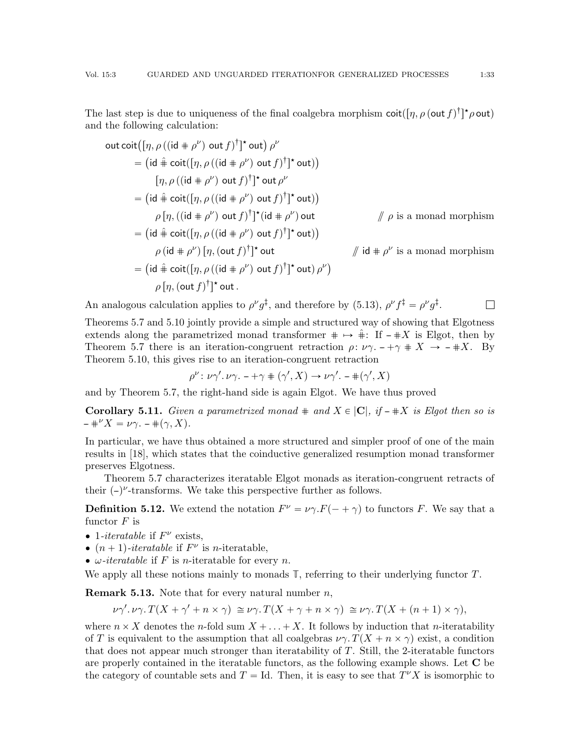The last step is due to uniqueness of the final coalgebra morphism $\mathsf{coit}([\eta, \rho\,(\mathsf{out}\, f)^{\dagger}]^{\star} \rho\, \mathsf{out})$ and the following calculation:

$$
\begin{aligned}
&\mathsf{out}\,\mathsf{coit}\big([\eta, \rho\,((\mathsf{id} \mathbin{\#} \rho^{\nu})\ \mathsf{out}\, f)^{\dagger}]^{\star}\, \mathsf{out}\big)\, \rho^{\nu} \\
&\quad = \big(\mathsf{id} \mathbin{\hat{\#}} \mathsf{coit}([\eta, \rho\,((\mathsf{id} \mathbin{\#} \rho^{\nu})\ \mathsf{out}\, f)^{\dagger}]^{\star}\, \mathsf{out})\big) \\
&\qquad\quad [\eta, \rho\,((\mathsf{id} \mathbin{\#} \rho^{\nu})\ \mathsf{out}\, f)^{\dagger}]^{\star}\, \mathsf{out}\, \rho^{\nu} \\
&\quad = \big(\mathsf{id} \mathbin{\hat{\#}} \mathsf{coit}([\eta, \rho\,((\mathsf{id} \mathbin{\#} \rho^{\nu})\ \mathsf{out}\, f)^{\dagger}]^{\star}\, \mathsf{out})\big) \\
&\qquad\quad \rho\,[\eta, ((\mathsf{id} \mathbin{\#} \rho^{\nu})\ \mathsf{out}\, f)^{\dagger}]^{\star} (\mathsf{id} \mathbin{\#} \rho^{\nu})\, \mathsf{out} && /\!\!/\ \rho \text{ is a monad morphism} \\
&\quad = \big(\mathsf{id} \mathbin{\hat{\#}} \mathsf{coit}([\eta, \rho\,((\mathsf{id} \mathbin{\#} \rho^{\nu})\ \mathsf{out}\, f)^{\dagger}]^{\star}\, \mathsf{out})\big) \\
&\qquad\quad \rho\,(\mathsf{id} \mathbin{\#} \rho^{\nu})\,[\eta, (\mathsf{out}\, f)^{\dagger}]^{\star}\, \mathsf{out} && /\!\!/\ \mathsf{id} \mathbin{\#} \rho^{\nu} \text{ is a monad morphism} \\
&\quad = \big(\mathsf{id} \mathbin{\hat{\#}} \mathsf{coit}([\eta, \rho\,((\mathsf{id} \mathbin{\#} \rho^{\nu})\ \mathsf{out}\, f)^{\dagger}]^{\star}\, \mathsf{out})\, \rho^{\nu}\big) \\
&\qquad\quad \rho\,[\eta, (\mathsf{out}\, f)^{\dagger}]^{\star}\, \mathsf{out}\,.
\end{aligned}
$$

An analogous calculation applies to $\rho^{\nu} g^{\ddagger}$, and therefore by (5.13), $\rho^{\nu} f^{\ddagger} = \rho^{\nu} g^{\ddagger}$. $\square$

Theorems 5.7 and 5.10 jointly provide a simple and structured way of showing that Elgotness extends along the parametrized monad transformer $\# \mapsto \hat{\#}$: If $- \# X$ is Elgot, then by Theorem 5.7 there is an iteration-congruent retraction $\rho\colon \nu\gamma.\, - + \gamma \# X \to - \# X$. By Theorem 5.10, this gives rise to an iteration-congruent retraction

$$\rho^{\nu}\colon \nu\gamma'.\, \nu\gamma.\, - + \gamma \# (\gamma', X) \to \nu\gamma'.\, - \# (\gamma', X)$$

and by Theorem 5.7, the right-hand side is again Elgot. We have thus proved

**Corollary 5.11.** *Given a parametrized monad $\#$ and $X \in |\mathbf{C}|$, if $- \# X$ is Elgot then so is $- \#^{\nu} X = \nu\gamma.\, - \# (\gamma, X)$.*

In particular, we have thus obtained a more structured and simpler proof of one of the main results in [18], which states that the coinductive generalized resumption monad transformer preserves Elgotness.

Theorem 5.7 characterizes iteratable Elgot monads as iteration-congruent retracts of their $(-)^{\nu}$-transforms. We take this perspective further as follows.

**Definition 5.12.** We extend the notation $F^{\nu} = \nu\gamma. F(- + \gamma)$ to functors $F$. We say that a functor $F$ is

- 1-*iteratable* if $F^{\nu}$ exists,
- $(n+1)$-*iteratable* if $F^{\nu}$ is $n$-iteratable,
- $\omega$-*iteratable* if $F$ is $n$-iteratable for every $n$.

We apply all these notions mainly to monads $\mathbb{T}$, referring to their underlying functor $T$.

**Remark 5.13.** Note that for every natural number $n$,

$$\nu\gamma'.\, \nu\gamma.\, T(X + \gamma' + n \times \gamma) \;\cong \nu\gamma.\, T(X + \gamma + n \times \gamma) \;\cong \nu\gamma.\, T(X + (n+1) \times \gamma),$$

where $n \times X$ denotes the $n$-fold sum $X + \ldots + X$. It follows by induction that $n$-iteratability of $T$ is equivalent to the assumption that all coalgebras $\nu\gamma.\, T(X + n \times \gamma)$ exist, a condition that does not appear much stronger than iteratability of $T$. Still, the 2-iteratable functors are properly contained in the iteratable functors, as the following example shows. Let $\mathbf{C}$ be the category of countable sets and $T = \mathrm{Id}$. Then, it is easy to see that $T^{\nu} X$ is isomorphic to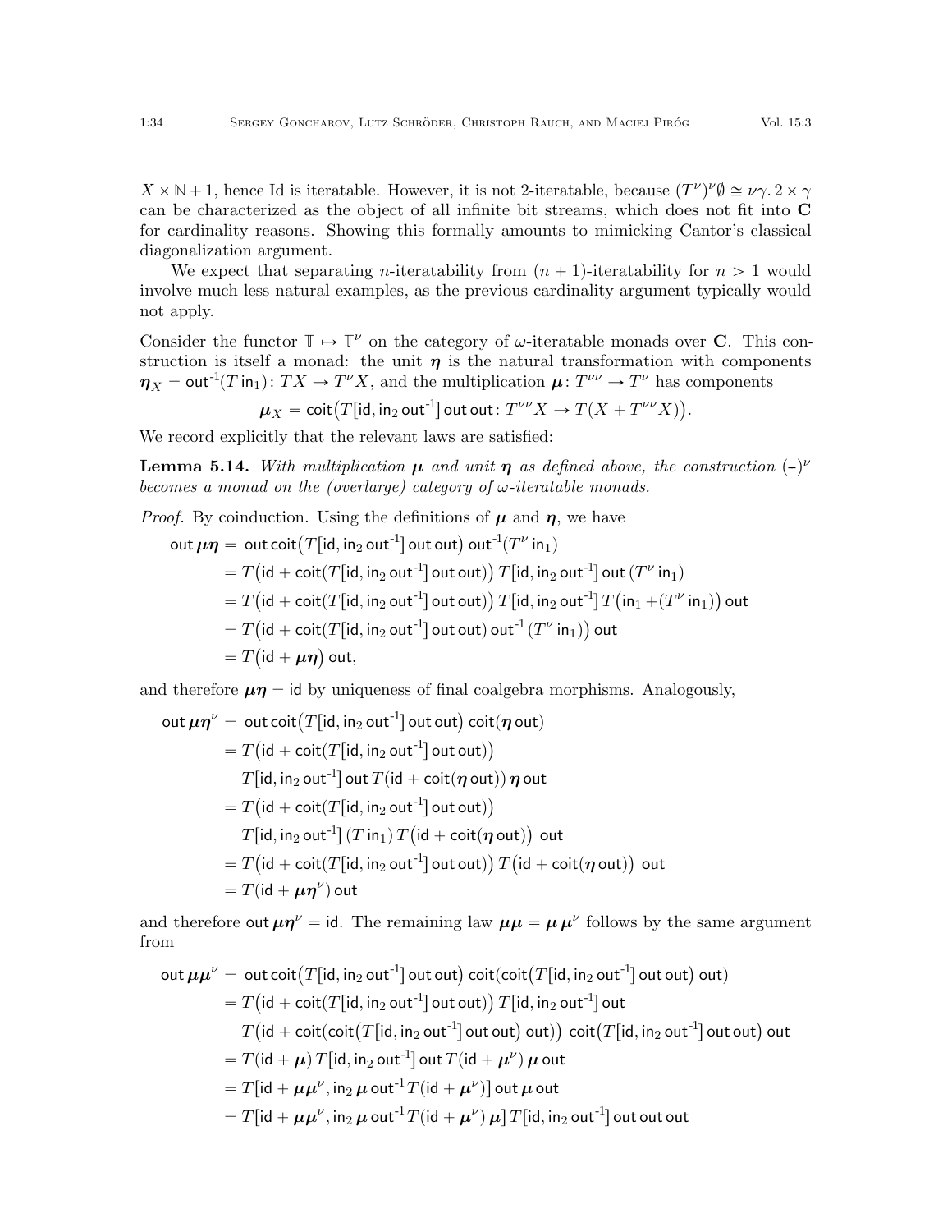$X \times \mathbb{N} + 1$, hence Id is iteratable. However, it is not 2-iteratable, because $(T^\nu)^\nu\emptyset \cong \nu\gamma.\, 2 \times \gamma$ can be characterized as the object of all infinite bit streams, which does not fit into $\mathbf{C}$ for cardinality reasons. Showing this formally amounts to mimicking Cantor's classical diagonalization argument.

We expect that separating $n$-iteratability from $(n+1)$-iteratability for $n > 1$ would involve much less natural examples, as the previous cardinality argument typically would not apply.

Consider the functor $\mathbb{T} \mapsto \mathbb{T}^\nu$ on the category of $\omega$-iteratable monads over $\mathbf{C}$. This construction is itself a monad: the unit $\boldsymbol{\eta}$ is the natural transformation with components $\boldsymbol{\eta}_X = \mathsf{out}^{-1}(T\,\mathsf{in}_1)\colon TX \to T^\nu X$, and the multiplication $\boldsymbol{\mu}\colon T^{\nu\nu} \to T^\nu$ has components

$$\boldsymbol{\mu}_X = \mathsf{coit}\big(T[\mathsf{id}, \mathsf{in}_2\,\mathsf{out}^{-1}]\,\mathsf{out}\,\mathsf{out}\colon T^{\nu\nu}X \to T(X + T^{\nu\nu}X)\big).$$

We record explicitly that the relevant laws are satisfied:

**Lemma 5.14.** *With multiplication $\boldsymbol{\mu}$ and unit $\boldsymbol{\eta}$ as defined above, the construction $(\text{-})^\nu$ becomes a monad on the (overlarge) category of $\omega$-iteratable monads.*

*Proof.* By coinduction. Using the definitions of $\boldsymbol{\mu}$ and $\boldsymbol{\eta}$, we have

$$\begin{aligned}
\mathsf{out}\,\boldsymbol{\mu}\boldsymbol{\eta} &= \mathsf{out}\,\mathsf{coit}\big(T[\mathsf{id}, \mathsf{in}_2\,\mathsf{out}^{-1}]\,\mathsf{out}\,\mathsf{out}\big)\,\mathsf{out}^{-1}(T^\nu\,\mathsf{in}_1)\\
&= T\big(\mathsf{id} + \mathsf{coit}(T[\mathsf{id}, \mathsf{in}_2\,\mathsf{out}^{-1}]\,\mathsf{out}\,\mathsf{out})\big)\,T[\mathsf{id}, \mathsf{in}_2\,\mathsf{out}^{-1}]\,\mathsf{out}\,(T^\nu\,\mathsf{in}_1)\\
&= T\big(\mathsf{id} + \mathsf{coit}(T[\mathsf{id}, \mathsf{in}_2\,\mathsf{out}^{-1}]\,\mathsf{out}\,\mathsf{out})\big)\,T[\mathsf{id}, \mathsf{in}_2\,\mathsf{out}^{-1}]\,T\big(\mathsf{in}_1 + (T^\nu\,\mathsf{in}_1)\big)\,\mathsf{out}\\
&= T\big(\mathsf{id} + \mathsf{coit}(T[\mathsf{id}, \mathsf{in}_2\,\mathsf{out}^{-1}]\,\mathsf{out}\,\mathsf{out})\,\mathsf{out}^{-1}\,(T^\nu\,\mathsf{in}_1)\big)\,\mathsf{out}\\
&= T\big(\mathsf{id} + \boldsymbol{\mu}\boldsymbol{\eta}\big)\,\mathsf{out},
\end{aligned}$$

and therefore $\boldsymbol{\mu}\boldsymbol{\eta} = \mathsf{id}$ by uniqueness of final coalgebra morphisms. Analogously,

$$\begin{aligned}
\mathsf{out}\,\boldsymbol{\mu}\boldsymbol{\eta}^\nu &= \mathsf{out}\,\mathsf{coit}\big(T[\mathsf{id}, \mathsf{in}_2\,\mathsf{out}^{-1}]\,\mathsf{out}\,\mathsf{out}\big)\,\mathsf{coit}(\boldsymbol{\eta}\,\mathsf{out})\\
&= T\big(\mathsf{id} + \mathsf{coit}(T[\mathsf{id}, \mathsf{in}_2\,\mathsf{out}^{-1}]\,\mathsf{out}\,\mathsf{out})\big)\\
&\quad\; T[\mathsf{id}, \mathsf{in}_2\,\mathsf{out}^{-1}]\,\mathsf{out}\,T(\mathsf{id} + \mathsf{coit}(\boldsymbol{\eta}\,\mathsf{out}))\,\boldsymbol{\eta}\,\mathsf{out}\\
&= T\big(\mathsf{id} + \mathsf{coit}(T[\mathsf{id}, \mathsf{in}_2\,\mathsf{out}^{-1}]\,\mathsf{out}\,\mathsf{out})\big)\\
&\quad\; T[\mathsf{id}, \mathsf{in}_2\,\mathsf{out}^{-1}]\,(T\,\mathsf{in}_1)\,T\big(\mathsf{id} + \mathsf{coit}(\boldsymbol{\eta}\,\mathsf{out})\big)\;\mathsf{out}\\
&= T\big(\mathsf{id} + \mathsf{coit}(T[\mathsf{id}, \mathsf{in}_2\,\mathsf{out}^{-1}]\,\mathsf{out}\,\mathsf{out})\big)\,T\big(\mathsf{id} + \mathsf{coit}(\boldsymbol{\eta}\,\mathsf{out})\big)\;\mathsf{out}\\
&= T(\mathsf{id} + \boldsymbol{\mu}\boldsymbol{\eta}^\nu)\,\mathsf{out}
\end{aligned}$$

and therefore $\mathsf{out}\,\boldsymbol{\mu}\boldsymbol{\eta}^\nu = \mathsf{id}$. The remaining law $\boldsymbol{\mu}\boldsymbol{\mu} = \boldsymbol{\mu}\,\boldsymbol{\mu}^\nu$ follows by the same argument from

$$\begin{aligned}
\mathsf{out}\,\boldsymbol{\mu}\boldsymbol{\mu}^\nu &= \mathsf{out}\,\mathsf{coit}\big(T[\mathsf{id}, \mathsf{in}_2\,\mathsf{out}^{-1}]\,\mathsf{out}\,\mathsf{out}\big)\,\mathsf{coit}(\mathsf{coit}\big(T[\mathsf{id}, \mathsf{in}_2\,\mathsf{out}^{-1}]\,\mathsf{out}\,\mathsf{out}\big)\,\mathsf{out})\\
&= T\big(\mathsf{id} + \mathsf{coit}(T[\mathsf{id}, \mathsf{in}_2\,\mathsf{out}^{-1}]\,\mathsf{out}\,\mathsf{out})\big)\,T[\mathsf{id}, \mathsf{in}_2\,\mathsf{out}^{-1}]\,\mathsf{out}\\
&\quad\; T\big(\mathsf{id} + \mathsf{coit}(\mathsf{coit}\big(T[\mathsf{id}, \mathsf{in}_2\,\mathsf{out}^{-1}]\,\mathsf{out}\,\mathsf{out}\big)\,\mathsf{out})\big)\;\mathsf{coit}\big(T[\mathsf{id}, \mathsf{in}_2\,\mathsf{out}^{-1}]\,\mathsf{out}\,\mathsf{out}\big)\,\mathsf{out}\\
&= T(\mathsf{id} + \boldsymbol{\mu})\,T[\mathsf{id}, \mathsf{in}_2\,\mathsf{out}^{-1}]\,\mathsf{out}\,T(\mathsf{id} + \boldsymbol{\mu}^\nu)\,\boldsymbol{\mu}\,\mathsf{out}\\
&= T[\mathsf{id} + \boldsymbol{\mu}\boldsymbol{\mu}^\nu, \mathsf{in}_2\,\boldsymbol{\mu}\,\mathsf{out}^{-1}\,T(\mathsf{id} + \boldsymbol{\mu}^\nu)]\,\mathsf{out}\,\boldsymbol{\mu}\,\mathsf{out}\\
&= T[\mathsf{id} + \boldsymbol{\mu}\boldsymbol{\mu}^\nu, \mathsf{in}_2\,\boldsymbol{\mu}\,\mathsf{out}^{-1}\,T(\mathsf{id} + \boldsymbol{\mu}^\nu)\,\boldsymbol{\mu}]\,T[\mathsf{id}, \mathsf{in}_2\,\mathsf{out}^{-1}]\,\mathsf{out}\,\mathsf{out}\,\mathsf{out}
\end{aligned}$$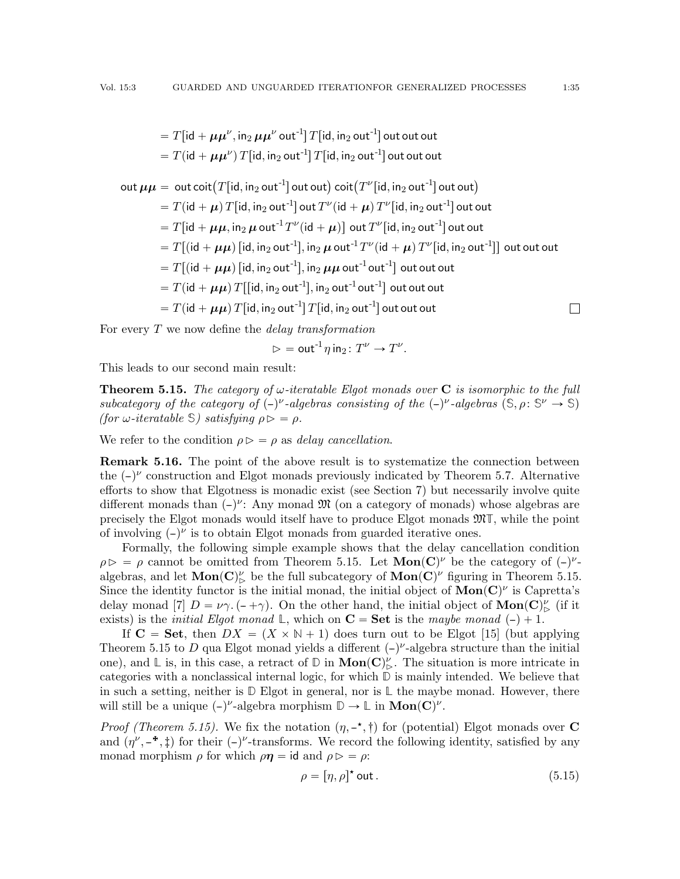$$= T[\mathsf{id} + \boldsymbol{\mu}\boldsymbol{\mu}^{\nu}, \mathsf{in}_2\, \boldsymbol{\mu}\boldsymbol{\mu}^{\nu}\, \mathsf{out}^{-1}]\, T[\mathsf{id}, \mathsf{in}_2\, \mathsf{out}^{-1}]\, \mathsf{out}\, \mathsf{out}\, \mathsf{out}$$

$$= T(\mathsf{id} + \boldsymbol{\mu}\boldsymbol{\mu}^{\nu})\, T[\mathsf{id}, \mathsf{in}_2\, \mathsf{out}^{-1}]\, T[\mathsf{id}, \mathsf{in}_2\, \mathsf{out}^{-1}]\, \mathsf{out}\, \mathsf{out}\, \mathsf{out}$$

$$\begin{aligned}
\mathsf{out}\, \boldsymbol{\mu}\boldsymbol{\mu} &= \mathsf{out}\, \mathsf{coit}\big(T[\mathsf{id}, \mathsf{in}_2\, \mathsf{out}^{-1}]\, \mathsf{out}\, \mathsf{out}\big)\, \mathsf{coit}\big(T^{\nu}[\mathsf{id}, \mathsf{in}_2\, \mathsf{out}^{-1}]\, \mathsf{out}\, \mathsf{out}\big) \\
&= T(\mathsf{id} + \boldsymbol{\mu})\, T[\mathsf{id}, \mathsf{in}_2\, \mathsf{out}^{-1}]\, \mathsf{out}\, T^{\nu}(\mathsf{id} + \boldsymbol{\mu})\, T^{\nu}[\mathsf{id}, \mathsf{in}_2\, \mathsf{out}^{-1}]\, \mathsf{out}\, \mathsf{out} \\
&= T[\mathsf{id} + \boldsymbol{\mu}\boldsymbol{\mu}, \mathsf{in}_2\, \boldsymbol{\mu}\, \mathsf{out}^{-1}\, T^{\nu}(\mathsf{id} + \boldsymbol{\mu})]\ \mathsf{out}\, T^{\nu}[\mathsf{id}, \mathsf{in}_2\, \mathsf{out}^{-1}]\, \mathsf{out}\, \mathsf{out} \\
&= T\big[(\mathsf{id} + \boldsymbol{\mu}\boldsymbol{\mu})\, [\mathsf{id}, \mathsf{in}_2\, \mathsf{out}^{-1}], \mathsf{in}_2\, \boldsymbol{\mu}\, \mathsf{out}^{-1}\, T^{\nu}(\mathsf{id} + \boldsymbol{\mu})\, T^{\nu}[\mathsf{id}, \mathsf{in}_2\, \mathsf{out}^{-1}]\big]\ \mathsf{out}\, \mathsf{out}\, \mathsf{out} \\
&= T\big[(\mathsf{id} + \boldsymbol{\mu}\boldsymbol{\mu})\, [\mathsf{id}, \mathsf{in}_2\, \mathsf{out}^{-1}], \mathsf{in}_2\, \boldsymbol{\mu}\boldsymbol{\mu}\, \mathsf{out}^{-1}\, \mathsf{out}^{-1}\big]\ \mathsf{out}\, \mathsf{out}\, \mathsf{out} \\
&= T(\mathsf{id} + \boldsymbol{\mu}\boldsymbol{\mu})\, T\big[[\mathsf{id}, \mathsf{in}_2\, \mathsf{out}^{-1}], \mathsf{in}_2\, \mathsf{out}^{-1}\, \mathsf{out}^{-1}\big]\ \mathsf{out}\, \mathsf{out}\, \mathsf{out} \\
&= T(\mathsf{id} + \boldsymbol{\mu}\boldsymbol{\mu})\, T[\mathsf{id}, \mathsf{in}_2\, \mathsf{out}^{-1}]\, T[\mathsf{id}, \mathsf{in}_2\, \mathsf{out}^{-1}]\, \mathsf{out}\, \mathsf{out}\, \mathsf{out}
\end{aligned}$$

∎

For every $T$ we now define the *delay transformation*

$$\rhd = \mathsf{out}^{-1}\, \eta\, \mathsf{in}_2 \colon T^{\nu} \to T^{\nu}.$$

This leads to our second main result:

**Theorem 5.15.** *The category of $\omega$-iteratable Elgot monads over $\mathbf{C}$ is isomorphic to the full subcategory of the category of $(\text{-})^{\nu}$-algebras consisting of the $(\text{-})^{\nu}$-algebras $(\mathbb{S}, \rho\colon \mathbb{S}^{\nu} \to \mathbb{S})$ (for $\omega$-iteratable $\mathbb{S}$) satisfying $\rho \rhd = \rho$.*

We refer to the condition $\rho \rhd = \rho$ as *delay cancellation*.

**Remark 5.16.** The point of the above result is to systematize the connection between the $(\text{-})^{\nu}$ construction and Elgot monads previously indicated by Theorem 5.7. Alternative efforts to show that Elgotness is monadic exist (see Section 7) but necessarily involve quite different monads than $(\text{-})^{\nu}$: Any monad $\mathfrak{M}$ (on a category of monads) whose algebras are precisely the Elgot monads would itself have to produce Elgot monads $\mathfrak{M}\mathbb{T}$, while the point of involving $(\text{-})^{\nu}$ is to obtain Elgot monads from guarded iterative ones.

Formally, the following simple example shows that the delay cancellation condition $\rho \rhd = \rho$ cannot be omitted from Theorem 5.15. Let $\mathbf{Mon}(\mathbf{C})^{\nu}$ be the category of $(\text{-})^{\nu}$-algebras, and let $\mathbf{Mon}(\mathbf{C})^{\nu}_{\rhd}$ be the full subcategory of $\mathbf{Mon}(\mathbf{C})^{\nu}$ figuring in Theorem 5.15. Since the identity functor is the initial monad, the initial object of $\mathbf{Mon}(\mathbf{C})^{\nu}$ is Capretta's delay monad [7] $D = \nu\gamma.\,(\text{-} + \gamma)$. On the other hand, the initial object of $\mathbf{Mon}(\mathbf{C})^{\nu}_{\rhd}$ (if it exists) is the *initial Elgot monad* $\mathbb{L}$, which on $\mathbf{C} = \mathbf{Set}$ is the *maybe monad* $(\text{-}) + 1$.

If $\mathbf{C} = \mathbf{Set}$, then $DX = (X \times \mathbb{N} + 1)$ does turn out to be Elgot [15] (but applying Theorem 5.15 to $D$ qua Elgot monad yields a different $(\text{-})^{\nu}$-algebra structure than the initial one), and $\mathbb{L}$ is, in this case, a retract of $\mathbb{D}$ in $\mathbf{Mon}(\mathbf{C})^{\nu}_{\rhd}$. The situation is more intricate in categories with a nonclassical internal logic, for which $\mathbb{D}$ is mainly intended. We believe that in such a setting, neither is $\mathbb{D}$ Elgot in general, nor is $\mathbb{L}$ the maybe monad. However, there will still be a unique $(\text{-})^{\nu}$-algebra morphism $\mathbb{D} \to \mathbb{L}$ in $\mathbf{Mon}(\mathbf{C})^{\nu}$.

*Proof (Theorem 5.15).* We fix the notation $(\eta, \text{-}^{\star}, \dagger)$ for (potential) Elgot monads over $\mathbf{C}$ and $(\eta^{\nu}, \text{-}^{\maltese}, \ddagger)$ for their $(\text{-})^{\nu}$-transforms. We record the following identity, satisfied by any monad morphism $\rho$ for which $\rho\boldsymbol{\eta} = \mathsf{id}$ and $\rho \rhd = \rho$:

$$\rho = [\eta, \rho]^{\star}\, \mathsf{out}\,. \tag{5.15}$$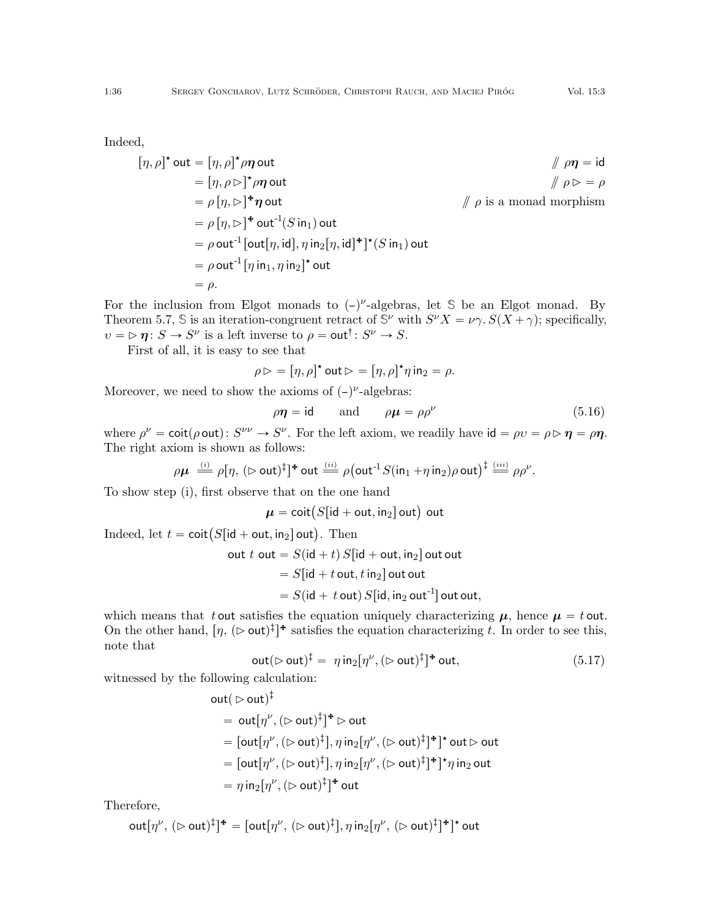Indeed,

$$
\begin{aligned}
[\eta,\rho]^\star\,\mathsf{out} &= [\eta,\rho]^\star \rho\boldsymbol{\eta}\,\mathsf{out} && /\!\!/\ \rho\boldsymbol{\eta}=\mathsf{id}\\
&= [\eta,\rho\,\triangleright]^\star \rho\boldsymbol{\eta}\,\mathsf{out} && /\!\!/\ \rho\,\triangleright=\rho\\
&= \rho\,[\eta,\triangleright]^{\bigstar}\boldsymbol{\eta}\,\mathsf{out} && /\!\!/\ \rho \text{ is a monad morphism}\\
&= \rho\,[\eta,\triangleright]^{\bigstar}\,\mathsf{out}^{-1}(S\,\mathsf{in}_1)\,\mathsf{out}\\
&= \rho\,\mathsf{out}^{-1}\,[\mathsf{out}[\eta,\mathsf{id}],\eta\,\mathsf{in}_2[\eta,\mathsf{id}]^{\bigstar}]^\star(S\,\mathsf{in}_1)\,\mathsf{out}\\
&= \rho\,\mathsf{out}^{-1}\,[\eta\,\mathsf{in}_1,\eta\,\mathsf{in}_2]^\star\,\mathsf{out}\\
&= \rho.
\end{aligned}
$$

For the inclusion from Elgot monads to $(\text{–})^\nu$-algebras, let $\mathbb{S}$ be an Elgot monad. By Theorem 5.7, $\mathbb{S}$ is an iteration-congruent retract of $\mathbb{S}^\nu$ with $S^\nu X=\nu\gamma.\,S(X+\gamma)$; specifically, $\upsilon=\triangleright\,\boldsymbol{\eta}\colon S\to S^\nu$ is a left inverse to $\rho=\mathsf{out}^\dagger\colon S^\nu\to S$.

First of all, it is easy to see that

$$
\rho\,\triangleright=[\eta,\rho]^\star\,\mathsf{out}\,\triangleright=[\eta,\rho]^\star\eta\,\mathsf{in}_2=\rho.
$$

Moreover, we need to show the axioms of $(\text{–})^\nu$-algebras:

$$
\rho\boldsymbol{\eta}=\mathsf{id}\qquad\text{and}\qquad \rho\boldsymbol{\mu}=\rho\rho^\nu \tag{5.16}
$$

where $\rho^\nu=\mathsf{coit}(\rho\,\mathsf{out})\colon S^{\nu\nu}\to S^\nu$. For the left axiom, we readily have $\mathsf{id}=\rho\upsilon=\rho\,\triangleright\boldsymbol{\eta}=\rho\boldsymbol{\eta}$. The right axiom is shown as follows:

$$
\rho\boldsymbol{\mu}\ \overset{(i)}{=\!=}\ \rho[\eta,\,(\triangleright\,\mathsf{out})^\ddagger]^{\bigstar}\,\mathsf{out}\ \overset{(ii)}{=\!=}\ \rho\big(\mathsf{out}^{-1}S(\mathsf{in}_1+\eta\,\mathsf{in}_2)\rho\,\mathsf{out}\big)^\ddagger\ \overset{(iii)}{=\!=}\ \rho\rho^\nu.
$$

To show step (i), first observe that on the one hand

$$
\boldsymbol{\mu}=\mathsf{coit}\big(S[\mathsf{id}+\mathsf{out},\mathsf{in}_2]\,\mathsf{out}\big)\ \mathsf{out}
$$

Indeed, let $t=\mathsf{coit}\big(S[\mathsf{id}+\mathsf{out},\mathsf{in}_2]\,\mathsf{out}\big)$. Then

$$
\begin{aligned}
\mathsf{out}\ t\ \mathsf{out} &= S(\mathsf{id}+t)\,S[\mathsf{id}+\mathsf{out},\mathsf{in}_2]\,\mathsf{out}\,\mathsf{out}\\
&= S[\mathsf{id}+t\,\mathsf{out},t\,\mathsf{in}_2]\,\mathsf{out}\,\mathsf{out}\\
&= S(\mathsf{id}+\ t\,\mathsf{out})\,S[\mathsf{id},\mathsf{in}_2\,\mathsf{out}^{-1}]\,\mathsf{out}\,\mathsf{out},
\end{aligned}
$$

which means that $t\,\mathsf{out}$ satisfies the equation uniquely characterizing $\boldsymbol{\mu}$, hence $\boldsymbol{\mu}=t\,\mathsf{out}$. On the other hand, $[\eta,\,(\triangleright\,\mathsf{out})^\ddagger]^{\bigstar}$ satisfies the equation characterizing $t$. In order to see this, note that

$$
\mathsf{out}(\triangleright\,\mathsf{out})^\ddagger=\ \eta\,\mathsf{in}_2[\eta^\nu,(\triangleright\,\mathsf{out})^\ddagger]^{\bigstar}\,\mathsf{out}, \tag{5.17}
$$

witnessed by the following calculation:

$$
\begin{aligned}
&\mathsf{out}(\,\triangleright\,\mathsf{out})^\ddagger\\
&\quad=\ \mathsf{out}[\eta^\nu,(\triangleright\,\mathsf{out})^\ddagger]^{\bigstar}\,\triangleright\,\mathsf{out}\\
&\quad= [\mathsf{out}[\eta^\nu,(\triangleright\,\mathsf{out})^\ddagger],\eta\,\mathsf{in}_2[\eta^\nu,(\triangleright\,\mathsf{out})^\ddagger]^{\bigstar}]^\star\,\mathsf{out}\,\triangleright\,\mathsf{out}\\
&\quad= [\mathsf{out}[\eta^\nu,(\triangleright\,\mathsf{out})^\ddagger],\eta\,\mathsf{in}_2[\eta^\nu,(\triangleright\,\mathsf{out})^\ddagger]^{\bigstar}]^\star\eta\,\mathsf{in}_2\,\mathsf{out}\\
&\quad= \eta\,\mathsf{in}_2[\eta^\nu,(\triangleright\,\mathsf{out})^\ddagger]^{\bigstar}\,\mathsf{out}
\end{aligned}
$$

Therefore,

$$
\mathsf{out}[\eta^\nu,\,(\triangleright\,\mathsf{out})^\ddagger]^{\bigstar}=[\mathsf{out}[\eta^\nu,\,(\triangleright\,\mathsf{out})^\ddagger],\eta\,\mathsf{in}_2[\eta^\nu,\,(\triangleright\,\mathsf{out})^\ddagger]^{\bigstar}]^\star\,\mathsf{out}
$$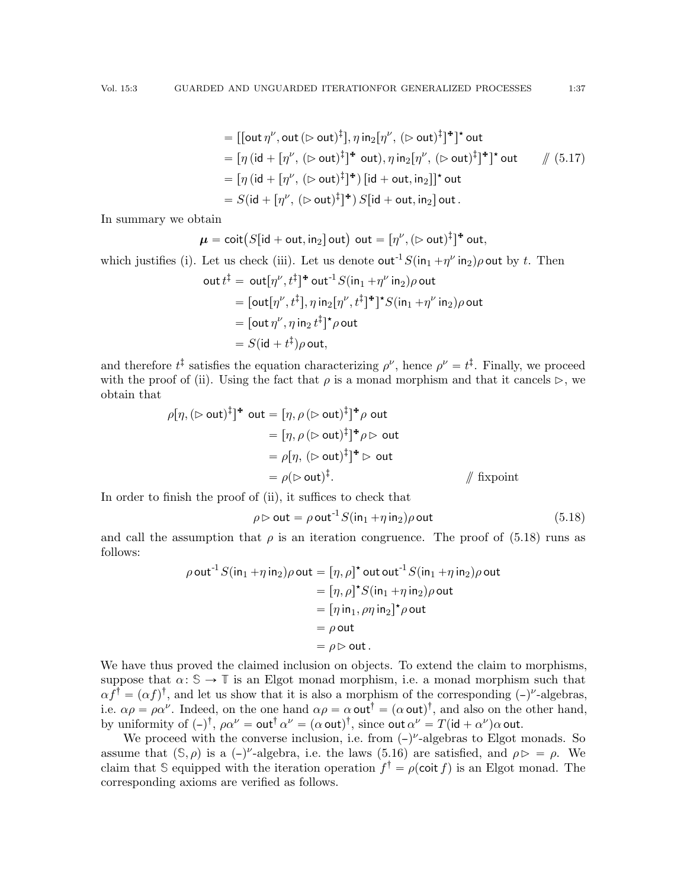$$
\begin{aligned}
&= [[\mathsf{out}\,\eta^\nu, \mathsf{out}\,(\rhd\,\mathsf{out})^\ddagger], \eta\,\mathsf{in}_2[\eta^\nu,\,(\rhd\,\mathsf{out})^\ddagger]^{\maltese}]^\star\,\mathsf{out}\\
&= [\eta\,(\mathsf{id} + [\eta^\nu,\,(\rhd\,\mathsf{out})^\ddagger]^{\maltese}\ \mathsf{out}), \eta\,\mathsf{in}_2[\eta^\nu,\,(\rhd\,\mathsf{out})^\ddagger]^{\maltese}]^\star\,\mathsf{out} \qquad /\!\!/\ (5.17)\\
&= [\eta\,(\mathsf{id} + [\eta^\nu,\,(\rhd\,\mathsf{out})^\ddagger]^{\maltese})\,[\mathsf{id} + \mathsf{out}, \mathsf{in}_2]]^\star\,\mathsf{out}\\
&= S(\mathsf{id} + [\eta^\nu,\,(\rhd\,\mathsf{out})^\ddagger]^{\maltese})\,S[\mathsf{id} + \mathsf{out}, \mathsf{in}_2]\,\mathsf{out}\,.
\end{aligned}
$$

In summary we obtain

$$
\boldsymbol{\mu} = \mathsf{coit}\big(S[\mathsf{id} + \mathsf{out}, \mathsf{in}_2]\,\mathsf{out}\big)\ \mathsf{out} = [\eta^\nu, (\rhd\,\mathsf{out})^\ddagger]^{\maltese}\,\mathsf{out},
$$

which justifies (i). Let us check (iii). Let us denote $\mathsf{out}^{\text{-}1} S(\mathsf{in}_1 + \eta^\nu\,\mathsf{in}_2)\rho\,\mathsf{out}$ by $t$. Then

$$
\begin{aligned}
\mathsf{out}\,t^\ddagger &= \ \mathsf{out}[\eta^\nu, t^\ddagger]^{\maltese}\,\mathsf{out}^{\text{-}1} S(\mathsf{in}_1 + \eta^\nu\,\mathsf{in}_2)\rho\,\mathsf{out}\\
&= [\mathsf{out}[\eta^\nu, t^\ddagger], \eta\,\mathsf{in}_2[\eta^\nu, t^\ddagger]^{\maltese}]^\star S(\mathsf{in}_1 + \eta^\nu\,\mathsf{in}_2)\rho\,\mathsf{out}\\
&= [\mathsf{out}\,\eta^\nu, \eta\,\mathsf{in}_2\,t^\ddagger]^\star \rho\,\mathsf{out}\\
&= S(\mathsf{id} + t^\ddagger)\rho\,\mathsf{out},
\end{aligned}
$$

and therefore $t^\ddagger$ satisfies the equation characterizing $\rho^\nu$, hence $\rho^\nu = t^\ddagger$. Finally, we proceed with the proof of (ii). Using the fact that $\rho$ is a monad morphism and that it cancels $\rhd$, we obtain that

$$
\begin{aligned}
\rho[\eta, (\rhd\,\mathsf{out})^\ddagger]^{\maltese}\ \mathsf{out} &= [\eta, \rho\,(\rhd\,\mathsf{out})^\ddagger]^{\maltese}\rho\ \mathsf{out}\\
&= [\eta, \rho\,(\rhd\,\mathsf{out})^\ddagger]^{\maltese}\rho \rhd\ \mathsf{out}\\
&= \rho[\eta,\,(\rhd\,\mathsf{out})^\ddagger]^{\maltese} \rhd\ \mathsf{out}\\
&= \rho(\rhd\,\mathsf{out})^\ddagger. \qquad\qquad /\!\!/\ \text{fixpoint}
\end{aligned}
$$

In order to finish the proof of (ii), it suffices to check that

$$
\rho \rhd \mathsf{out} = \rho\,\mathsf{out}^{\text{-}1} S(\mathsf{in}_1 + \eta\,\mathsf{in}_2)\rho\,\mathsf{out} \tag{5.18}
$$

and call the assumption that $\rho$ is an iteration congruence. The proof of (5.18) runs as follows:

$$
\begin{aligned}
\rho\,\mathsf{out}^{\text{-}1} S(\mathsf{in}_1 + \eta\,\mathsf{in}_2)\rho\,\mathsf{out} &= [\eta, \rho]^\star\,\mathsf{out}\,\mathsf{out}^{\text{-}1} S(\mathsf{in}_1 + \eta\,\mathsf{in}_2)\rho\,\mathsf{out}\\
&= [\eta, \rho]^\star S(\mathsf{in}_1 + \eta\,\mathsf{in}_2)\rho\,\mathsf{out}\\
&= [\eta\,\mathsf{in}_1, \rho\eta\,\mathsf{in}_2]^\star \rho\,\mathsf{out}\\
&= \rho\,\mathsf{out}\\
&= \rho \rhd \mathsf{out}\,.
\end{aligned}
$$

We have thus proved the claimed inclusion on objects. To extend the claim to morphisms, suppose that $\alpha\colon \mathbb{S} \to \mathbb{T}$ is an Elgot monad morphism, i.e. a monad morphism such that $\alpha f^\dagger = (\alpha f)^\dagger$, and let us show that it is also a morphism of the corresponding $(\text{–})^\nu$-algebras, i.e. $\alpha\rho = \rho\alpha^\nu$. Indeed, on the one hand $\alpha\rho = \alpha\,\mathsf{out}^\dagger = (\alpha\,\mathsf{out})^\dagger$, and also on the other hand, by uniformity of $(\text{–})^\dagger$, $\rho\alpha^\nu = \mathsf{out}^\dagger\,\alpha^\nu = (\alpha\,\mathsf{out})^\dagger$, since $\mathsf{out}\,\alpha^\nu = T(\mathsf{id} + \alpha^\nu)\alpha\,\mathsf{out}$.

We proceed with the converse inclusion, i.e. from $(\text{–})^\nu$-algebras to Elgot monads. So assume that $(\mathbb{S}, \rho)$ is a $(\text{–})^\nu$-algebra, i.e. the laws (5.16) are satisfied, and $\rho \rhd = \rho$. We claim that $\mathbb{S}$ equipped with the iteration operation $f^\dagger = \rho(\mathsf{coit}\,f)$ is an Elgot monad. The corresponding axioms are verified as follows.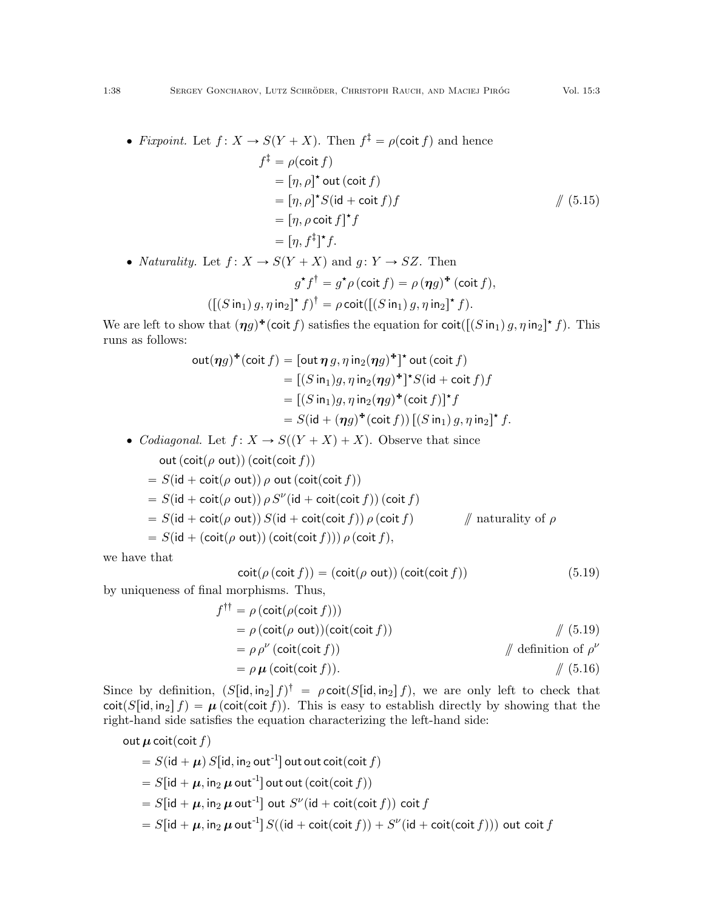- *Fixpoint.* Let $f\colon X \to S(Y+X)$. Then $f^\ddagger = \rho(\mathsf{coit}\, f)$ and hence

$$
\begin{aligned}
f^\ddagger &= \rho(\mathsf{coit}\, f) \\
&= [\eta, \rho]^\star\, \mathsf{out}\,(\mathsf{coit}\, f) \\
&= [\eta, \rho]^\star S(\mathsf{id} + \mathsf{coit}\, f) f && /\!\!/\ (5.15) \\
&= [\eta, \rho\, \mathsf{coit}\, f]^\star f \\
&= [\eta, f^\ddagger]^\star f.
\end{aligned}
$$

- *Naturality.* Let $f\colon X \to S(Y+X)$ and $g\colon Y \to SZ$. Then

$$
g^\star f^\dagger = g^\star \rho\,(\mathsf{coit}\, f) = \rho\,(\boldsymbol{\eta} g)^{\maltese}\,(\mathsf{coit}\, f),
$$

$$
([(S\,\mathsf{in}_1)\, g, \eta\,\mathsf{in}_2]^\star\, f)^\dagger = \rho\,\mathsf{coit}([(S\,\mathsf{in}_1)\, g, \eta\,\mathsf{in}_2]^\star\, f).
$$

We are left to show that $(\boldsymbol{\eta} g)^{\maltese}(\mathsf{coit}\, f)$ satisfies the equation for $\mathsf{coit}([(S\,\mathsf{in}_1)\, g, \eta\,\mathsf{in}_2]^\star\, f)$. This runs as follows:

$$
\begin{aligned}
\mathsf{out}(\boldsymbol{\eta} g)^{\maltese}(\mathsf{coit}\, f) &= [\mathsf{out}\,\boldsymbol{\eta}\, g, \eta\,\mathsf{in}_2(\boldsymbol{\eta} g)^{\maltese}]^\star\,\mathsf{out}\,(\mathsf{coit}\, f) \\
&= [(S\,\mathsf{in}_1) g, \eta\,\mathsf{in}_2(\boldsymbol{\eta} g)^{\maltese}]^\star S(\mathsf{id} + \mathsf{coit}\, f) f \\
&= [(S\,\mathsf{in}_1) g, \eta\,\mathsf{in}_2(\boldsymbol{\eta} g)^{\maltese}(\mathsf{coit}\, f)]^\star f \\
&= S(\mathsf{id} + (\boldsymbol{\eta} g)^{\maltese}(\mathsf{coit}\, f))\,[(S\,\mathsf{in}_1)\, g, \eta\,\mathsf{in}_2]^\star\, f.
\end{aligned}
$$

- *Codiagonal.* Let $f\colon X \to S((Y+X)+X)$. Observe that since

$$
\begin{aligned}
&\mathsf{out}\,(\mathsf{coit}(\rho\ \mathsf{out}))\,(\mathsf{coit}(\mathsf{coit}\, f)) \\
&= S(\mathsf{id} + \mathsf{coit}(\rho\ \mathsf{out}))\,\rho\ \mathsf{out}\,(\mathsf{coit}(\mathsf{coit}\, f)) \\
&= S(\mathsf{id} + \mathsf{coit}(\rho\ \mathsf{out}))\,\rho\, S^\nu(\mathsf{id} + \mathsf{coit}(\mathsf{coit}\, f))\,(\mathsf{coit}\, f) \\
&= S(\mathsf{id} + \mathsf{coit}(\rho\ \mathsf{out}))\, S(\mathsf{id} + \mathsf{coit}(\mathsf{coit}\, f))\,\rho\,(\mathsf{coit}\, f) && /\!\!/\ \text{naturality of } \rho \\
&= S(\mathsf{id} + (\mathsf{coit}(\rho\ \mathsf{out}))\,(\mathsf{coit}(\mathsf{coit}\, f)))\,\rho\,(\mathsf{coit}\, f),
\end{aligned}
$$

we have that

$$
\mathsf{coit}(\rho\,(\mathsf{coit}\, f)) = (\mathsf{coit}(\rho\ \mathsf{out}))\,(\mathsf{coit}(\mathsf{coit}\, f)) \tag{5.19}
$$

by uniqueness of final morphisms. Thus,

$$
\begin{aligned}
f^{\dagger\dagger} &= \rho\,(\mathsf{coit}(\rho(\mathsf{coit}\, f))) \\
&= \rho\,(\mathsf{coit}(\rho\ \mathsf{out}))(\mathsf{coit}(\mathsf{coit}\, f)) && /\!\!/\ (5.19) \\
&= \rho\,\rho^\nu\,(\mathsf{coit}(\mathsf{coit}\, f)) && /\!\!/\ \text{definition of } \rho^\nu \\
&= \rho\,\boldsymbol{\mu}\,(\mathsf{coit}(\mathsf{coit}\, f)). && /\!\!/\ (5.16)
\end{aligned}
$$

Since by definition, $(S[\mathsf{id}, \mathsf{in}_2]\, f)^\dagger = \rho\,\mathsf{coit}(S[\mathsf{id}, \mathsf{in}_2]\, f)$, we are only left to check that $\mathsf{coit}(S[\mathsf{id}, \mathsf{in}_2]\, f) = \boldsymbol{\mu}\,(\mathsf{coit}(\mathsf{coit}\, f))$. This is easy to establish directly by showing that the right-hand side satisfies the equation characterizing the left-hand side:

$$
\begin{aligned}
&\mathsf{out}\,\boldsymbol{\mu}\,\mathsf{coit}(\mathsf{coit}\, f) \\
&= S(\mathsf{id} + \boldsymbol{\mu})\, S[\mathsf{id}, \mathsf{in}_2\,\mathsf{out}^{-1}]\,\mathsf{out}\,\mathsf{out}\,\mathsf{coit}(\mathsf{coit}\, f) \\
&= S[\mathsf{id} + \boldsymbol{\mu}, \mathsf{in}_2\,\boldsymbol{\mu}\,\mathsf{out}^{-1}]\,\mathsf{out}\,\mathsf{out}\,(\mathsf{coit}(\mathsf{coit}\, f)) \\
&= S[\mathsf{id} + \boldsymbol{\mu}, \mathsf{in}_2\,\boldsymbol{\mu}\,\mathsf{out}^{-1}]\ \mathsf{out}\ S^\nu(\mathsf{id} + \mathsf{coit}(\mathsf{coit}\, f))\ \mathsf{coit}\, f \\
&= S[\mathsf{id} + \boldsymbol{\mu}, \mathsf{in}_2\,\boldsymbol{\mu}\,\mathsf{out}^{-1}]\, S((\mathsf{id} + \mathsf{coit}(\mathsf{coit}\, f)) + S^\nu(\mathsf{id} + \mathsf{coit}(\mathsf{coit}\, f)))\ \mathsf{out}\ \mathsf{coit}\, f
\end{aligned}
$$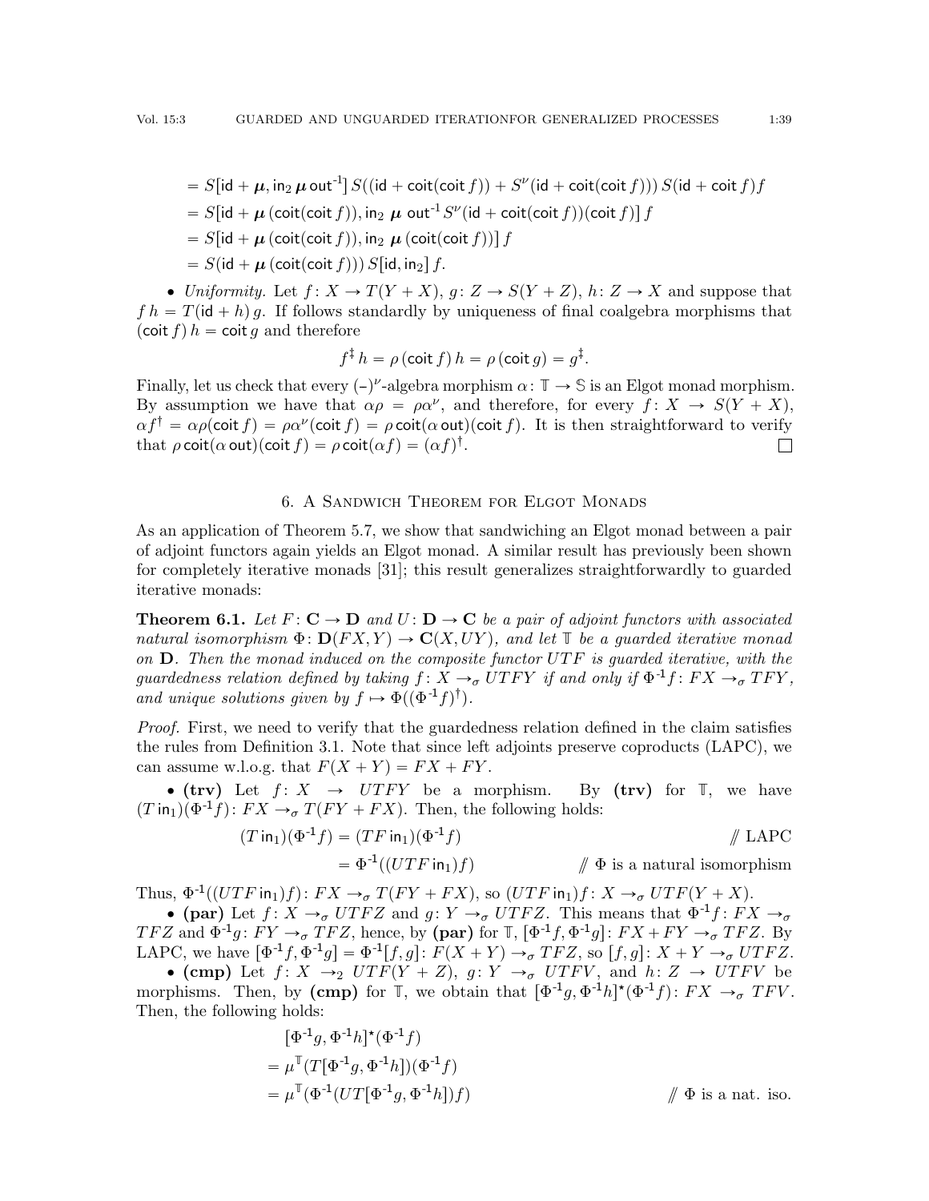$$= S[\mathsf{id} + \boldsymbol{\mu}, \mathsf{in}_2\, \boldsymbol{\mu}\, \mathsf{out}^{-1}]\, S((\mathsf{id} + \mathsf{coit}(\mathsf{coit}\, f)) + S^{\nu}(\mathsf{id} + \mathsf{coit}(\mathsf{coit}\, f)))\, S(\mathsf{id} + \mathsf{coit}\, f) f$$

$$= S[\mathsf{id} + \boldsymbol{\mu}\,(\mathsf{coit}(\mathsf{coit}\, f)), \mathsf{in}_2\ \boldsymbol{\mu}\ \mathsf{out}^{-1} S^{\nu}(\mathsf{id} + \mathsf{coit}(\mathsf{coit}\, f))(\mathsf{coit}\, f)]\, f$$

$$= S[\mathsf{id} + \boldsymbol{\mu}\,(\mathsf{coit}(\mathsf{coit}\, f)), \mathsf{in}_2\ \boldsymbol{\mu}\,(\mathsf{coit}(\mathsf{coit}\, f))]\, f$$

$$= S(\mathsf{id} + \boldsymbol{\mu}\,(\mathsf{coit}(\mathsf{coit}\, f)))\, S[\mathsf{id}, \mathsf{in}_2]\, f.$$

- *Uniformity.* Let $f\colon X \to T(Y + X)$, $g\colon Z \to S(Y + Z)$, $h\colon Z \to X$ and suppose that $f\, h = T(\mathsf{id} + h)\, g$. If follows standardly by uniqueness of final coalgebra morphisms that $(\mathsf{coit}\, f)\, h = \mathsf{coit}\, g$ and therefore

$$f^{\ddagger}\, h = \rho\,(\mathsf{coit}\, f)\, h = \rho\,(\mathsf{coit}\, g) = g^{\ddagger}.$$

Finally, let us check that every $(\text{-})^{\nu}$-algebra morphism $\alpha\colon \mathbb{T} \to \mathbb{S}$ is an Elgot monad morphism. By assumption we have that $\alpha\rho = \rho\alpha^{\nu}$, and therefore, for every $f\colon X \to S(Y + X)$, $\alpha f^{\dagger} = \alpha\rho(\mathsf{coit}\, f) = \rho\alpha^{\nu}(\mathsf{coit}\, f) = \rho\,\mathsf{coit}(\alpha\,\mathsf{out})(\mathsf{coit}\, f)$. It is then straightforward to verify that $\rho\,\mathsf{coit}(\alpha\,\mathsf{out})(\mathsf{coit}\, f) = \rho\,\mathsf{coit}(\alpha f) = (\alpha f)^{\dagger}$. ◻

## 6. A Sandwich Theorem for Elgot Monads

As an application of Theorem 5.7, we show that sandwiching an Elgot monad between a pair of adjoint functors again yields an Elgot monad. A similar result has previously been shown for completely iterative monads [31]; this result generalizes straightforwardly to guarded iterative monads:

**Theorem 6.1.** *Let $F\colon \mathbf{C} \to \mathbf{D}$ and $U\colon \mathbf{D} \to \mathbf{C}$ be a pair of adjoint functors with associated natural isomorphism $\Phi\colon \mathbf{D}(FX, Y) \to \mathbf{C}(X, UY)$, and let $\mathbb{T}$ be a guarded iterative monad on $\mathbf{D}$. Then the monad induced on the composite functor $UTF$ is guarded iterative, with the guardedness relation defined by taking $f\colon X \to_{\sigma} UTFY$ if and only if $\Phi^{-1} f\colon FX \to_{\sigma} TFY$, and unique solutions given by $f \mapsto \Phi((\Phi^{-1} f)^{\dagger})$.*

*Proof.* First, we need to verify that the guardedness relation defined in the claim satisfies the rules from Definition 3.1. Note that since left adjoints preserve coproducts (LAPC), we can assume w.l.o.g. that $F(X + Y) = FX + FY$.

- **(trv)** Let $f\colon X \to UTFY$ be a morphism. By **(trv)** for $\mathbb{T}$, we have $(T\,\mathsf{in}_1)(\Phi^{-1} f)\colon FX \to_{\sigma} T(FY + FX)$. Then, the following holds:

$$\begin{aligned}
(T\,\mathsf{in}_1)(\Phi^{-1} f) &= (TF\,\mathsf{in}_1)(\Phi^{-1} f) && /\!/ \text{ LAPC}\\
&= \Phi^{-1}((UTF\,\mathsf{in}_1) f) && /\!/\ \Phi \text{ is a natural isomorphism}
\end{aligned}$$

Thus, $\Phi^{-1}((UTF\,\mathsf{in}_1) f)\colon FX \to_{\sigma} T(FY + FX)$, so $(UTF\,\mathsf{in}_1) f\colon X \to_{\sigma} UTF(Y + X)$.

- **(par)** Let $f\colon X \to_{\sigma} UTFZ$ and $g\colon Y \to_{\sigma} UTFZ$. This means that $\Phi^{-1} f\colon FX \to_{\sigma} TFZ$ and $\Phi^{-1} g\colon FY \to_{\sigma} TFZ$, hence, by **(par)** for $\mathbb{T}$, $[\Phi^{-1} f, \Phi^{-1} g]\colon FX + FY \to_{\sigma} TFZ$. By LAPC, we have $[\Phi^{-1} f, \Phi^{-1} g] = \Phi^{-1}[f, g]\colon F(X + Y) \to_{\sigma} TFZ$, so $[f, g]\colon X + Y \to_{\sigma} UTFZ$.

- **(cmp)** Let $f\colon X \to_2 UTF(Y + Z)$, $g\colon Y \to_{\sigma} UTFV$, and $h\colon Z \to UTFV$ be morphisms. Then, by **(cmp)** for $\mathbb{T}$, we obtain that $[\Phi^{-1} g, \Phi^{-1} h]^{\star}(\Phi^{-1} f)\colon FX \to_{\sigma} TFV$. Then, the following holds:

$$\begin{aligned}
&[\Phi^{-1} g, \Phi^{-1} h]^{\star}(\Phi^{-1} f)\\
&= \mu^{\mathbb{T}}(T[\Phi^{-1} g, \Phi^{-1} h])(\Phi^{-1} f)\\
&= \mu^{\mathbb{T}}(\Phi^{-1}(UT[\Phi^{-1} g, \Phi^{-1} h]) f) && /\!/\ \Phi \text{ is a nat. iso.}
\end{aligned}$$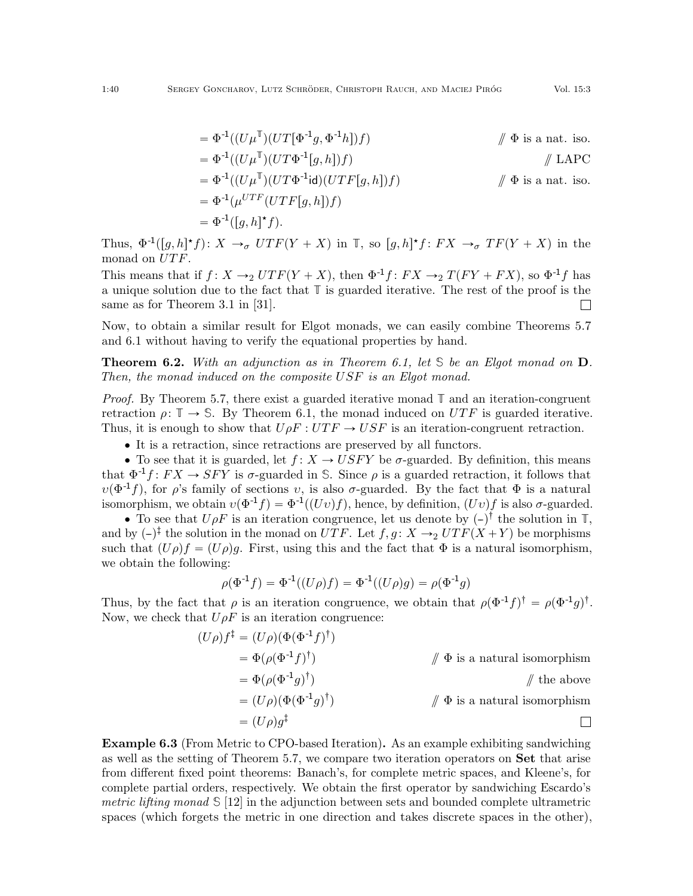$$
\begin{aligned}
&= \Phi^{-1}((U\mu^{\mathbb{T}})(UT[\Phi^{-1}g, \Phi^{-1}h])f) && /\!\!/ \ \Phi \text{ is a nat. iso.} \\
&= \Phi^{-1}((U\mu^{\mathbb{T}})(UT\Phi^{-1}[g,h])f) && /\!\!/ \ \text{LAPC} \\
&= \Phi^{-1}((U\mu^{\mathbb{T}})(UT\Phi^{-1}\mathsf{id})(UTF[g,h])f) && /\!\!/ \ \Phi \text{ is a nat. iso.} \\
&= \Phi^{-1}(\mu^{UTF}(UTF[g,h])f) \\
&= \Phi^{-1}([g,h]^{\star} f).
\end{aligned}
$$

Thus, $\Phi^{-1}([g,h]^{\star} f)\colon X \to_{\sigma} UTF(Y+X)$ in $\mathbb{T}$, so $[g,h]^{\star} f\colon FX \to_{\sigma} TF(Y+X)$ in the monad on $UTF$.

This means that if $f\colon X \to_2 UTF(Y+X)$, then $\Phi^{-1}f\colon FX \to_2 T(FY+FX)$, so $\Phi^{-1}f$ has a unique solution due to the fact that $\mathbb{T}$ is guarded iterative. The rest of the proof is the same as for Theorem 3.1 in [31]. ☐

Now, to obtain a similar result for Elgot monads, we can easily combine Theorems 5.7 and 6.1 without having to verify the equational properties by hand.

**Theorem 6.2.** *With an adjunction as in Theorem 6.1, let $\mathbb{S}$ be an Elgot monad on $\mathbf{D}$. Then, the monad induced on the composite $USF$ is an Elgot monad.*

*Proof.* By Theorem 5.7, there exist a guarded iterative monad $\mathbb{T}$ and an iteration-congruent retraction $\rho\colon \mathbb{T} \to \mathbb{S}$. By Theorem 6.1, the monad induced on $UTF$ is guarded iterative. Thus, it is enough to show that $U\rho F : UTF \to USF$ is an iteration-congruent retraction.

- It is a retraction, since retractions are preserved by all functors.
- To see that it is guarded, let $f\colon X \to USFY$ be $\sigma$-guarded. By definition, this means that $\Phi^{-1}f\colon FX \to SFY$ is $\sigma$-guarded in $\mathbb{S}$. Since $\rho$ is a guarded retraction, it follows that $\upsilon(\Phi^{-1}f)$, for $\rho$'s family of sections $\upsilon$, is also $\sigma$-guarded. By the fact that $\Phi$ is a natural isomorphism, we obtain $\upsilon(\Phi^{-1}f) = \Phi^{-1}((U\upsilon)f)$, hence, by definition, $(U\upsilon)f$ is also $\sigma$-guarded.
- To see that $U\rho F$ is an iteration congruence, let us denote by $(\text{-})^{\dagger}$ the solution in $\mathbb{T}$, and by $(\text{-})^{\ddagger}$ the solution in the monad on $UTF$. Let $f, g\colon X \to_2 UTF(X+Y)$ be morphisms such that $(U\rho)f = (U\rho)g$. First, using this and the fact that $\Phi$ is a natural isomorphism, we obtain the following:

$$
\rho(\Phi^{-1}f) = \Phi^{-1}((U\rho)f) = \Phi^{-1}((U\rho)g) = \rho(\Phi^{-1}g)
$$

Thus, by the fact that $\rho$ is an iteration congruence, we obtain that $\rho(\Phi^{-1}f)^{\dagger} = \rho(\Phi^{-1}g)^{\dagger}$. Now, we check that $U\rho F$ is an iteration congruence:

$$
\begin{aligned}
(U\rho)f^{\ddagger} &= (U\rho)(\Phi(\Phi^{-1}f)^{\dagger}) \\
&= \Phi(\rho(\Phi^{-1}f)^{\dagger}) && /\!\!/ \ \Phi \text{ is a natural isomorphism} \\
&= \Phi(\rho(\Phi^{-1}g)^{\dagger}) && /\!\!/ \ \text{the above} \\
&= (U\rho)(\Phi(\Phi^{-1}g)^{\dagger}) && /\!\!/ \ \Phi \text{ is a natural isomorphism} \\
&= (U\rho)g^{\ddagger}
\end{aligned}
$$

☐

**Example 6.3** (From Metric to CPO-based Iteration)**.** As an example exhibiting sandwiching as well as the setting of Theorem 5.7, we compare two iteration operators on **Set** that arise from different fixed point theorems: Banach's, for complete metric spaces, and Kleene's, for complete partial orders, respectively. We obtain the first operator by sandwiching Escardo's *metric lifting monad* $\mathbb{S}$ [12] in the adjunction between sets and bounded complete ultrametric spaces (which forgets the metric in one direction and takes discrete spaces in the other),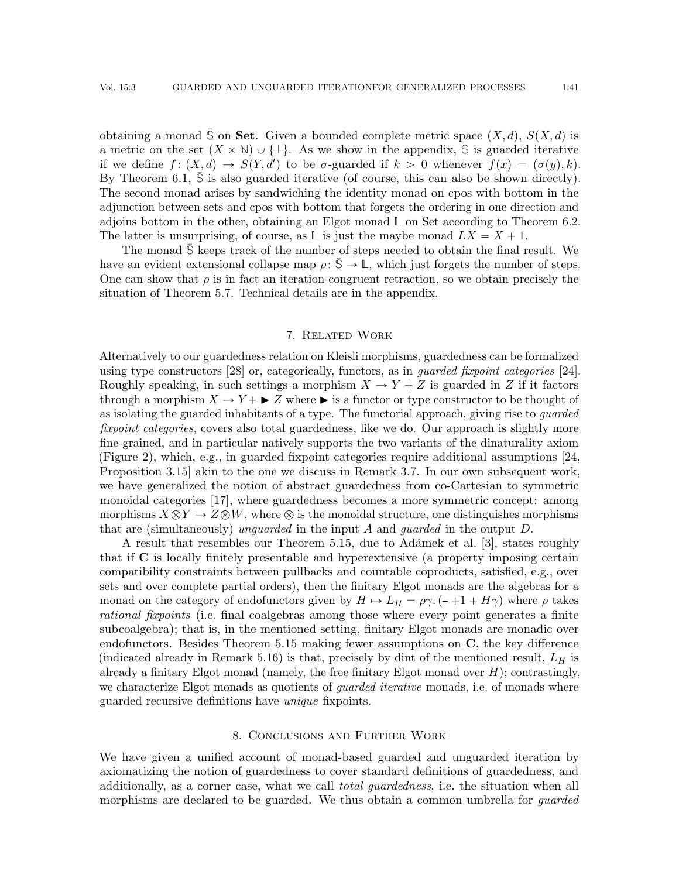obtaining a monad $\bar{\mathbb{S}}$ on **Set**. Given a bounded complete metric space $(X, d)$, $S(X, d)$ is a metric on the set $(X \times \mathbb{N}) \cup \{\bot\}$. As we show in the appendix, $\mathbb{S}$ is guarded iterative if we define $f\colon (X, d) \to S(Y, d')$ to be $\sigma$-guarded if $k > 0$ whenever $f(x) = (\sigma(y), k)$. By Theorem 6.1, $\bar{\mathbb{S}}$ is also guarded iterative (of course, this can also be shown directly). The second monad arises by sandwiching the identity monad on cpos with bottom in the adjunction between sets and cpos with bottom that forgets the ordering in one direction and adjoins bottom in the other, obtaining an Elgot monad $\mathbb{L}$ on Set according to Theorem 6.2. The latter is unsurprising, of course, as $\mathbb{L}$ is just the maybe monad $LX = X + 1$.

The monad $\bar{\mathbb{S}}$ keeps track of the number of steps needed to obtain the final result. We have an evident extensional collapse map $\rho\colon \bar{\mathbb{S}} \to \mathbb{L}$, which just forgets the number of steps. One can show that $\rho$ is in fact an iteration-congruent retraction, so we obtain precisely the situation of Theorem 5.7. Technical details are in the appendix.

## 7. Related Work

Alternatively to our guardedness relation on Kleisli morphisms, guardedness can be formalized using type constructors [28] or, categorically, functors, as in *guarded fixpoint categories* [24]. Roughly speaking, in such settings a morphism $X \to Y + Z$ is guarded in $Z$ if it factors through a morphism $X \to Y + \blacktriangleright Z$ where $\blacktriangleright$ is a functor or type constructor to be thought of as isolating the guarded inhabitants of a type. The functorial approach, giving rise to *guarded fixpoint categories*, covers also total guardedness, like we do. Our approach is slightly more fine-grained, and in particular natively supports the two variants of the dinaturality axiom (Figure 2), which, e.g., in guarded fixpoint categories require additional assumptions [24, Proposition 3.15] akin to the one we discuss in Remark 3.7. In our own subsequent work, we have generalized the notion of abstract guardedness from co-Cartesian to symmetric monoidal categories [17], where guardedness becomes a more symmetric concept: among morphisms $X \otimes Y \to Z \otimes W$, where $\otimes$ is the monoidal structure, one distinguishes morphisms that are (simultaneously) *unguarded* in the input $A$ and *guarded* in the output $D$.

A result that resembles our Theorem 5.15, due to Adámek et al. [3], states roughly that if $\mathbf{C}$ is locally finitely presentable and hyperextensive (a property imposing certain compatibility constraints between pullbacks and countable coproducts, satisfied, e.g., over sets and over complete partial orders), then the finitary Elgot monads are the algebras for a monad on the category of endofunctors given by $H \mapsto L_H = \rho\gamma.\,(-+1+H\gamma)$ where $\rho$ takes *rational fixpoints* (i.e. final coalgebras among those where every point generates a finite subcoalgebra); that is, in the mentioned setting, finitary Elgot monads are monadic over endofunctors. Besides Theorem 5.15 making fewer assumptions on $\mathbf{C}$, the key difference (indicated already in Remark 5.16) is that, precisely by dint of the mentioned result, $L_H$ is already a finitary Elgot monad (namely, the free finitary Elgot monad over $H$); contrastingly, we characterize Elgot monads as quotients of *guarded iterative* monads, i.e. of monads where guarded recursive definitions have *unique* fixpoints.

## 8. Conclusions and Further Work

We have given a unified account of monad-based guarded and unguarded iteration by axiomatizing the notion of guardedness to cover standard definitions of guardedness, and additionally, as a corner case, what we call *total guardedness*, i.e. the situation when all morphisms are declared to be guarded. We thus obtain a common umbrella for *guarded*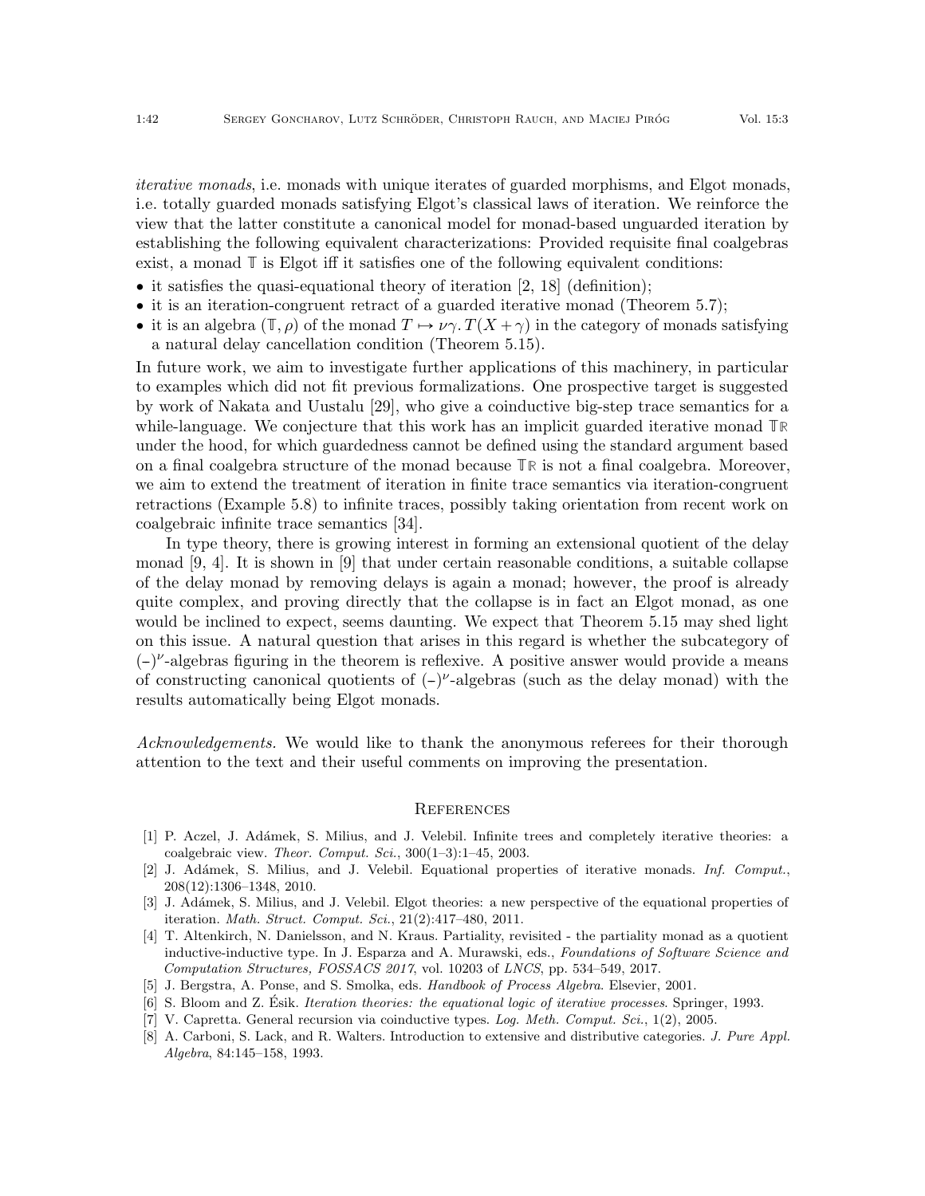*iterative monads*, i.e. monads with unique iterates of guarded morphisms, and Elgot monads, i.e. totally guarded monads satisfying Elgot's classical laws of iteration. We reinforce the view that the latter constitute a canonical model for monad-based unguarded iteration by establishing the following equivalent characterizations: Provided requisite final coalgebras exist, a monad $\mathbb{T}$ is Elgot iff it satisfies one of the following equivalent conditions:

- it satisfies the quasi-equational theory of iteration [2, 18] (definition);
- it is an iteration-congruent retract of a guarded iterative monad (Theorem 5.7);
- it is an algebra $(\mathbb{T}, \rho)$ of the monad $T \mapsto \nu\gamma.\, T(X + \gamma)$ in the category of monads satisfying a natural delay cancellation condition (Theorem 5.15).

In future work, we aim to investigate further applications of this machinery, in particular to examples which did not fit previous formalizations. One prospective target is suggested by work of Nakata and Uustalu [29], who give a coinductive big-step trace semantics for a while-language. We conjecture that this work has an implicit guarded iterative monad $\mathbb{T}_{\mathbb{R}}$ under the hood, for which guardedness cannot be defined using the standard argument based on a final coalgebra structure of the monad because $\mathbb{T}_{\mathbb{R}}$ is not a final coalgebra. Moreover, we aim to extend the treatment of iteration in finite trace semantics via iteration-congruent retractions (Example 5.8) to infinite traces, possibly taking orientation from recent work on coalgebraic infinite trace semantics [34].

In type theory, there is growing interest in forming an extensional quotient of the delay monad [9, 4]. It is shown in [9] that under certain reasonable conditions, a suitable collapse of the delay monad by removing delays is again a monad; however, the proof is already quite complex, and proving directly that the collapse is in fact an Elgot monad, as one would be inclined to expect, seems daunting. We expect that Theorem 5.15 may shed light on this issue. A natural question that arises in this regard is whether the subcategory of $(\text{-})^{\nu}$-algebras figuring in the theorem is reflexive. A positive answer would provide a means of constructing canonical quotients of $(\text{-})^{\nu}$-algebras (such as the delay monad) with the results automatically being Elgot monads.

*Acknowledgements.* We would like to thank the anonymous referees for their thorough attention to the text and their useful comments on improving the presentation.

## References

[1] P. Aczel, J. Adámek, S. Milius, and J. Velebil. Infinite trees and completely iterative theories: a coalgebraic view. *Theor. Comput. Sci.*, 300(1–3):1–45, 2003.

[2] J. Adámek, S. Milius, and J. Velebil. Equational properties of iterative monads. *Inf. Comput.*, 208(12):1306–1348, 2010.

[3] J. Adámek, S. Milius, and J. Velebil. Elgot theories: a new perspective of the equational properties of iteration. *Math. Struct. Comput. Sci.*, 21(2):417–480, 2011.

[4] T. Altenkirch, N. Danielsson, and N. Kraus. Partiality, revisited - the partiality monad as a quotient inductive-inductive type. In J. Esparza and A. Murawski, eds., *Foundations of Software Science and Computation Structures, FOSSACS 2017*, vol. 10203 of *LNCS*, pp. 534–549, 2017.

[5] J. Bergstra, A. Ponse, and S. Smolka, eds. *Handbook of Process Algebra*. Elsevier, 2001.

[6] S. Bloom and Z. Ésik. *Iteration theories: the equational logic of iterative processes*. Springer, 1993.

[7] V. Capretta. General recursion via coinductive types. *Log. Meth. Comput. Sci.*, 1(2), 2005.

[8] A. Carboni, S. Lack, and R. Walters. Introduction to extensive and distributive categories. *J. Pure Appl. Algebra*, 84:145–158, 1993.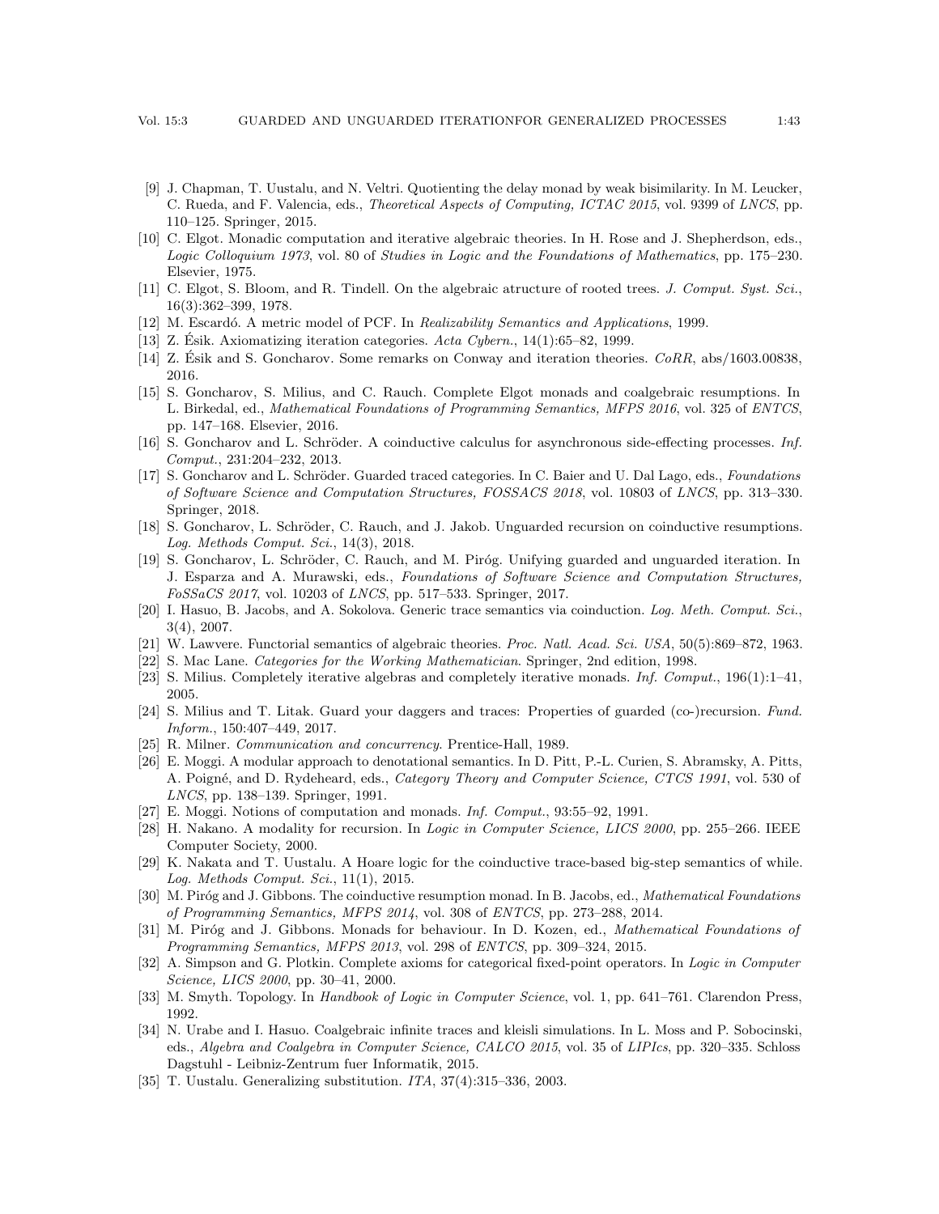[9] J. Chapman, T. Uustalu, and N. Veltri. Quotienting the delay monad by weak bisimilarity. In M. Leucker, C. Rueda, and F. Valencia, eds., *Theoretical Aspects of Computing, ICTAC 2015*, vol. 9399 of *LNCS*, pp. 110–125. Springer, 2015.

[10] C. Elgot. Monadic computation and iterative algebraic theories. In H. Rose and J. Shepherdson, eds., *Logic Colloquium 1973*, vol. 80 of *Studies in Logic and the Foundations of Mathematics*, pp. 175–230. Elsevier, 1975.

[11] C. Elgot, S. Bloom, and R. Tindell. On the algebraic atructure of rooted trees. *J. Comput. Syst. Sci.*, 16(3):362–399, 1978.

[12] M. Escardó. A metric model of PCF. In *Realizability Semantics and Applications*, 1999.

[13] Z. Ésik. Axiomatizing iteration categories. *Acta Cybern.*, 14(1):65–82, 1999.

[14] Z. Ésik and S. Goncharov. Some remarks on Conway and iteration theories. *CoRR*, abs/1603.00838, 2016.

[15] S. Goncharov, S. Milius, and C. Rauch. Complete Elgot monads and coalgebraic resumptions. In L. Birkedal, ed., *Mathematical Foundations of Programming Semantics, MFPS 2016*, vol. 325 of *ENTCS*, pp. 147–168. Elsevier, 2016.

[16] S. Goncharov and L. Schröder. A coinductive calculus for asynchronous side-effecting processes. *Inf. Comput.*, 231:204–232, 2013.

[17] S. Goncharov and L. Schröder. Guarded traced categories. In C. Baier and U. Dal Lago, eds., *Foundations of Software Science and Computation Structures, FOSSACS 2018*, vol. 10803 of *LNCS*, pp. 313–330. Springer, 2018.

[18] S. Goncharov, L. Schröder, C. Rauch, and J. Jakob. Unguarded recursion on coinductive resumptions. *Log. Methods Comput. Sci.*, 14(3), 2018.

[19] S. Goncharov, L. Schröder, C. Rauch, and M. Piróg. Unifying guarded and unguarded iteration. In J. Esparza and A. Murawski, eds., *Foundations of Software Science and Computation Structures, FoSSaCS 2017*, vol. 10203 of *LNCS*, pp. 517–533. Springer, 2017.

[20] I. Hasuo, B. Jacobs, and A. Sokolova. Generic trace semantics via coinduction. *Log. Meth. Comput. Sci.*, 3(4), 2007.

[21] W. Lawvere. Functorial semantics of algebraic theories. *Proc. Natl. Acad. Sci. USA*, 50(5):869–872, 1963.

[22] S. Mac Lane. *Categories for the Working Mathematician*. Springer, 2nd edition, 1998.

[23] S. Milius. Completely iterative algebras and completely iterative monads. *Inf. Comput.*, 196(1):1–41, 2005.

[24] S. Milius and T. Litak. Guard your daggers and traces: Properties of guarded (co-)recursion. *Fund. Inform.*, 150:407–449, 2017.

[25] R. Milner. *Communication and concurrency*. Prentice-Hall, 1989.

[26] E. Moggi. A modular approach to denotational semantics. In D. Pitt, P.-L. Curien, S. Abramsky, A. Pitts, A. Poigné, and D. Rydeheard, eds., *Category Theory and Computer Science, CTCS 1991*, vol. 530 of *LNCS*, pp. 138–139. Springer, 1991.

[27] E. Moggi. Notions of computation and monads. *Inf. Comput.*, 93:55–92, 1991.

[28] H. Nakano. A modality for recursion. In *Logic in Computer Science, LICS 2000*, pp. 255–266. IEEE Computer Society, 2000.

[29] K. Nakata and T. Uustalu. A Hoare logic for the coinductive trace-based big-step semantics of while. *Log. Methods Comput. Sci.*, 11(1), 2015.

[30] M. Piróg and J. Gibbons. The coinductive resumption monad. In B. Jacobs, ed., *Mathematical Foundations of Programming Semantics, MFPS 2014*, vol. 308 of *ENTCS*, pp. 273–288, 2014.

[31] M. Piróg and J. Gibbons. Monads for behaviour. In D. Kozen, ed., *Mathematical Foundations of Programming Semantics, MFPS 2013*, vol. 298 of *ENTCS*, pp. 309–324, 2015.

[32] A. Simpson and G. Plotkin. Complete axioms for categorical fixed-point operators. In *Logic in Computer Science, LICS 2000*, pp. 30–41, 2000.

[33] M. Smyth. Topology. In *Handbook of Logic in Computer Science*, vol. 1, pp. 641–761. Clarendon Press, 1992.

[34] N. Urabe and I. Hasuo. Coalgebraic infinite traces and kleisli simulations. In L. Moss and P. Sobocinski, eds., *Algebra and Coalgebra in Computer Science, CALCO 2015*, vol. 35 of *LIPIcs*, pp. 320–335. Schloss Dagstuhl - Leibniz-Zentrum fuer Informatik, 2015.

[35] T. Uustalu. Generalizing substitution. *ITA*, 37(4):315–336, 2003.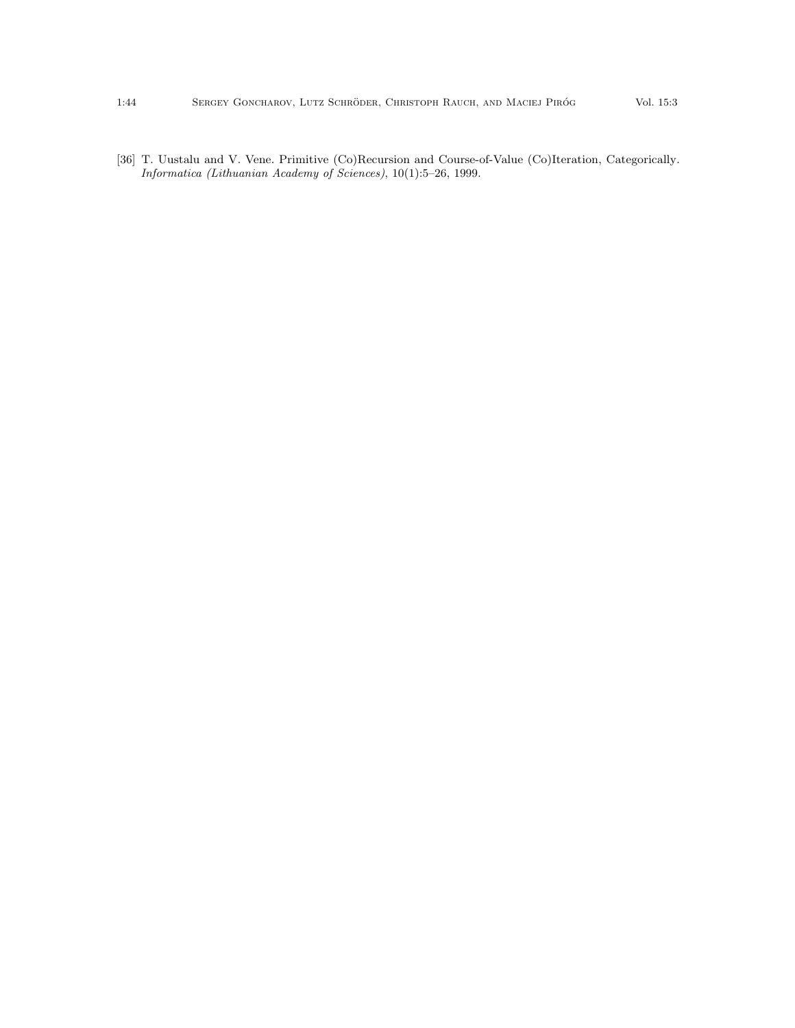[36] T. Uustalu and V. Vene. Primitive (Co)Recursion and Course-of-Value (Co)Iteration, Categorically. *Informatica (Lithuanian Academy of Sciences)*, 10(1):5–26, 1999.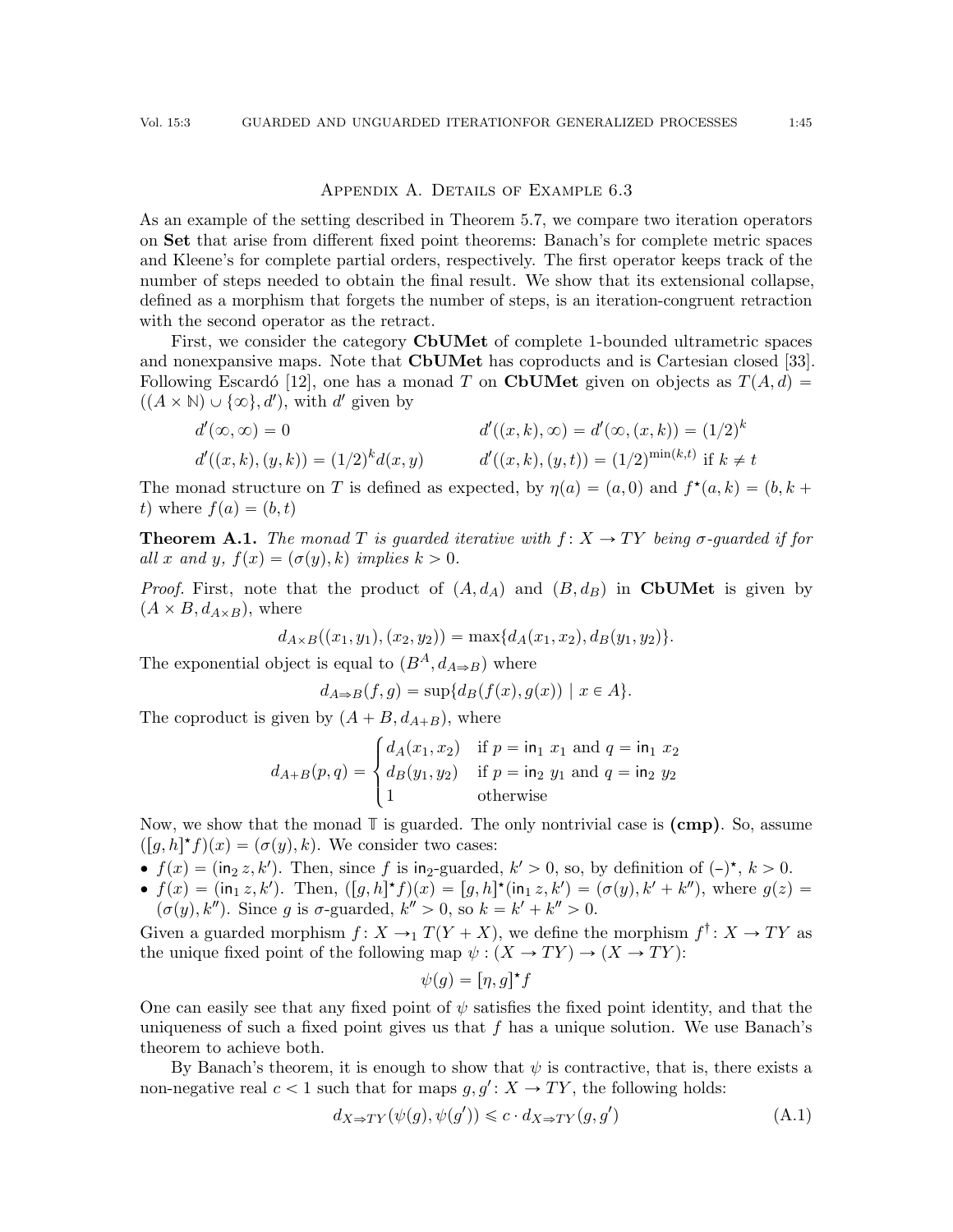## Appendix A. Details of Example 6.3

As an example of the setting described in Theorem 5.7, we compare two iteration operators on **Set** that arise from different fixed point theorems: Banach's for complete metric spaces and Kleene's for complete partial orders, respectively. The first operator keeps track of the number of steps needed to obtain the final result. We show that its extensional collapse, defined as a morphism that forgets the number of steps, is an iteration-congruent retraction with the second operator as the retract.

First, we consider the category **CbUMet** of complete 1-bounded ultrametric spaces and nonexpansive maps. Note that **CbUMet** has coproducts and is Cartesian closed [33]. Following Escardó [12], one has a monad $T$ on **CbUMet** given on objects as $T(A, d) = ((A \times \mathbb{N}) \cup \{\infty\}, d')$, with $d'$ given by

$$d'(\infty, \infty) = 0 \qquad\qquad d'((x,k), \infty) = d'(\infty, (x,k)) = (1/2)^k$$

$$d'((x,k),(y,k)) = (1/2)^k d(x,y) \qquad\qquad d'((x,k),(y,t)) = (1/2)^{\min(k,t)} \text{ if } k \neq t$$

The monad structure on $T$ is defined as expected, by $\eta(a) = (a, 0)$ and $f^\star(a,k) = (b, k+t)$ where $f(a) = (b,t)$

**Theorem A.1.** *The monad $T$ is guarded iterative with $f\colon X \to TY$ being $\sigma$-guarded if for all $x$ and $y$, $f(x) = (\sigma(y), k)$ implies $k > 0$.*

*Proof.* First, note that the product of $(A, d_A)$ and $(B, d_B)$ in **CbUMet** is given by $(A \times B, d_{A\times B})$, where

$$d_{A\times B}((x_1, y_1), (x_2, y_2)) = \max\{d_A(x_1, x_2), d_B(y_1, y_2)\}.$$

The exponential object is equal to $(B^A, d_{A \Rightarrow B})$ where

$$d_{A\Rightarrow B}(f, g) = \sup\{d_B(f(x), g(x)) \mid x \in A\}.$$

The coproduct is given by $(A + B, d_{A+B})$, where

$$d_{A+B}(p,q) = \begin{cases} d_A(x_1, x_2) & \text{if } p = \mathsf{in}_1\ x_1 \text{ and } q = \mathsf{in}_1\ x_2 \\ d_B(y_1, y_2) & \text{if } p = \mathsf{in}_2\ y_1 \text{ and } q = \mathsf{in}_2\ y_2 \\ 1 & \text{otherwise} \end{cases}$$

Now, we show that the monad $\mathbb{T}$ is guarded. The only nontrivial case is **(cmp)**. So, assume $([g,h]^\star f)(x) = (\sigma(y), k)$. We consider two cases:

- $f(x) = (\mathsf{in}_2\, z, k')$. Then, since $f$ is $\mathsf{in}_2$-guarded, $k' > 0$, so, by definition of $(-)^\star$, $k > 0$.
- $f(x) = (\mathsf{in}_1\, z, k')$. Then, $([g,h]^\star f)(x) = [g,h]^\star(\mathsf{in}_1\, z, k') = (\sigma(y), k' + k'')$, where $g(z) = (\sigma(y), k'')$. Since $g$ is $\sigma$-guarded, $k'' > 0$, so $k = k' + k'' > 0$.

Given a guarded morphism $f\colon X \to_1 T(Y + X)$, we define the morphism $f^\dagger\colon X \to TY$ as the unique fixed point of the following map $\psi : (X \to TY) \to (X \to TY)$:

$$\psi(g) = [\eta, g]^\star f$$

One can easily see that any fixed point of $\psi$ satisfies the fixed point identity, and that the uniqueness of such a fixed point gives us that $f$ has a unique solution. We use Banach's theorem to achieve both.

By Banach's theorem, it is enough to show that $\psi$ is contractive, that is, there exists a non-negative real $c < 1$ such that for maps $g, g'\colon X \to TY$, the following holds:

$$d_{X\Rightarrow TY}(\psi(g), \psi(g')) \leqslant c \cdot d_{X\Rightarrow TY}(g, g') \tag{A.1}$$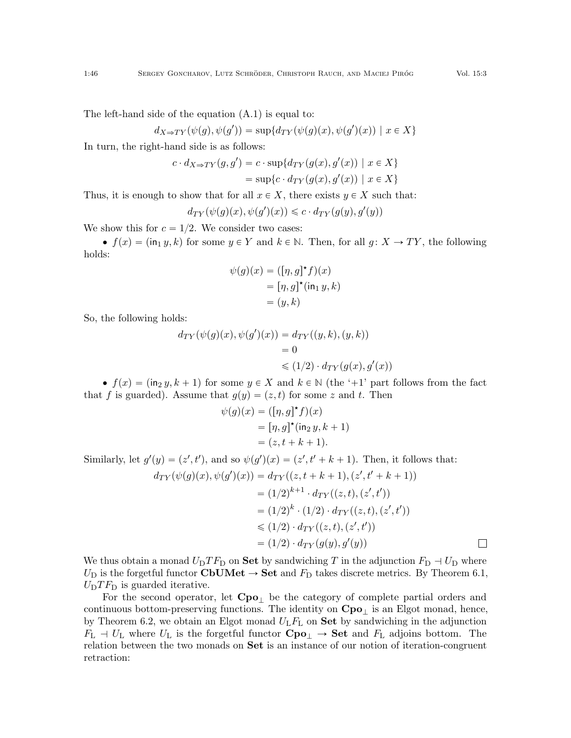The left-hand side of the equation (A.1) is equal to:

$$d_{X \Rightarrow TY}(\psi(g), \psi(g')) = \sup\{d_{TY}(\psi(g)(x), \psi(g')(x)) \mid x \in X\}$$

In turn, the right-hand side is as follows:

$$\begin{aligned} c \cdot d_{X \Rightarrow TY}(g, g') &= c \cdot \sup\{d_{TY}(g(x), g'(x)) \mid x \in X\} \\ &= \sup\{c \cdot d_{TY}(g(x), g'(x)) \mid x \in X\} \end{aligned}$$

Thus, it is enough to show that for all $x \in X$, there exists $y \in X$ such that:

$$d_{TY}(\psi(g)(x), \psi(g')(x)) \leqslant c \cdot d_{TY}(g(y), g'(y))$$

We show this for $c = 1/2$. We consider two cases:

- $f(x) = (\mathsf{in}_1\, y, k)$ for some $y \in Y$ and $k \in \mathbb{N}$. Then, for all $g \colon X \to TY$, the following holds:

$$\begin{aligned} \psi(g)(x) &= ([\eta, g]^\star f)(x) \\ &= [\eta, g]^\star(\mathsf{in}_1\, y, k) \\ &= (y, k) \end{aligned}$$

So, the following holds:

$$\begin{aligned} d_{TY}(\psi(g)(x), \psi(g')(x)) &= d_{TY}((y, k), (y, k)) \\ &= 0 \\ &\leqslant (1/2) \cdot d_{TY}(g(x), g'(x)) \end{aligned}$$

- $f(x) = (\mathsf{in}_2\, y, k+1)$ for some $y \in X$ and $k \in \mathbb{N}$ (the '+1' part follows from the fact that $f$ is guarded). Assume that $g(y) = (z, t)$ for some $z$ and $t$. Then

$$\begin{aligned} \psi(g)(x) &= ([\eta, g]^\star f)(x) \\ &= [\eta, g]^\star(\mathsf{in}_2\, y, k+1) \\ &= (z, t + k + 1). \end{aligned}$$

Similarly, let $g'(y) = (z', t')$, and so $\psi(g')(x) = (z', t' + k + 1)$. Then, it follows that:

$$\begin{aligned} d_{TY}(\psi(g)(x), \psi(g')(x)) &= d_{TY}((z, t+k+1), (z', t'+k+1)) \\ &= (1/2)^{k+1} \cdot d_{TY}((z, t), (z', t')) \\ &= (1/2)^{k} \cdot (1/2) \cdot d_{TY}((z, t), (z', t')) \\ &\leqslant (1/2) \cdot d_{TY}((z, t), (z', t')) \\ &= (1/2) \cdot d_{TY}(g(y), g'(y)) \end{aligned}$$

□

We thus obtain a monad $U_{\mathrm{D}} T F_{\mathrm{D}}$ on **Set** by sandwiching $T$ in the adjunction $F_{\mathrm{D}} \dashv U_{\mathrm{D}}$ where $U_{\mathrm{D}}$ is the forgetful functor $\mathbf{CbUMet} \to \mathbf{Set}$ and $F_{\mathrm{D}}$ takes discrete metrics. By Theorem 6.1, $U_{\mathrm{D}} T F_{\mathrm{D}}$ is guarded iterative.

For the second operator, let $\mathbf{Cpo}_\bot$ be the category of complete partial orders and continuous bottom-preserving functions. The identity on $\mathbf{Cpo}_\bot$ is an Elgot monad, hence, by Theorem 6.2, we obtain an Elgot monad $U_{\mathrm{L}} F_{\mathrm{L}}$ on **Set** by sandwiching in the adjunction $F_{\mathrm{L}} \dashv U_{\mathrm{L}}$ where $U_{\mathrm{L}}$ is the forgetful functor $\mathbf{Cpo}_\bot \to \mathbf{Set}$ and $F_{\mathrm{L}}$ adjoins bottom. The relation between the two monads on **Set** is an instance of our notion of iteration-congruent retraction: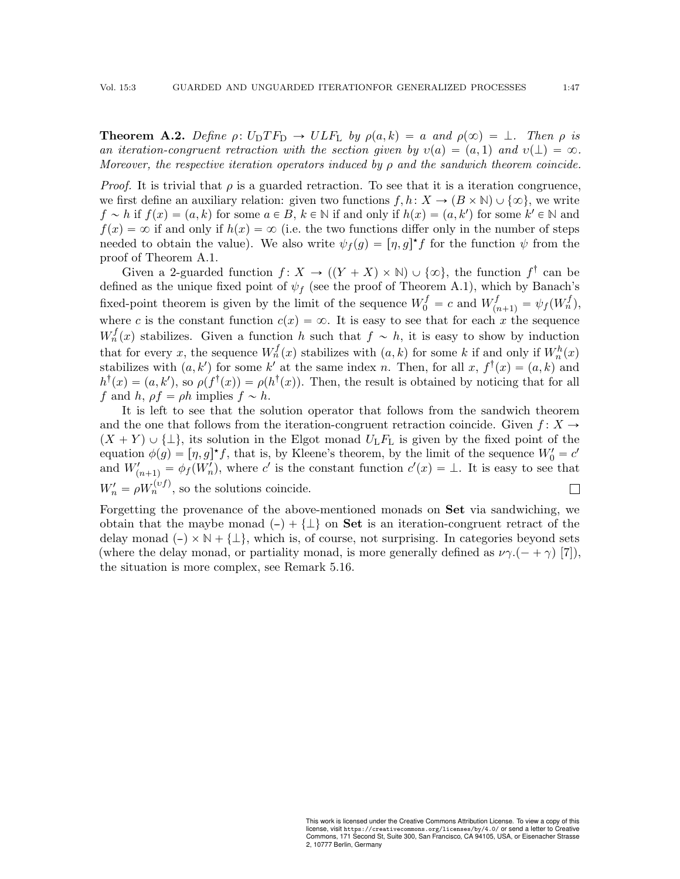**Theorem A.2.** *Define $\rho\colon U_{\mathrm{D}}TF_{\mathrm{D}} \to ULF_{\mathrm{L}}$ by $\rho(a,k) = a$ and $\rho(\infty) = \bot$. Then $\rho$ is an iteration-congruent retraction with the section given by $\upsilon(a) = (a,1)$ and $\upsilon(\bot) = \infty$. Moreover, the respective iteration operators induced by $\rho$ and the sandwich theorem coincide.*

*Proof.* It is trivial that $\rho$ is a guarded retraction. To see that it is a iteration congruence, we first define an auxiliary relation: given two functions $f, h\colon X \to (B \times \mathbb{N}) \cup \{\infty\}$, we write $f \sim h$ if $f(x) = (a,k)$ for some $a \in B$, $k \in \mathbb{N}$ if and only if $h(x) = (a,k')$ for some $k' \in \mathbb{N}$ and $f(x) = \infty$ if and only if $h(x) = \infty$ (i.e. the two functions differ only in the number of steps needed to obtain the value). We also write $\psi_f(g) = [\eta, g]^\star f$ for the function $\psi$ from the proof of Theorem A.1.

Given a 2-guarded function $f\colon X \to ((Y + X) \times \mathbb{N}) \cup \{\infty\}$, the function $f^\dagger$ can be defined as the unique fixed point of $\psi_f$ (see the proof of Theorem A.1), which by Banach's fixed-point theorem is given by the limit of the sequence $W_0^f = c$ and $W_{(n+1)}^f = \psi_f(W_n^f)$, where $c$ is the constant function $c(x) = \infty$. It is easy to see that for each $x$ the sequence $W_n^f(x)$ stabilizes. Given a function $h$ such that $f \sim h$, it is easy to show by induction that for every $x$, the sequence $W_n^f(x)$ stabilizes with $(a,k)$ for some $k$ if and only if $W_n^h(x)$ stabilizes with $(a,k')$ for some $k'$ at the same index $n$. Then, for all $x$, $f^\dagger(x) = (a,k)$ and $h^\dagger(x) = (a,k')$, so $\rho(f^\dagger(x)) = \rho(h^\dagger(x))$. Then, the result is obtained by noticing that for all $f$ and $h$, $\rho f = \rho h$ implies $f \sim h$.

It is left to see that the solution operator that follows from the sandwich theorem and the one that follows from the iteration-congruent retraction coincide. Given $f\colon X \to (X + Y) \cup \{\bot\}$, its solution in the Elgot monad $U_{\mathrm{L}}F_{\mathrm{L}}$ is given by the fixed point of the equation $\phi(g) = [\eta, g]^\star f$, that is, by Kleene's theorem, by the limit of the sequence $W'_0 = c'$ and $W'_{(n+1)} = \phi_f(W'_n)$, where $c'$ is the constant function $c'(x) = \bot$. It is easy to see that $W'_n = \rho W_n^{(\upsilon f)}$, so the solutions coincide. ∎

Forgetting the provenance of the above-mentioned monads on **Set** via sandwiching, we obtain that the maybe monad $(\text{–}) + \{\bot\}$ on **Set** is an iteration-congruent retract of the delay monad $(\text{–}) \times \mathbb{N} + \{\bot\}$, which is, of course, not surprising. In categories beyond sets (where the delay monad, or partiality monad, is more generally defined as $\nu\gamma.(- + \gamma)$ [7]), the situation is more complex, see Remark 5.16.

This work is licensed under the Creative Commons Attribution License. To view a copy of this license, visit https://creativecommons.org/licenses/by/4.0/ or send a letter to Creative Commons, 171 Second St, Suite 300, San Francisco, CA 94105, USA, or Eisenacher Strasse 2, 10777 Berlin, Germany